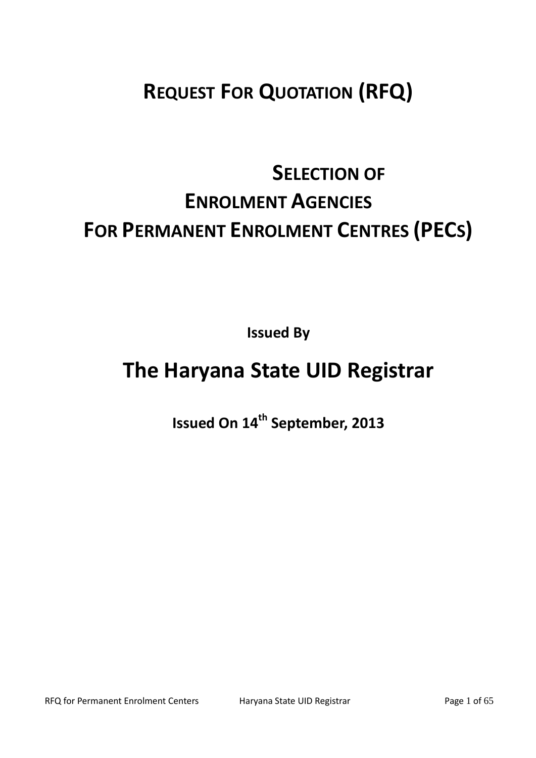# REQUEST FOR QUOTATION (RFQ)

# SELECTION OF ENROLMENT AGENCIES FOR PERMANENT ENROLMENT CENTRES (PECS)

**Issued By**

## The Haryana State UID Registrar

**Issued On 14th September, 2013**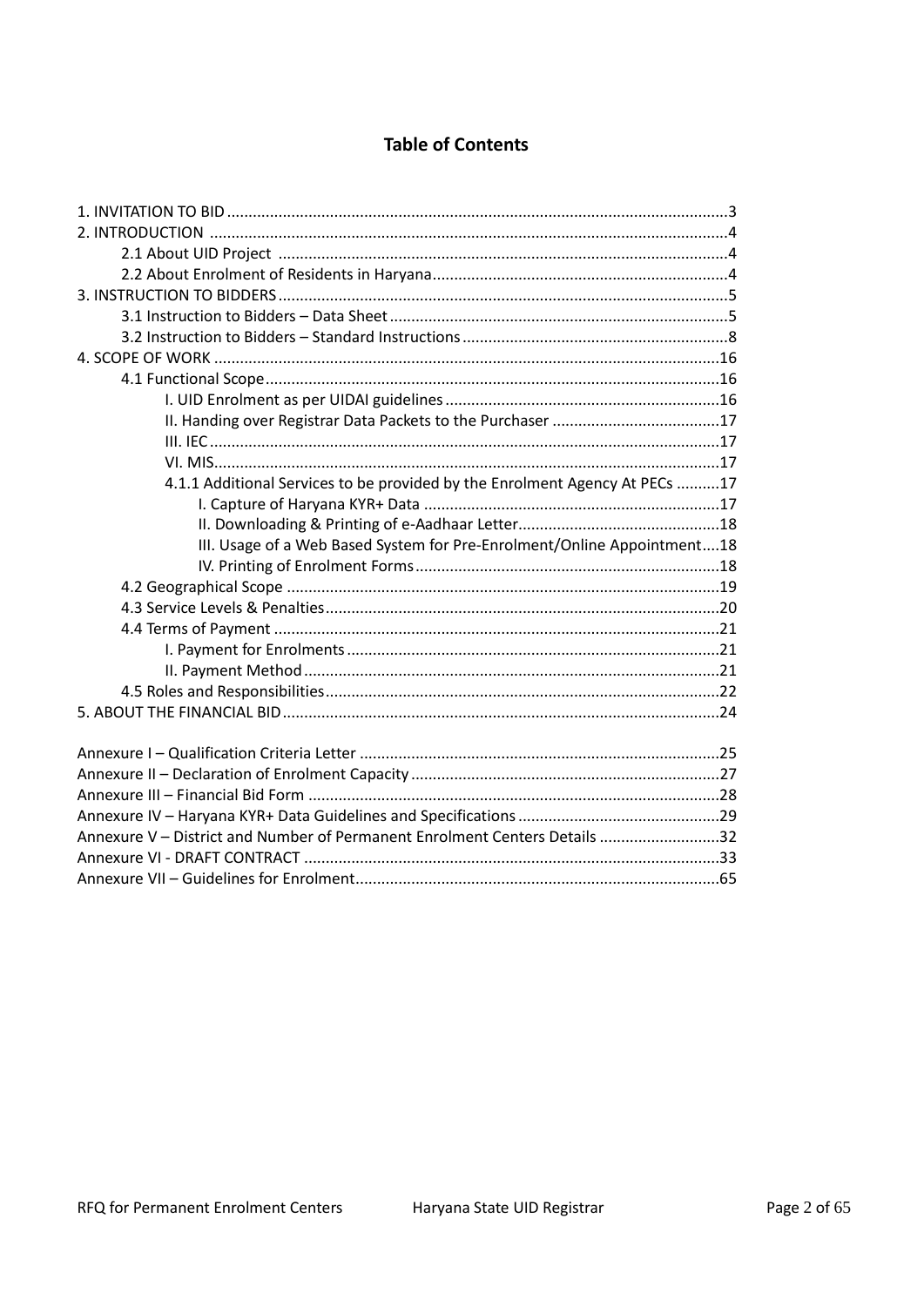# Table of Contents

1. INVITATION TO BID ..... 3
2. INTRODUCTION ..... 4
    - 2.1 About UID Project ..... 4
    - 2.2 About Enrolment of Residents in Haryana ..... 4
3. INSTRUCTION TO BIDDERS ..... 5
    - 3.1 Instruction to Bidders – Data Sheet ..... 5
    - 3.2 Instruction to Bidders – Standard Instructions ..... 8
4. SCOPE OF WORK ..... 16
    - 4.1 Functional Scope ..... 16
        - I. UID Enrolment as per UIDAI guidelines ..... 16
        - II. Handing over Registrar Data Packets to the Purchaser ..... 17
        - III. IEC ..... 17
        - VI. MIS ..... 17
        - 4.1.1 Additional Services to be provided by the Enrolment Agency At PECs ..... 17
            - I. Capture of Haryana KYR+ Data ..... 17
            - II. Downloading & Printing of e-Aadhaar Letter ..... 18
            - III. Usage of a Web Based System for Pre-Enrolment/Online Appointment ..... 18
            - IV. Printing of Enrolment Forms ..... 18
    - 4.2 Geographical Scope ..... 19
    - 4.3 Service Levels & Penalties ..... 20
    - 4.4 Terms of Payment ..... 21
        - I. Payment for Enrolments ..... 21
        - II. Payment Method ..... 21
    - 4.5 Roles and Responsibilities ..... 22
5. ABOUT THE FINANCIAL BID ..... 24

Annexure I – Qualification Criteria Letter ..... 25
Annexure II – Declaration of Enrolment Capacity ..... 27
Annexure III – Financial Bid Form ..... 28
Annexure IV – Haryana KYR+ Data Guidelines and Specifications ..... 29
Annexure V – District and Number of Permanent Enrolment Centers Details ..... 32
Annexure VI - DRAFT CONTRACT ..... 33
Annexure VII – Guidelines for Enrolment ..... 65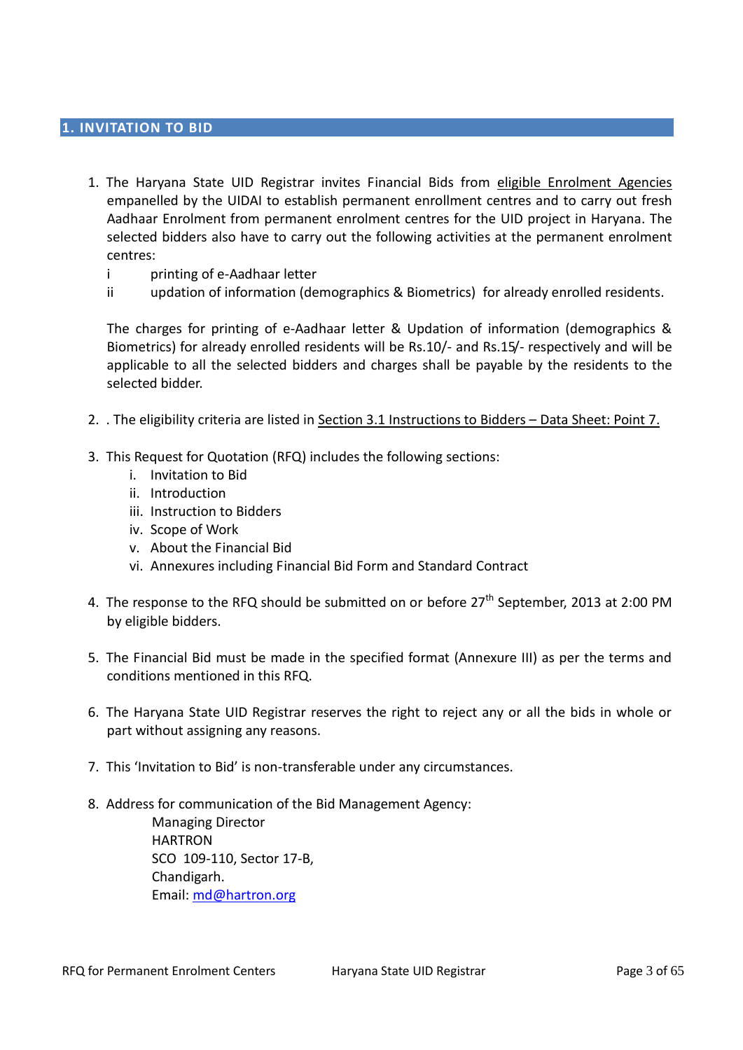# 1. INVITATION TO BID

1. The Haryana State UID Registrar invites Financial Bids from eligible Enrolment Agencies empanelled by the UIDAI to establish permanent enrollment centres and to carry out fresh Aadhaar Enrolment from permanent enrolment centres for the UID project in Haryana. The selected bidders also have to carry out the following activities at the permanent enrolment centres:
   - i printing of e-Aadhaar letter
   - ii updation of information (demographics & Biometrics) for already enrolled residents.

   The charges for printing of e-Aadhaar letter & Updation of information (demographics & Biometrics) for already enrolled residents will be Rs.10/- and Rs.15/- respectively and will be applicable to all the selected bidders and charges shall be payable by the residents to the selected bidder.

2. . The eligibility criteria are listed in Section 3.1 Instructions to Bidders – Data Sheet: Point 7.

3. This Request for Quotation (RFQ) includes the following sections:
   1. Invitation to Bid
   2. Introduction
   3. Instruction to Bidders
   4. Scope of Work
   5. About the Financial Bid
   6. Annexures including Financial Bid Form and Standard Contract

4. The response to the RFQ should be submitted on or before 27th September, 2013 at 2:00 PM by eligible bidders.

5. The Financial Bid must be made in the specified format (Annexure III) as per the terms and conditions mentioned in this RFQ.

6. The Haryana State UID Registrar reserves the right to reject any or all the bids in whole or part without assigning any reasons.

7. This 'Invitation to Bid' is non-transferable under any circumstances.

8. Address for communication of the Bid Management Agency:

   Managing Director  
   HARTRON  
   SCO 109-110, Sector 17-B,  
   Chandigarh.  
   Email: md@hartron.org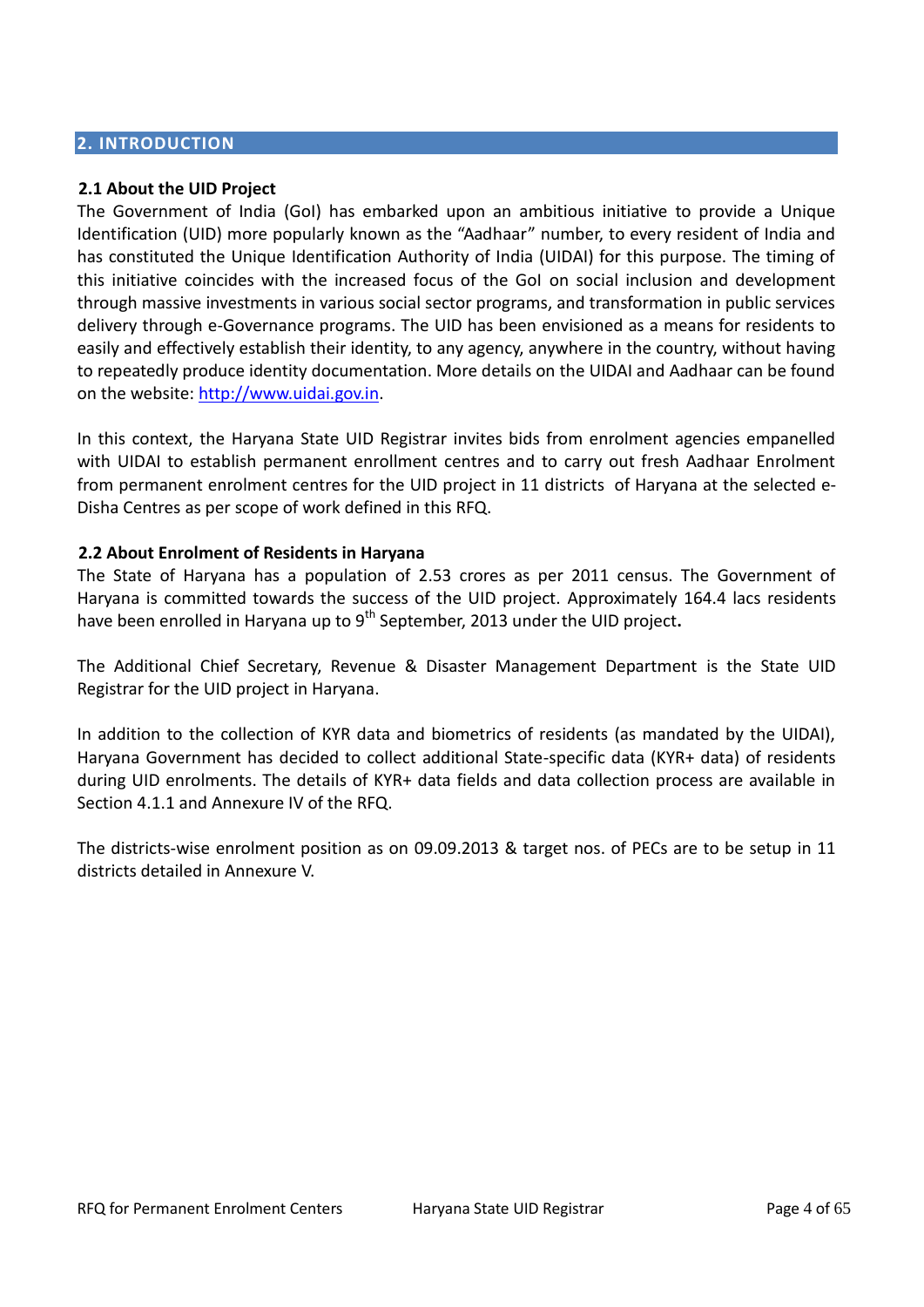## 2. INTRODUCTION

### 2.1 About the UID Project

The Government of India (GoI) has embarked upon an ambitious initiative to provide a Unique Identification (UID) more popularly known as the “Aadhaar” number, to every resident of India and has constituted the Unique Identification Authority of India (UIDAI) for this purpose. The timing of this initiative coincides with the increased focus of the GoI on social inclusion and development through massive investments in various social sector programs, and transformation in public services delivery through e-Governance programs. The UID has been envisioned as a means for residents to easily and effectively establish their identity, to any agency, anywhere in the country, without having to repeatedly produce identity documentation. More details on the UIDAI and Aadhaar can be found on the website: http://www.uidai.gov.in.

In this context, the Haryana State UID Registrar invites bids from enrolment agencies empanelled with UIDAI to establish permanent enrollment centres and to carry out fresh Aadhaar Enrolment from permanent enrolment centres for the UID project in 11 districts of Haryana at the selected e-Disha Centres as per scope of work defined in this RFQ.

### 2.2 About Enrolment of Residents in Haryana

The State of Haryana has a population of 2.53 crores as per 2011 census. The Government of Haryana is committed towards the success of the UID project. Approximately 164.4 lacs residents have been enrolled in Haryana up to 9th September, 2013 under the UID project.

The Additional Chief Secretary, Revenue & Disaster Management Department is the State UID Registrar for the UID project in Haryana.

In addition to the collection of KYR data and biometrics of residents (as mandated by the UIDAI), Haryana Government has decided to collect additional State-specific data (KYR+ data) of residents during UID enrolments. The details of KYR+ data fields and data collection process are available in Section 4.1.1 and Annexure IV of the RFQ.

The districts-wise enrolment position as on 09.09.2013 & target nos. of PECs are to be setup in 11 districts detailed in Annexure V.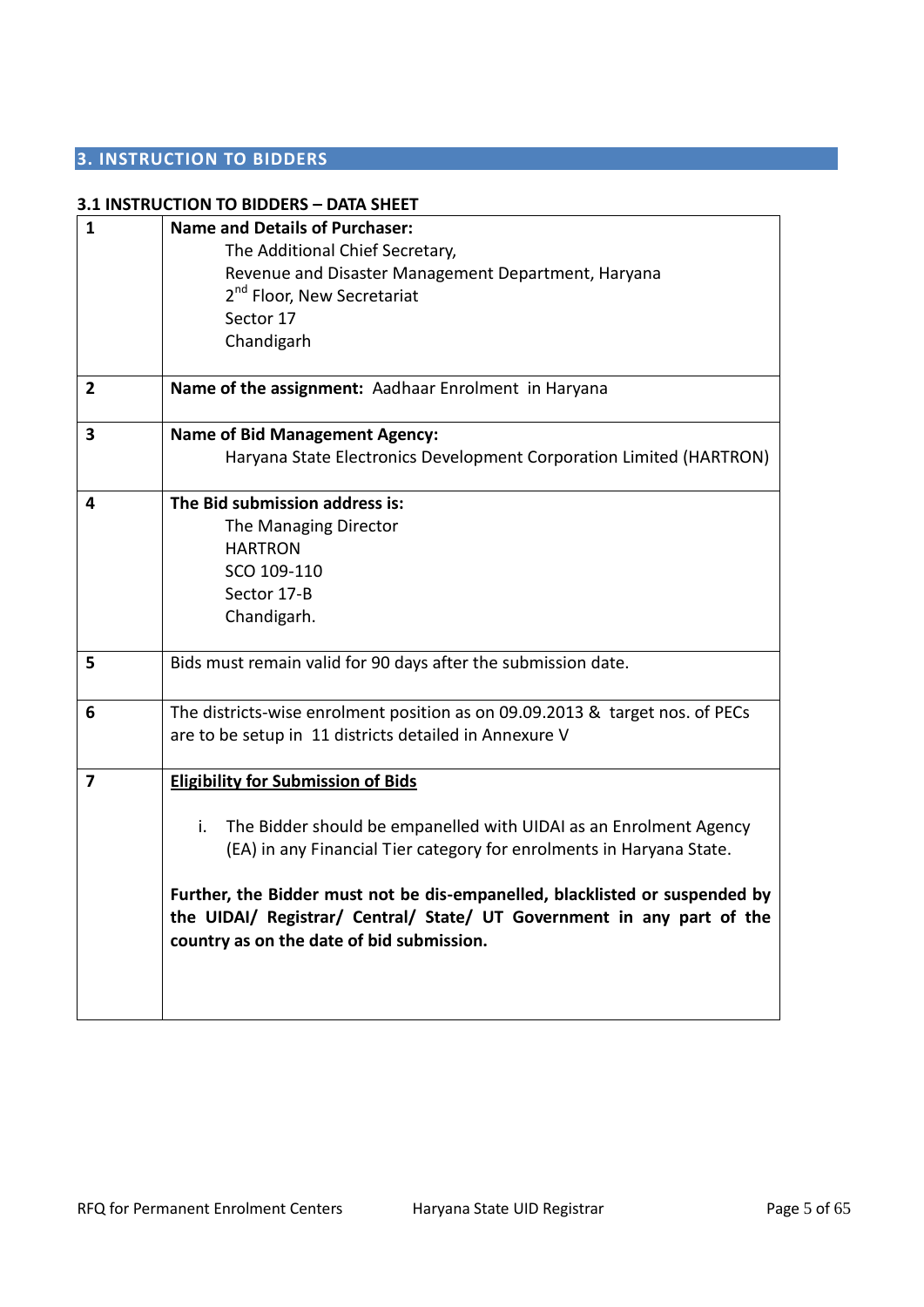## 3. INSTRUCTION TO BIDDERS

### 3.1 INSTRUCTION TO BIDDERS – DATA SHEET

| | |
|---|---|
| 1 | **Name and Details of Purchaser:**<br>The Additional Chief Secretary,<br>Revenue and Disaster Management Department, Haryana<br>2nd Floor, New Secretariat<br>Sector 17<br>Chandigarh |
| 2 | **Name of the assignment:** Aadhaar Enrolment in Haryana |
| 3 | **Name of Bid Management Agency:**<br>Haryana State Electronics Development Corporation Limited (HARTRON) |
| 4 | **The Bid submission address is:**<br>The Managing Director<br>HARTRON<br>SCO 109-110<br>Sector 17-B<br>Chandigarh. |
| 5 | Bids must remain valid for 90 days after the submission date. |
| 6 | The districts-wise enrolment position as on 09.09.2013 & target nos. of PECs are to be setup in 11 districts detailed in Annexure V |
| 7 | **<u>Eligibility for Submission of Bids</u>**<br><br>i. The Bidder should be empanelled with UIDAI as an Enrolment Agency (EA) in any Financial Tier category for enrolments in Haryana State.<br><br>**Further, the Bidder must not be dis-empanelled, blacklisted or suspended by the UIDAI/ Registrar/ Central/ State/ UT Government in any part of the country as on the date of bid submission.** |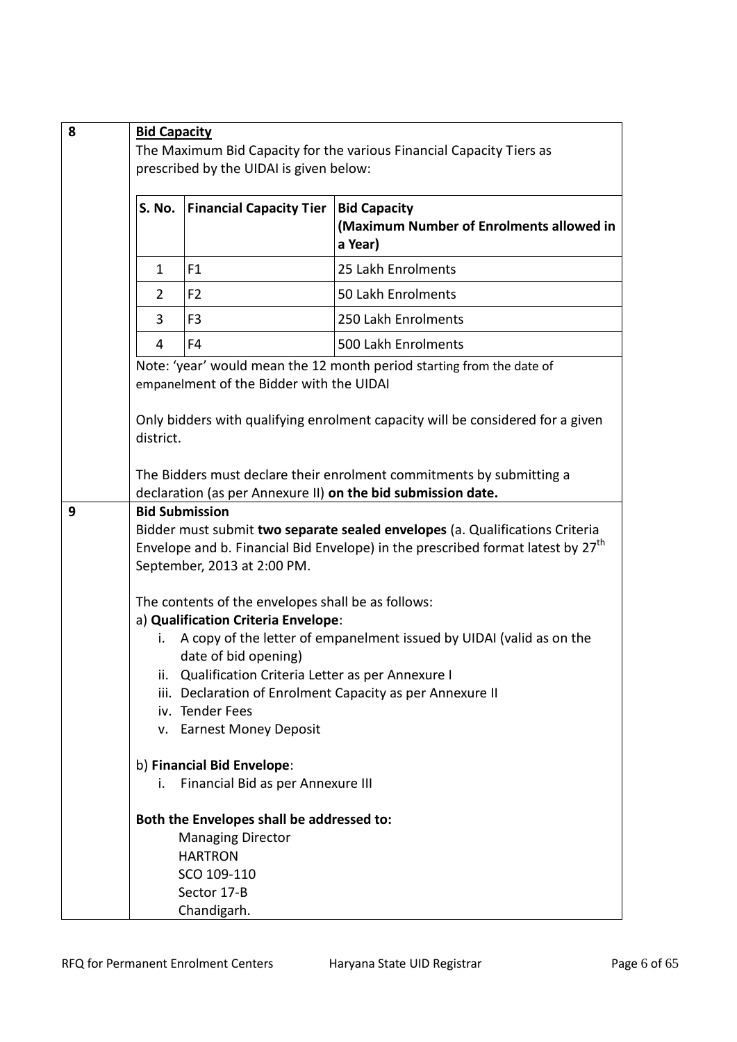**8**

**Bid Capacity**

The Maximum Bid Capacity for the various Financial Capacity Tiers as prescribed by the UIDAI is given below:

| S. No. | Financial Capacity Tier | Bid Capacity (Maximum Number of Enrolments allowed in a Year) |
|---|---|---|
| 1 | F1 | 25 Lakh Enrolments |
| 2 | F2 | 50 Lakh Enrolments |
| 3 | F3 | 250 Lakh Enrolments |
| 4 | F4 | 500 Lakh Enrolments |

Note: 'year' would mean the 12 month period starting from the date of empanelment of the Bidder with the UIDAI

Only bidders with qualifying enrolment capacity will be considered for a given district.

The Bidders must declare their enrolment commitments by submitting a declaration (as per Annexure II) **on the bid submission date.**

**9**

**Bid Submission**

Bidder must submit **two separate sealed envelopes** (a. Qualifications Criteria Envelope and b. Financial Bid Envelope) in the prescribed format latest by 27th September, 2013 at 2:00 PM.

The contents of the envelopes shall be as follows:

a) **Qualification Criteria Envelope**:

i. A copy of the letter of empanelment issued by UIDAI (valid as on the date of bid opening)
ii. Qualification Criteria Letter as per Annexure I
iii. Declaration of Enrolment Capacity as per Annexure II
iv. Tender Fees
v. Earnest Money Deposit

b) **Financial Bid Envelope**:

i. Financial Bid as per Annexure III

**Both the Envelopes shall be addressed to:**

Managing Director
HARTRON
SCO 109-110
Sector 17-B
Chandigarh.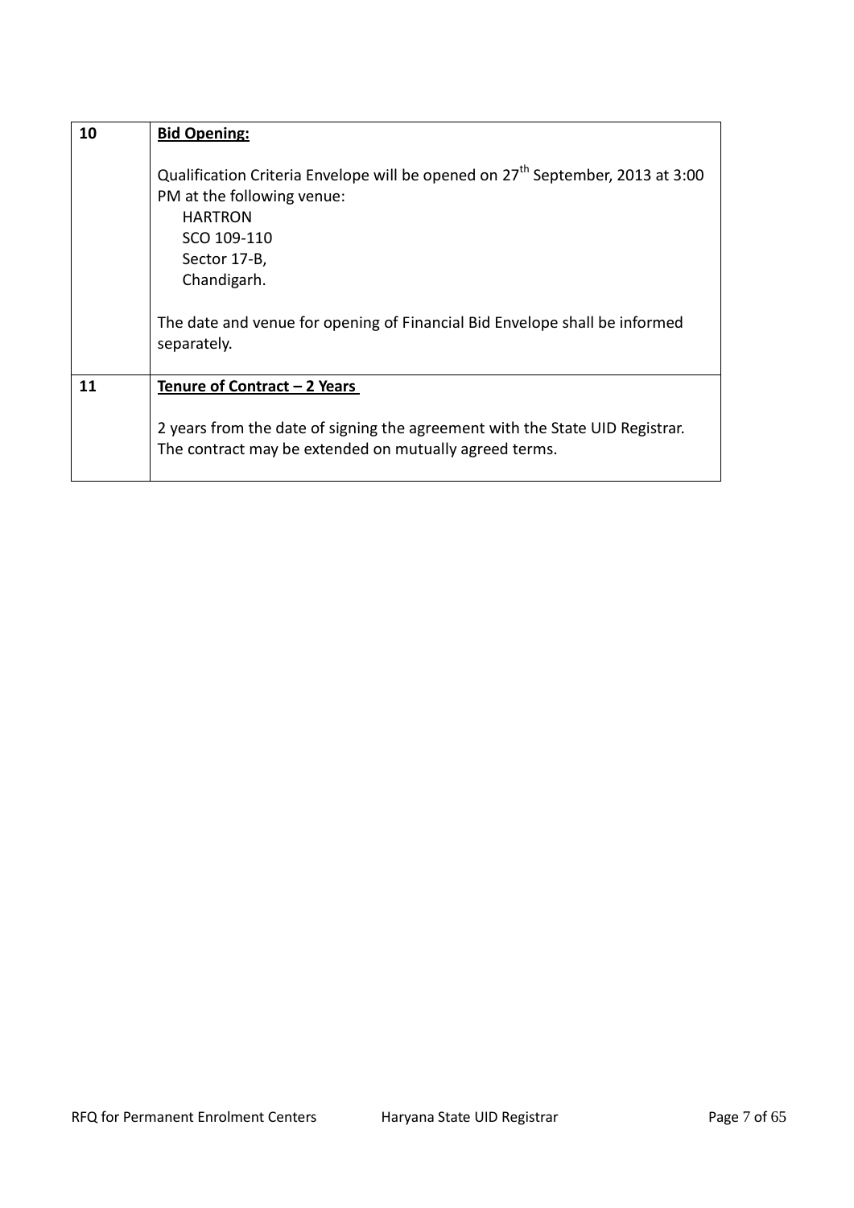| 10 | **Bid Opening:**<br><br>Qualification Criteria Envelope will be opened on 27th September, 2013 at 3:00 PM at the following venue:<br>HARTRON<br>SCO 109-110<br>Sector 17-B,<br>Chandigarh.<br><br>The date and venue for opening of Financial Bid Envelope shall be informed separately. |
|---|---|
| 11 | **Tenure of Contract – 2 Years**<br><br>2 years from the date of signing the agreement with the State UID Registrar. The contract may be extended on mutually agreed terms. |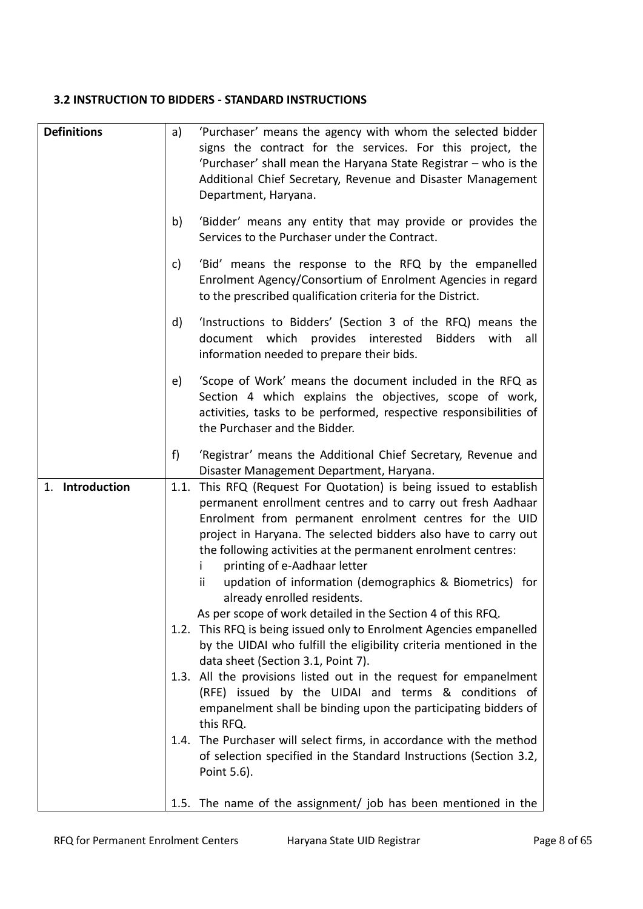### 3.2 INSTRUCTION TO BIDDERS - STANDARD INSTRUCTIONS

| | |
|---|---|
| **Definitions** | a) 'Purchaser' means the agency with whom the selected bidder signs the contract for the services. For this project, the 'Purchaser' shall mean the Haryana State Registrar – who is the Additional Chief Secretary, Revenue and Disaster Management Department, Haryana.<br><br>b) 'Bidder' means any entity that may provide or provides the Services to the Purchaser under the Contract.<br><br>c) 'Bid' means the response to the RFQ by the empanelled Enrolment Agency/Consortium of Enrolment Agencies in regard to the prescribed qualification criteria for the District.<br><br>d) 'Instructions to Bidders' (Section 3 of the RFQ) means the document which provides interested Bidders with all information needed to prepare their bids.<br><br>e) 'Scope of Work' means the document included in the RFQ as Section 4 which explains the objectives, scope of work, activities, tasks to be performed, respective responsibilities of the Purchaser and the Bidder.<br><br>f) 'Registrar' means the Additional Chief Secretary, Revenue and Disaster Management Department, Haryana. |
| 1. **Introduction** | 1.1. This RFQ (Request For Quotation) is being issued to establish permanent enrollment centres and to carry out fresh Aadhaar Enrolment from permanent enrolment centres for the UID project in Haryana. The selected bidders also have to carry out the following activities at the permanent enrolment centres:<br>i printing of e-Aadhaar letter<br>ii updation of information (demographics & Biometrics) for already enrolled residents.<br>As per scope of work detailed in the Section 4 of this RFQ.<br>1.2. This RFQ is being issued only to Enrolment Agencies empanelled by the UIDAI who fulfill the eligibility criteria mentioned in the data sheet (Section 3.1, Point 7).<br>1.3. All the provisions listed out in the request for empanelment (RFE) issued by the UIDAI and terms & conditions of empanelment shall be binding upon the participating bidders of this RFQ.<br>1.4. The Purchaser will select firms, in accordance with the method of selection specified in the Standard Instructions (Section 3.2, Point 5.6).<br><br>1.5. The name of the assignment/ job has been mentioned in the |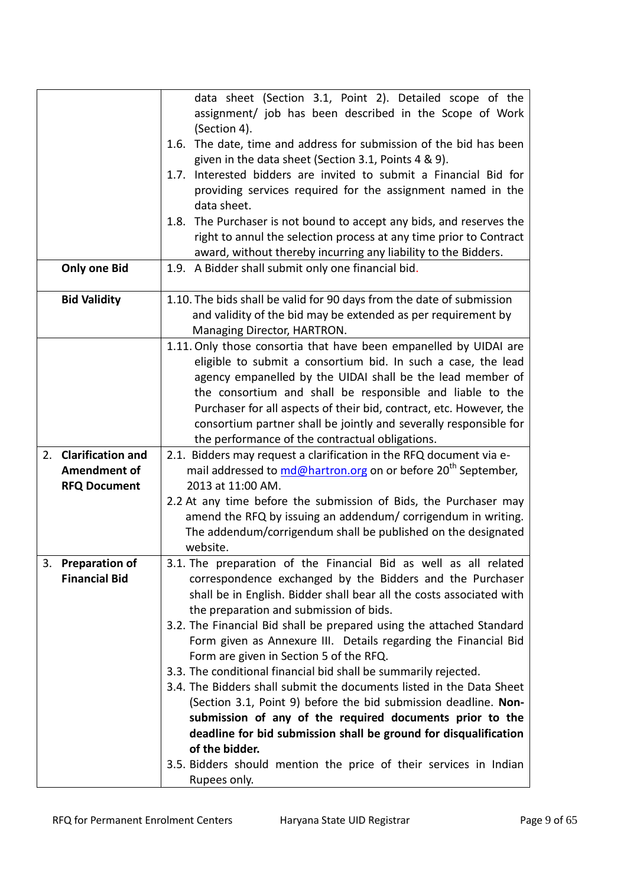| | |
|---|---|
| | data sheet (Section 3.1, Point 2). Detailed scope of the assignment/ job has been described in the Scope of Work (Section 4).<br>1.6. The date, time and address for submission of the bid has been given in the data sheet (Section 3.1, Points 4 & 9).<br>1.7. Interested bidders are invited to submit a Financial Bid for providing services required for the assignment named in the data sheet.<br>1.8. The Purchaser is not bound to accept any bids, and reserves the right to annul the selection process at any time prior to Contract award, without thereby incurring any liability to the Bidders. |
| **Only one Bid** | 1.9. A Bidder shall submit only one financial bid. |
| **Bid Validity** | 1.10. The bids shall be valid for 90 days from the date of submission and validity of the bid may be extended as per requirement by Managing Director, HARTRON. |
| | 1.11. Only those consortia that have been empanelled by UIDAI are eligible to submit a consortium bid. In such a case, the lead agency empanelled by the UIDAI shall be the lead member of the consortium and shall be responsible and liable to the Purchaser for all aspects of their bid, contract, etc. However, the consortium partner shall be jointly and severally responsible for the performance of the contractual obligations. |
| 2. **Clarification and Amendment of RFQ Document** | 2.1. Bidders may request a clarification in the RFQ document via e-mail addressed to md@hartron.org on or before 20th September, 2013 at 11:00 AM.<br>2.2 At any time before the submission of Bids, the Purchaser may amend the RFQ by issuing an addendum/ corrigendum in writing. The addendum/corrigendum shall be published on the designated website. |
| 3. **Preparation of Financial Bid** | 3.1. The preparation of the Financial Bid as well as all related correspondence exchanged by the Bidders and the Purchaser shall be in English. Bidder shall bear all the costs associated with the preparation and submission of bids.<br>3.2. The Financial Bid shall be prepared using the attached Standard Form given as Annexure III. Details regarding the Financial Bid Form are given in Section 5 of the RFQ.<br>3.3. The conditional financial bid shall be summarily rejected.<br>3.4. The Bidders shall submit the documents listed in the Data Sheet (Section 3.1, Point 9) before the bid submission deadline. **Non-submission of any of the required documents prior to the deadline for bid submission shall be ground for disqualification of the bidder.**<br>3.5. Bidders should mention the price of their services in Indian Rupees only. |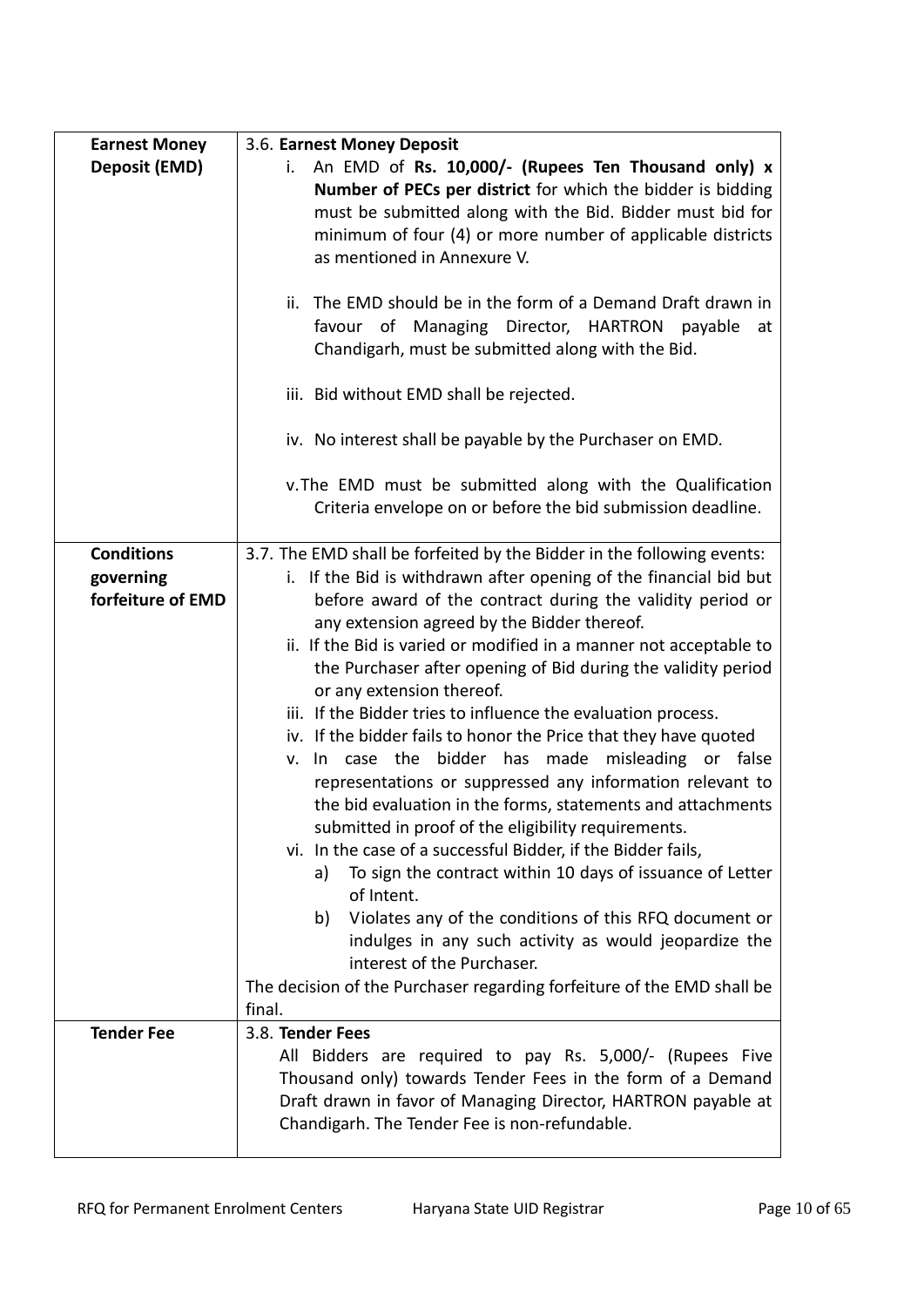| | |
|---|---|
| **Earnest Money Deposit (EMD)** | 3.6. **Earnest Money Deposit**<br>i. An EMD of **Rs. 10,000/- (Rupees Ten Thousand only) x Number of PECs per district** for which the bidder is bidding must be submitted along with the Bid. Bidder must bid for minimum of four (4) or more number of applicable districts as mentioned in Annexure V.<br>ii. The EMD should be in the form of a Demand Draft drawn in favour of Managing Director, HARTRON payable at Chandigarh, must be submitted along with the Bid.<br>iii. Bid without EMD shall be rejected.<br>iv. No interest shall be payable by the Purchaser on EMD.<br>v. The EMD must be submitted along with the Qualification Criteria envelope on or before the bid submission deadline. |
| **Conditions governing forfeiture of EMD** | 3.7. The EMD shall be forfeited by the Bidder in the following events:<br>i. If the Bid is withdrawn after opening of the financial bid but before award of the contract during the validity period or any extension agreed by the Bidder thereof.<br>ii. If the Bid is varied or modified in a manner not acceptable to the Purchaser after opening of Bid during the validity period or any extension thereof.<br>iii. If the Bidder tries to influence the evaluation process.<br>iv. If the bidder fails to honor the Price that they have quoted<br>v. In case the bidder has made misleading or false representations or suppressed any information relevant to the bid evaluation in the forms, statements and attachments submitted in proof of the eligibility requirements.<br>vi. In the case of a successful Bidder, if the Bidder fails,<br>a) To sign the contract within 10 days of issuance of Letter of Intent.<br>b) Violates any of the conditions of this RFQ document or indulges in any such activity as would jeopardize the interest of the Purchaser.<br>The decision of the Purchaser regarding forfeiture of the EMD shall be final. |
| **Tender Fee** | 3.8. **Tender Fees**<br>All Bidders are required to pay Rs. 5,000/- (Rupees Five Thousand only) towards Tender Fees in the form of a Demand Draft drawn in favor of Managing Director, HARTRON payable at Chandigarh. The Tender Fee is non-refundable. |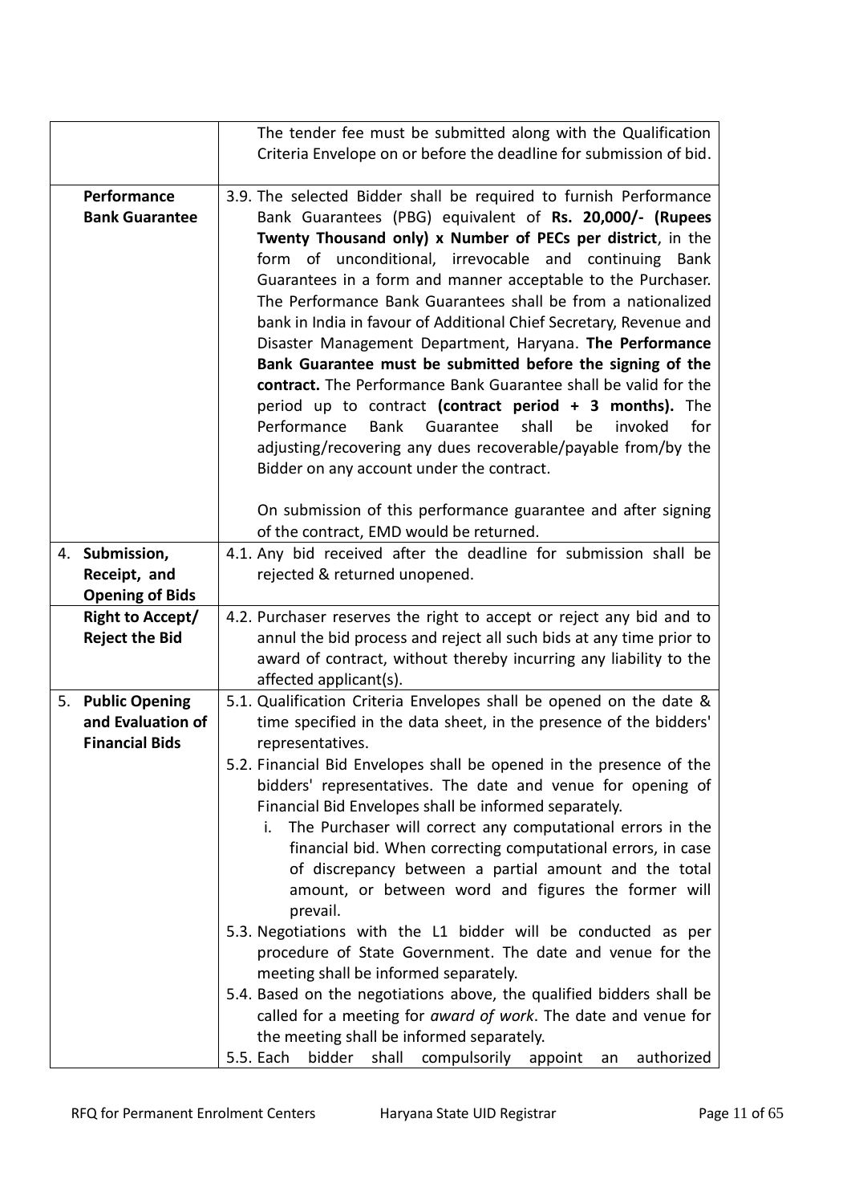| | |
|---|---|
| | The tender fee must be submitted along with the Qualification Criteria Envelope on or before the deadline for submission of bid. |
| **Performance Bank Guarantee** | 3.9. The selected Bidder shall be required to furnish Performance Bank Guarantees (PBG) equivalent of **Rs. 20,000/- (Rupees Twenty Thousand only) x Number of PECs per district**, in the form of unconditional, irrevocable and continuing Bank Guarantees in a form and manner acceptable to the Purchaser. The Performance Bank Guarantees shall be from a nationalized bank in India in favour of Additional Chief Secretary, Revenue and Disaster Management Department, Haryana. **The Performance Bank Guarantee must be submitted before the signing of the contract.** The Performance Bank Guarantee shall be valid for the period up to contract **(contract period + 3 months).** The Performance Bank Guarantee shall be invoked for adjusting/recovering any dues recoverable/payable from/by the Bidder on any account under the contract.<br><br>On submission of this performance guarantee and after signing of the contract, EMD would be returned. |
| 4. **Submission, Receipt, and Opening of Bids** | 4.1. Any bid received after the deadline for submission shall be rejected & returned unopened. |
| **Right to Accept/ Reject the Bid** | 4.2. Purchaser reserves the right to accept or reject any bid and to annul the bid process and reject all such bids at any time prior to award of contract, without thereby incurring any liability to the affected applicant(s). |
| 5. **Public Opening and Evaluation of Financial Bids** | 5.1. Qualification Criteria Envelopes shall be opened on the date & time specified in the data sheet, in the presence of the bidders' representatives.<br>5.2. Financial Bid Envelopes shall be opened in the presence of the bidders' representatives. The date and venue for opening of Financial Bid Envelopes shall be informed separately.<br>i. The Purchaser will correct any computational errors in the financial bid. When correcting computational errors, in case of discrepancy between a partial amount and the total amount, or between word and figures the former will prevail.<br>5.3. Negotiations with the L1 bidder will be conducted as per procedure of State Government. The date and venue for the meeting shall be informed separately.<br>5.4. Based on the negotiations above, the qualified bidders shall be called for a meeting for *award of work*. The date and venue for the meeting shall be informed separately.<br>5.5. Each bidder shall compulsorily appoint an authorized |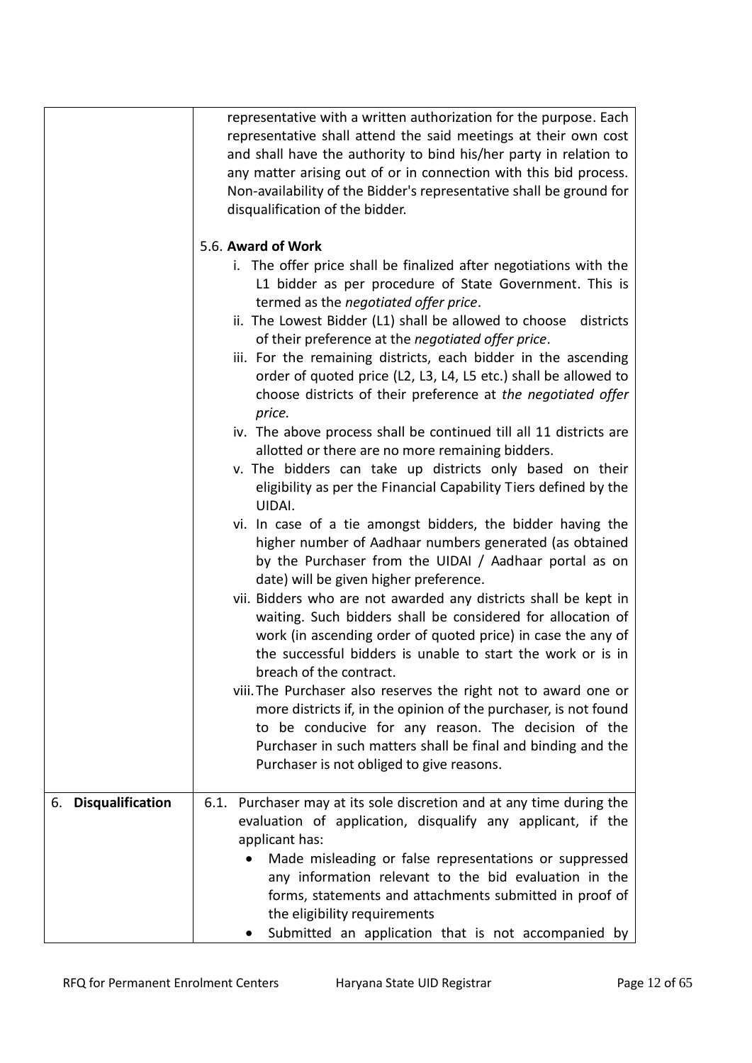| | |
|---|---|
| | representative with a written authorization for the purpose. Each representative shall attend the said meetings at their own cost and shall have the authority to bind his/her party in relation to any matter arising out of or in connection with this bid process. Non-availability of the Bidder's representative shall be ground for disqualification of the bidder.<br><br>5.6. **Award of Work**<br>i. The offer price shall be finalized after negotiations with the L1 bidder as per procedure of State Government. This is termed as the *negotiated offer price*.<br>ii. The Lowest Bidder (L1) shall be allowed to choose districts of their preference at the *negotiated offer price*.<br>iii. For the remaining districts, each bidder in the ascending order of quoted price (L2, L3, L4, L5 etc.) shall be allowed to choose districts of their preference at *the negotiated offer price.*<br>iv. The above process shall be continued till all 11 districts are allotted or there are no more remaining bidders.<br>v. The bidders can take up districts only based on their eligibility as per the Financial Capability Tiers defined by the UIDAI.<br>vi. In case of a tie amongst bidders, the bidder having the higher number of Aadhaar numbers generated (as obtained by the Purchaser from the UIDAI / Aadhaar portal as on date) will be given higher preference.<br>vii. Bidders who are not awarded any districts shall be kept in waiting. Such bidders shall be considered for allocation of work (in ascending order of quoted price) in case the any of the successful bidders is unable to start the work or is in breach of the contract.<br>viii. The Purchaser also reserves the right not to award one or more districts if, in the opinion of the purchaser, is not found to be conducive for any reason. The decision of the Purchaser in such matters shall be final and binding and the Purchaser is not obliged to give reasons. |
| 6. **Disqualification** | 6.1. Purchaser may at its sole discretion and at any time during the evaluation of application, disqualify any applicant, if the applicant has:<br>• Made misleading or false representations or suppressed any information relevant to the bid evaluation in the forms, statements and attachments submitted in proof of the eligibility requirements<br>• Submitted an application that is not accompanied by |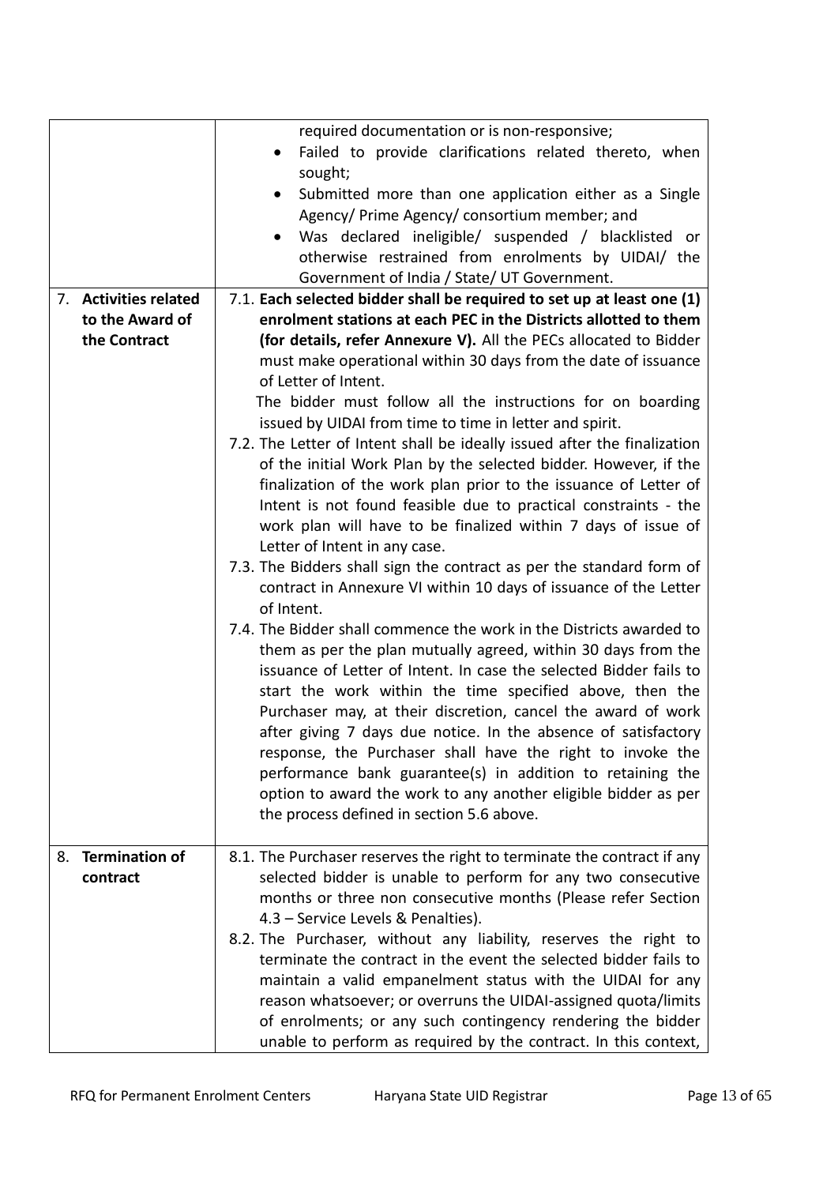| | |
|---|---|
| | required documentation or is non-responsive;<br>• Failed to provide clarifications related thereto, when sought;<br>• Submitted more than one application either as a Single Agency/ Prime Agency/ consortium member; and<br>• Was declared ineligible/ suspended / blacklisted or otherwise restrained from enrolments by UIDAI/ the Government of India / State/ UT Government. |
| 7. **Activities related to the Award of the Contract** | 7.1. **Each selected bidder shall be required to set up at least one (1) enrolment stations at each PEC in the Districts allotted to them (for details, refer Annexure V).** All the PECs allocated to Bidder must make operational within 30 days from the date of issuance of Letter of Intent.<br>The bidder must follow all the instructions for on boarding issued by UIDAI from time to time in letter and spirit.<br>7.2. The Letter of Intent shall be ideally issued after the finalization of the initial Work Plan by the selected bidder. However, if the finalization of the work plan prior to the issuance of Letter of Intent is not found feasible due to practical constraints - the work plan will have to be finalized within 7 days of issue of Letter of Intent in any case.<br>7.3. The Bidders shall sign the contract as per the standard form of contract in Annexure VI within 10 days of issuance of the Letter of Intent.<br>7.4. The Bidder shall commence the work in the Districts awarded to them as per the plan mutually agreed, within 30 days from the issuance of Letter of Intent. In case the selected Bidder fails to start the work within the time specified above, then the Purchaser may, at their discretion, cancel the award of work after giving 7 days due notice. In the absence of satisfactory response, the Purchaser shall have the right to invoke the performance bank guarantee(s) in addition to retaining the option to award the work to any another eligible bidder as per the process defined in section 5.6 above. |
| 8. **Termination of contract** | 8.1. The Purchaser reserves the right to terminate the contract if any selected bidder is unable to perform for any two consecutive months or three non consecutive months (Please refer Section 4.3 – Service Levels & Penalties).<br>8.2. The Purchaser, without any liability, reserves the right to terminate the contract in the event the selected bidder fails to maintain a valid empanelment status with the UIDAI for any reason whatsoever; or overruns the UIDAI-assigned quota/limits of enrolments; or any such contingency rendering the bidder unable to perform as required by the contract. In this context, |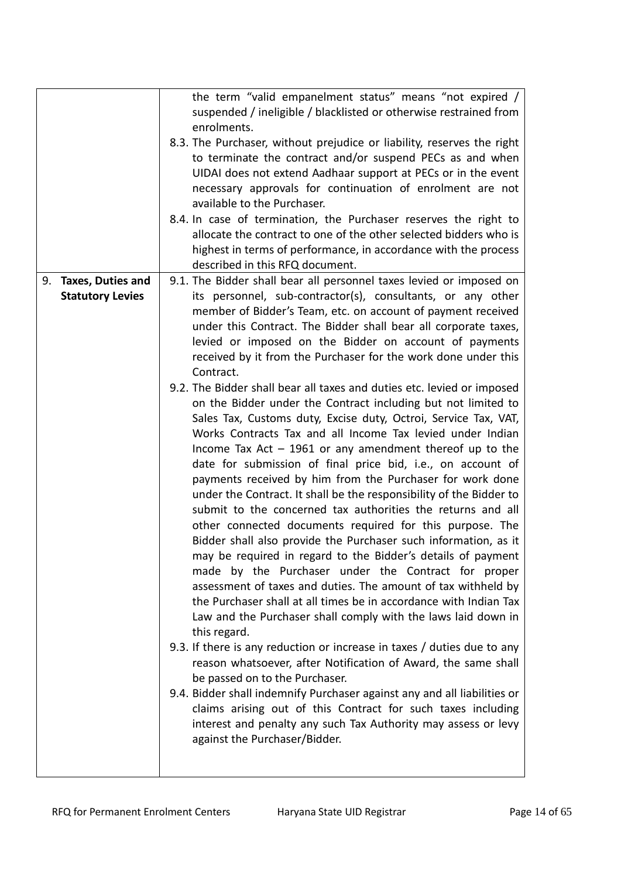| | |
|---|---|
| | the term "valid empanelment status" means "not expired / suspended / ineligible / blacklisted or otherwise restrained from enrolments.<br>8.3. The Purchaser, without prejudice or liability, reserves the right to terminate the contract and/or suspend PECs as and when UIDAI does not extend Aadhaar support at PECs or in the event necessary approvals for continuation of enrolment are not available to the Purchaser.<br>8.4. In case of termination, the Purchaser reserves the right to allocate the contract to one of the other selected bidders who is highest in terms of performance, in accordance with the process described in this RFQ document. |
| 9. **Taxes, Duties and Statutory Levies** | 9.1. The Bidder shall bear all personnel taxes levied or imposed on its personnel, sub-contractor(s), consultants, or any other member of Bidder's Team, etc. on account of payment received under this Contract. The Bidder shall bear all corporate taxes, levied or imposed on the Bidder on account of payments received by it from the Purchaser for the work done under this Contract.<br>9.2. The Bidder shall bear all taxes and duties etc. levied or imposed on the Bidder under the Contract including but not limited to Sales Tax, Customs duty, Excise duty, Octroi, Service Tax, VAT, Works Contracts Tax and all Income Tax levied under Indian Income Tax Act – 1961 or any amendment thereof up to the date for submission of final price bid, i.e., on account of payments received by him from the Purchaser for work done under the Contract. It shall be the responsibility of the Bidder to submit to the concerned tax authorities the returns and all other connected documents required for this purpose. The Bidder shall also provide the Purchaser such information, as it may be required in regard to the Bidder's details of payment made by the Purchaser under the Contract for proper assessment of taxes and duties. The amount of tax withheld by the Purchaser shall at all times be in accordance with Indian Tax Law and the Purchaser shall comply with the laws laid down in this regard.<br>9.3. If there is any reduction or increase in taxes / duties due to any reason whatsoever, after Notification of Award, the same shall be passed on to the Purchaser.<br>9.4. Bidder shall indemnify Purchaser against any and all liabilities or claims arising out of this Contract for such taxes including interest and penalty any such Tax Authority may assess or levy against the Purchaser/Bidder. |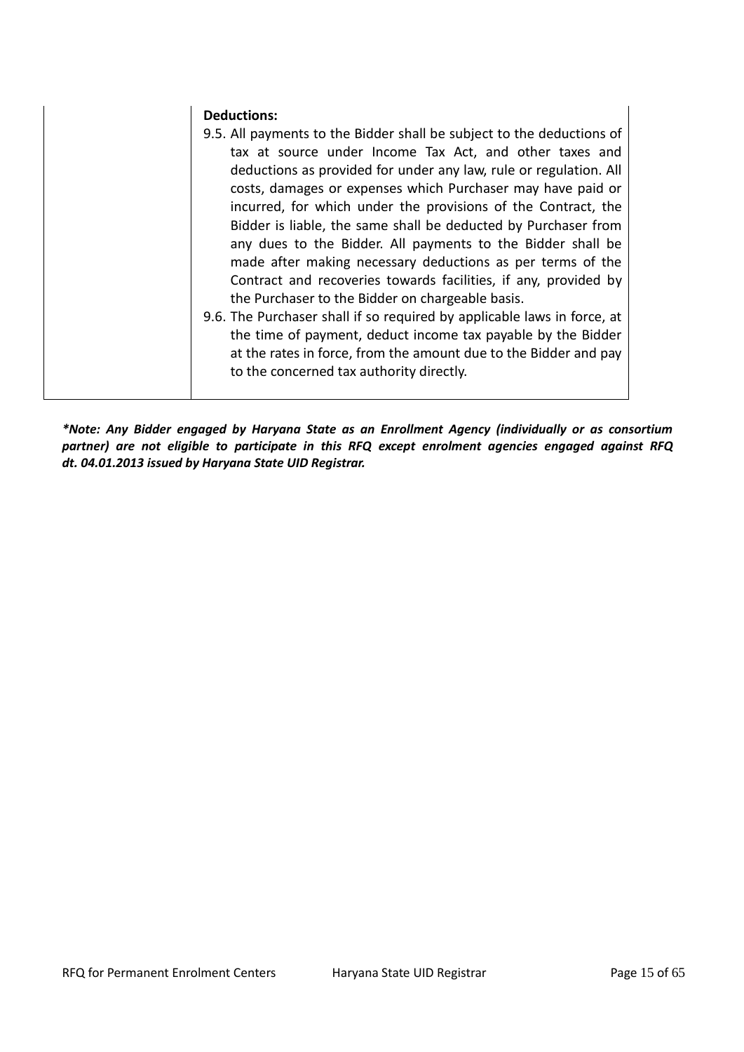| | **Deductions:**<br>9.5. All payments to the Bidder shall be subject to the deductions of tax at source under Income Tax Act, and other taxes and deductions as provided for under any law, rule or regulation. All costs, damages or expenses which Purchaser may have paid or incurred, for which under the provisions of the Contract, the Bidder is liable, the same shall be deducted by Purchaser from any dues to the Bidder. All payments to the Bidder shall be made after making necessary deductions as per terms of the Contract and recoveries towards facilities, if any, provided by the Purchaser to the Bidder on chargeable basis.<br>9.6. The Purchaser shall if so required by applicable laws in force, at the time of payment, deduct income tax payable by the Bidder at the rates in force, from the amount due to the Bidder and pay to the concerned tax authority directly. |
|---|---|

***Note: Any Bidder engaged by Haryana State as an Enrollment Agency (individually or as consortium partner) are not eligible to participate in this RFQ except enrolment agencies engaged against RFQ dt. 04.01.2013 issued by Haryana State UID Registrar.**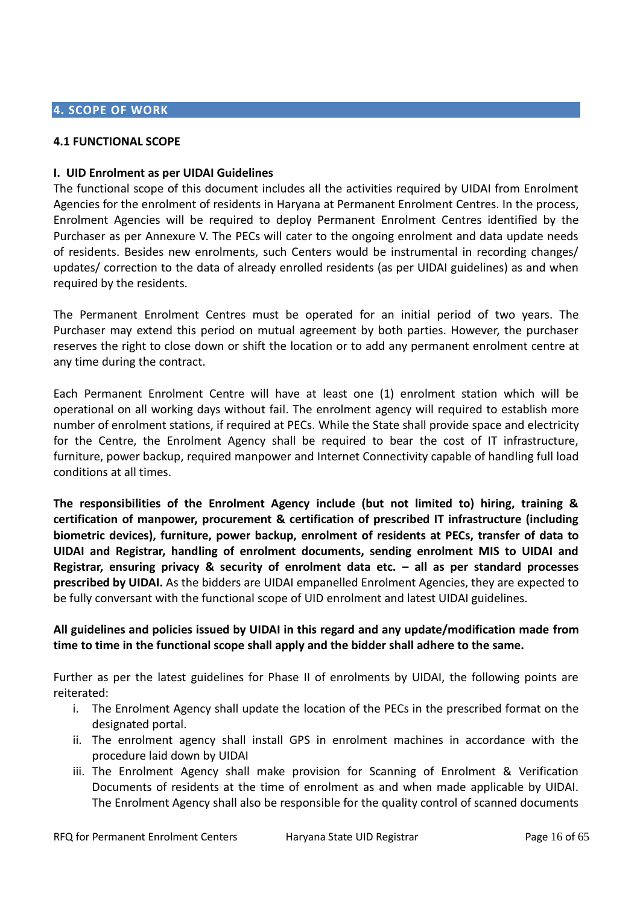## 4. SCOPE OF WORK

### 4.1 FUNCTIONAL SCOPE

**I. UID Enrolment as per UIDAI Guidelines**

The functional scope of this document includes all the activities required by UIDAI from Enrolment Agencies for the enrolment of residents in Haryana at Permanent Enrolment Centres. In the process, Enrolment Agencies will be required to deploy Permanent Enrolment Centres identified by the Purchaser as per Annexure V. The PECs will cater to the ongoing enrolment and data update needs of residents. Besides new enrolments, such Centers would be instrumental in recording changes/ updates/ correction to the data of already enrolled residents (as per UIDAI guidelines) as and when required by the residents.

The Permanent Enrolment Centres must be operated for an initial period of two years. The Purchaser may extend this period on mutual agreement by both parties. However, the purchaser reserves the right to close down or shift the location or to add any permanent enrolment centre at any time during the contract.

Each Permanent Enrolment Centre will have at least one (1) enrolment station which will be operational on all working days without fail. The enrolment agency will required to establish more number of enrolment stations, if required at PECs. While the State shall provide space and electricity for the Centre, the Enrolment Agency shall be required to bear the cost of IT infrastructure, furniture, power backup, required manpower and Internet Connectivity capable of handling full load conditions at all times.

**The responsibilities of the Enrolment Agency include (but not limited to) hiring, training & certification of manpower, procurement & certification of prescribed IT infrastructure (including biometric devices), furniture, power backup, enrolment of residents at PECs, transfer of data to UIDAI and Registrar, handling of enrolment documents, sending enrolment MIS to UIDAI and Registrar, ensuring privacy & security of enrolment data etc. – all as per standard processes prescribed by UIDAI.** As the bidders are UIDAI empanelled Enrolment Agencies, they are expected to be fully conversant with the functional scope of UID enrolment and latest UIDAI guidelines.

**All guidelines and policies issued by UIDAI in this regard and any update/modification made from time to time in the functional scope shall apply and the bidder shall adhere to the same.**

Further as per the latest guidelines for Phase II of enrolments by UIDAI, the following points are reiterated:

i. The Enrolment Agency shall update the location of the PECs in the prescribed format on the designated portal.
ii. The enrolment agency shall install GPS in enrolment machines in accordance with the procedure laid down by UIDAI
iii. The Enrolment Agency shall make provision for Scanning of Enrolment & Verification Documents of residents at the time of enrolment as and when made applicable by UIDAI. The Enrolment Agency shall also be responsible for the quality control of scanned documents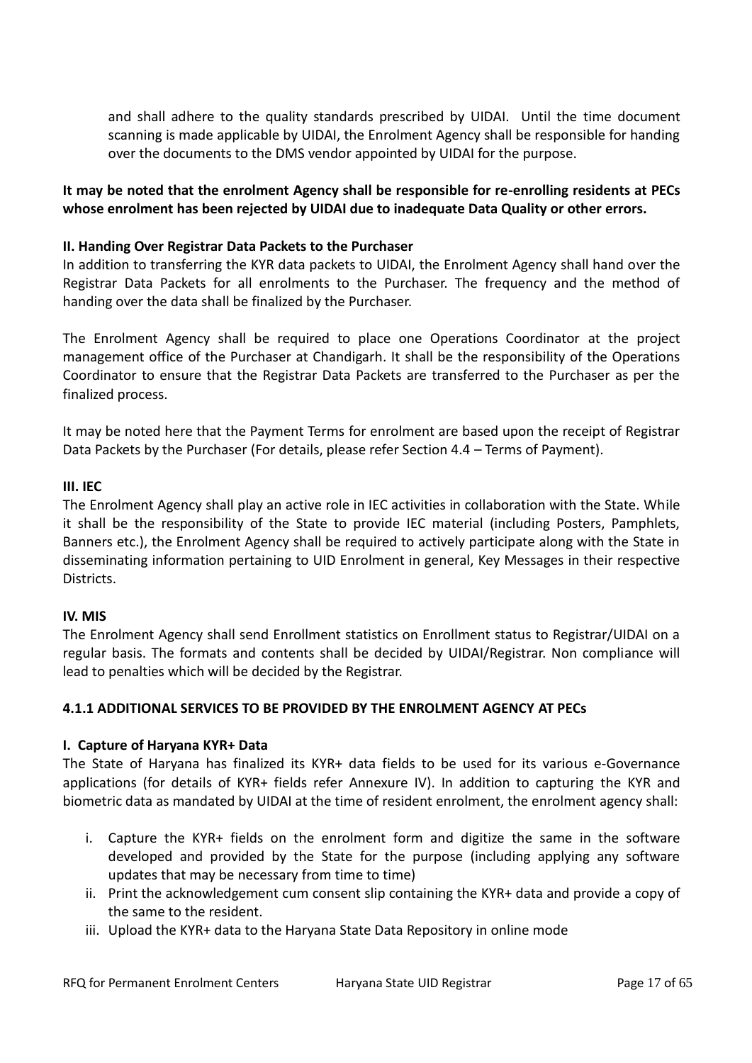and shall adhere to the quality standards prescribed by UIDAI. Until the time document scanning is made applicable by UIDAI, the Enrolment Agency shall be responsible for handing over the documents to the DMS vendor appointed by UIDAI for the purpose.

**It may be noted that the enrolment Agency shall be responsible for re-enrolling residents at PECs whose enrolment has been rejected by UIDAI due to inadequate Data Quality or other errors.**

**II. Handing Over Registrar Data Packets to the Purchaser**

In addition to transferring the KYR data packets to UIDAI, the Enrolment Agency shall hand over the Registrar Data Packets for all enrolments to the Purchaser. The frequency and the method of handing over the data shall be finalized by the Purchaser.

The Enrolment Agency shall be required to place one Operations Coordinator at the project management office of the Purchaser at Chandigarh. It shall be the responsibility of the Operations Coordinator to ensure that the Registrar Data Packets are transferred to the Purchaser as per the finalized process.

It may be noted here that the Payment Terms for enrolment are based upon the receipt of Registrar Data Packets by the Purchaser (For details, please refer Section 4.4 – Terms of Payment).

**III. IEC**

The Enrolment Agency shall play an active role in IEC activities in collaboration with the State. While it shall be the responsibility of the State to provide IEC material (including Posters, Pamphlets, Banners etc.), the Enrolment Agency shall be required to actively participate along with the State in disseminating information pertaining to UID Enrolment in general, Key Messages in their respective Districts.

**IV. MIS**

The Enrolment Agency shall send Enrollment statistics on Enrollment status to Registrar/UIDAI on a regular basis. The formats and contents shall be decided by UIDAI/Registrar. Non compliance will lead to penalties which will be decided by the Registrar.

### 4.1.1 ADDITIONAL SERVICES TO BE PROVIDED BY THE ENROLMENT AGENCY AT PECs

**I. Capture of Haryana KYR+ Data**

The State of Haryana has finalized its KYR+ data fields to be used for its various e-Governance applications (for details of KYR+ fields refer Annexure IV). In addition to capturing the KYR and biometric data as mandated by UIDAI at the time of resident enrolment, the enrolment agency shall:

i. Capture the KYR+ fields on the enrolment form and digitize the same in the software developed and provided by the State for the purpose (including applying any software updates that may be necessary from time to time)
ii. Print the acknowledgement cum consent slip containing the KYR+ data and provide a copy of the same to the resident.
iii. Upload the KYR+ data to the Haryana State Data Repository in online mode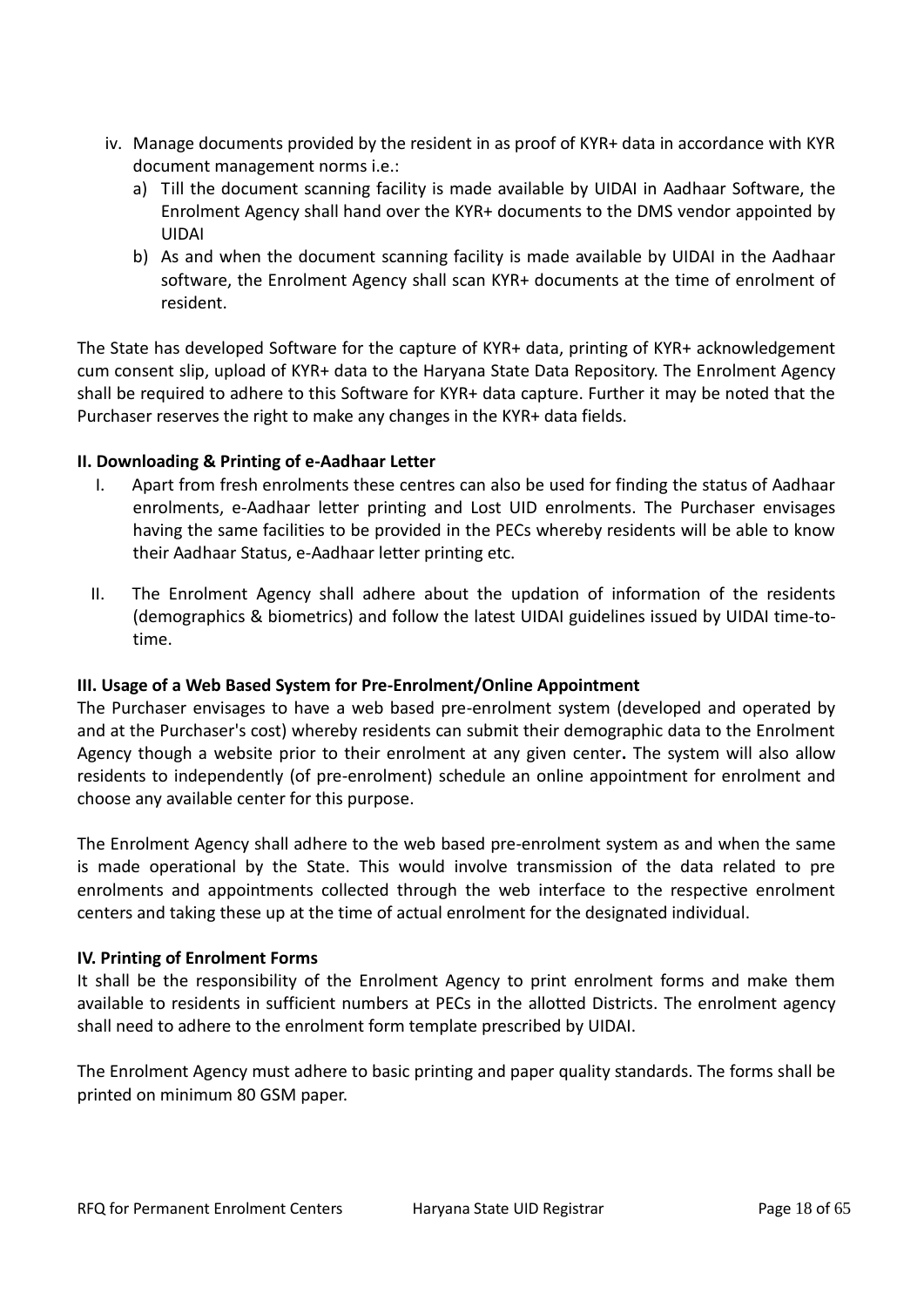iv. Manage documents provided by the resident in as proof of KYR+ data in accordance with KYR document management norms i.e.:
   a) Till the document scanning facility is made available by UIDAI in Aadhaar Software, the Enrolment Agency shall hand over the KYR+ documents to the DMS vendor appointed by UIDAI
   b) As and when the document scanning facility is made available by UIDAI in the Aadhaar software, the Enrolment Agency shall scan KYR+ documents at the time of enrolment of resident.

The State has developed Software for the capture of KYR+ data, printing of KYR+ acknowledgement cum consent slip, upload of KYR+ data to the Haryana State Data Repository. The Enrolment Agency shall be required to adhere to this Software for KYR+ data capture. Further it may be noted that the Purchaser reserves the right to make any changes in the KYR+ data fields.

**II. Downloading & Printing of e-Aadhaar Letter**

I. Apart from fresh enrolments these centres can also be used for finding the status of Aadhaar enrolments, e-Aadhaar letter printing and Lost UID enrolments. The Purchaser envisages having the same facilities to be provided in the PECs whereby residents will be able to know their Aadhaar Status, e-Aadhaar letter printing etc.

II. The Enrolment Agency shall adhere about the updation of information of the residents (demographics & biometrics) and follow the latest UIDAI guidelines issued by UIDAI time-to-time.

**III. Usage of a Web Based System for Pre-Enrolment/Online Appointment**

The Purchaser envisages to have a web based pre-enrolment system (developed and operated by and at the Purchaser's cost) whereby residents can submit their demographic data to the Enrolment Agency though a website prior to their enrolment at any given center**.** The system will also allow residents to independently (of pre-enrolment) schedule an online appointment for enrolment and choose any available center for this purpose.

The Enrolment Agency shall adhere to the web based pre-enrolment system as and when the same is made operational by the State. This would involve transmission of the data related to pre enrolments and appointments collected through the web interface to the respective enrolment centers and taking these up at the time of actual enrolment for the designated individual.

**IV. Printing of Enrolment Forms**

It shall be the responsibility of the Enrolment Agency to print enrolment forms and make them available to residents in sufficient numbers at PECs in the allotted Districts. The enrolment agency shall need to adhere to the enrolment form template prescribed by UIDAI.

The Enrolment Agency must adhere to basic printing and paper quality standards. The forms shall be printed on minimum 80 GSM paper.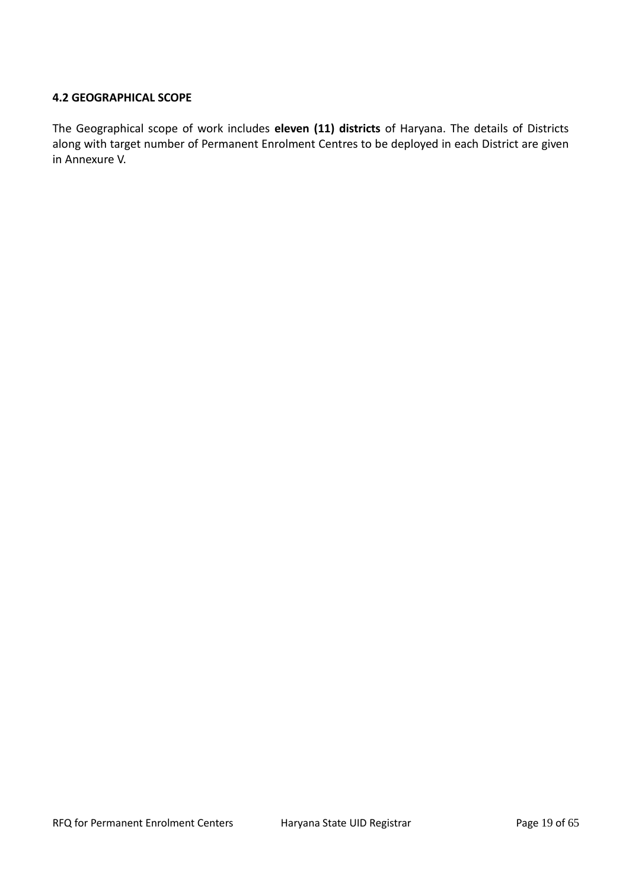### 4.2 GEOGRAPHICAL SCOPE

The Geographical scope of work includes **eleven (11) districts** of Haryana. The details of Districts along with target number of Permanent Enrolment Centres to be deployed in each District are given in Annexure V.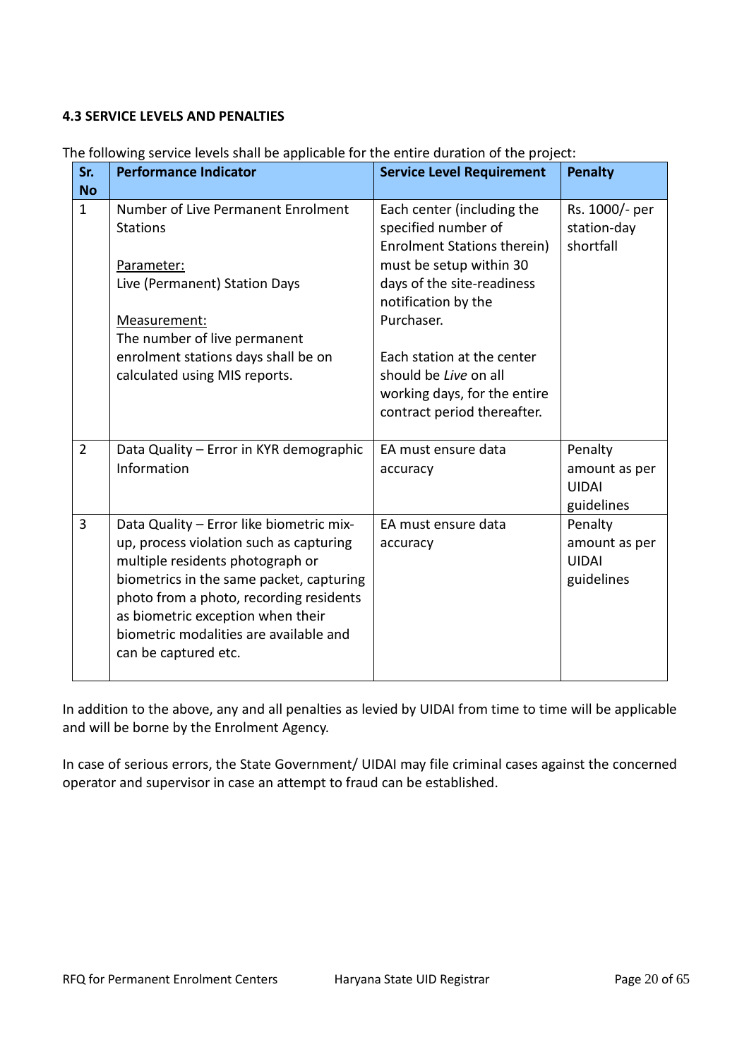#### 4.3 SERVICE LEVELS AND PENALTIES

The following service levels shall be applicable for the entire duration of the project:

| Sr. No | Performance Indicator | Service Level Requirement | Penalty |
|---|---|---|---|
| 1 | Number of Live Permanent Enrolment Stations<br><br><u>Parameter:</u><br>Live (Permanent) Station Days<br><br><u>Measurement:</u><br>The number of live permanent enrolment stations days shall be on calculated using MIS reports. | Each center (including the specified number of Enrolment Stations therein) must be setup within 30 days of the site-readiness notification by the Purchaser.<br><br>Each station at the center should be *Live* on all working days, for the entire contract period thereafter. | Rs. 1000/- per station-day shortfall |
| 2 | Data Quality – Error in KYR demographic Information | EA must ensure data accuracy | Penalty amount as per UIDAI guidelines |
| 3 | Data Quality – Error like biometric mix-up, process violation such as capturing multiple residents photograph or biometrics in the same packet, capturing photo from a photo, recording residents as biometric exception when their biometric modalities are available and can be captured etc. | EA must ensure data accuracy | Penalty amount as per UIDAI guidelines |

In addition to the above, any and all penalties as levied by UIDAI from time to time will be applicable and will be borne by the Enrolment Agency.

In case of serious errors, the State Government/ UIDAI may file criminal cases against the concerned operator and supervisor in case an attempt to fraud can be established.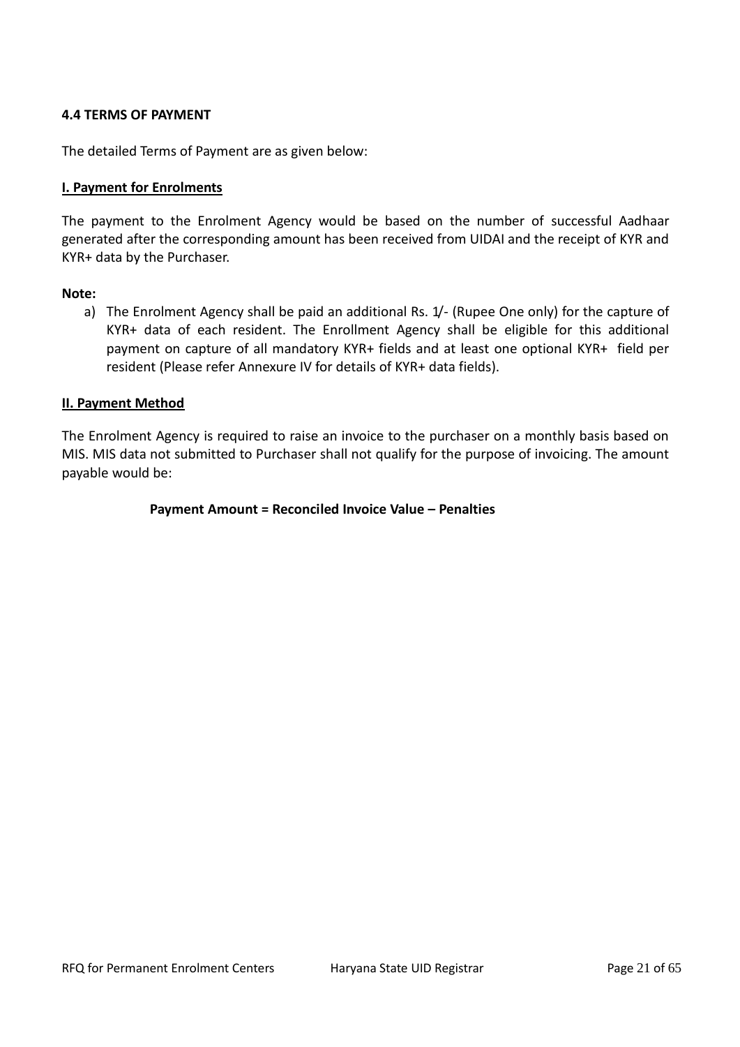### 4.4 TERMS OF PAYMENT

The detailed Terms of Payment are as given below:

**I. Payment for Enrolments**

The payment to the Enrolment Agency would be based on the number of successful Aadhaar generated after the corresponding amount has been received from UIDAI and the receipt of KYR and KYR+ data by the Purchaser.

**Note:**

a) The Enrolment Agency shall be paid an additional Rs. 1/- (Rupee One only) for the capture of KYR+ data of each resident. The Enrollment Agency shall be eligible for this additional payment on capture of all mandatory KYR+ fields and at least one optional KYR+ field per resident (Please refer Annexure IV for details of KYR+ data fields).

**II. Payment Method**

The Enrolment Agency is required to raise an invoice to the purchaser on a monthly basis based on MIS. MIS data not submitted to Purchaser shall not qualify for the purpose of invoicing. The amount payable would be:

**Payment Amount = Reconciled Invoice Value – Penalties**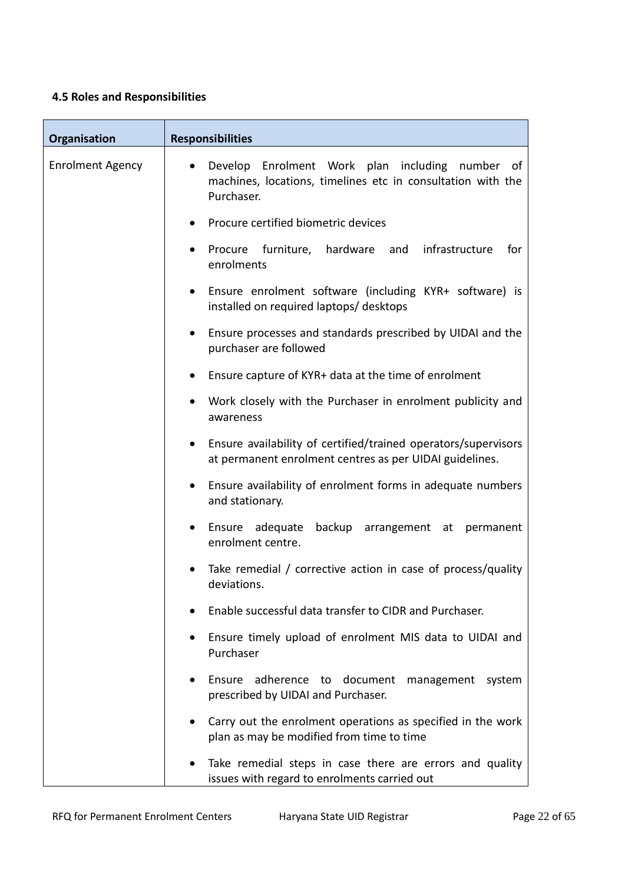### 4.5 Roles and Responsibilities

| Organisation | Responsibilities |
|---|---|
| Enrolment Agency | • Develop Enrolment Work plan including number of machines, locations, timelines etc in consultation with the Purchaser.<br>• Procure certified biometric devices<br>• Procure furniture, hardware and infrastructure for enrolments<br>• Ensure enrolment software (including KYR+ software) is installed on required laptops/ desktops<br>• Ensure processes and standards prescribed by UIDAI and the purchaser are followed<br>• Ensure capture of KYR+ data at the time of enrolment<br>• Work closely with the Purchaser in enrolment publicity and awareness<br>• Ensure availability of certified/trained operators/supervisors at permanent enrolment centres as per UIDAI guidelines.<br>• Ensure availability of enrolment forms in adequate numbers and stationary.<br>• Ensure adequate backup arrangement at permanent enrolment centre.<br>• Take remedial / corrective action in case of process/quality deviations.<br>• Enable successful data transfer to CIDR and Purchaser.<br>• Ensure timely upload of enrolment MIS data to UIDAI and Purchaser<br>• Ensure adherence to document management system prescribed by UIDAI and Purchaser.<br>• Carry out the enrolment operations as specified in the work plan as may be modified from time to time<br>• Take remedial steps in case there are errors and quality issues with regard to enrolments carried out |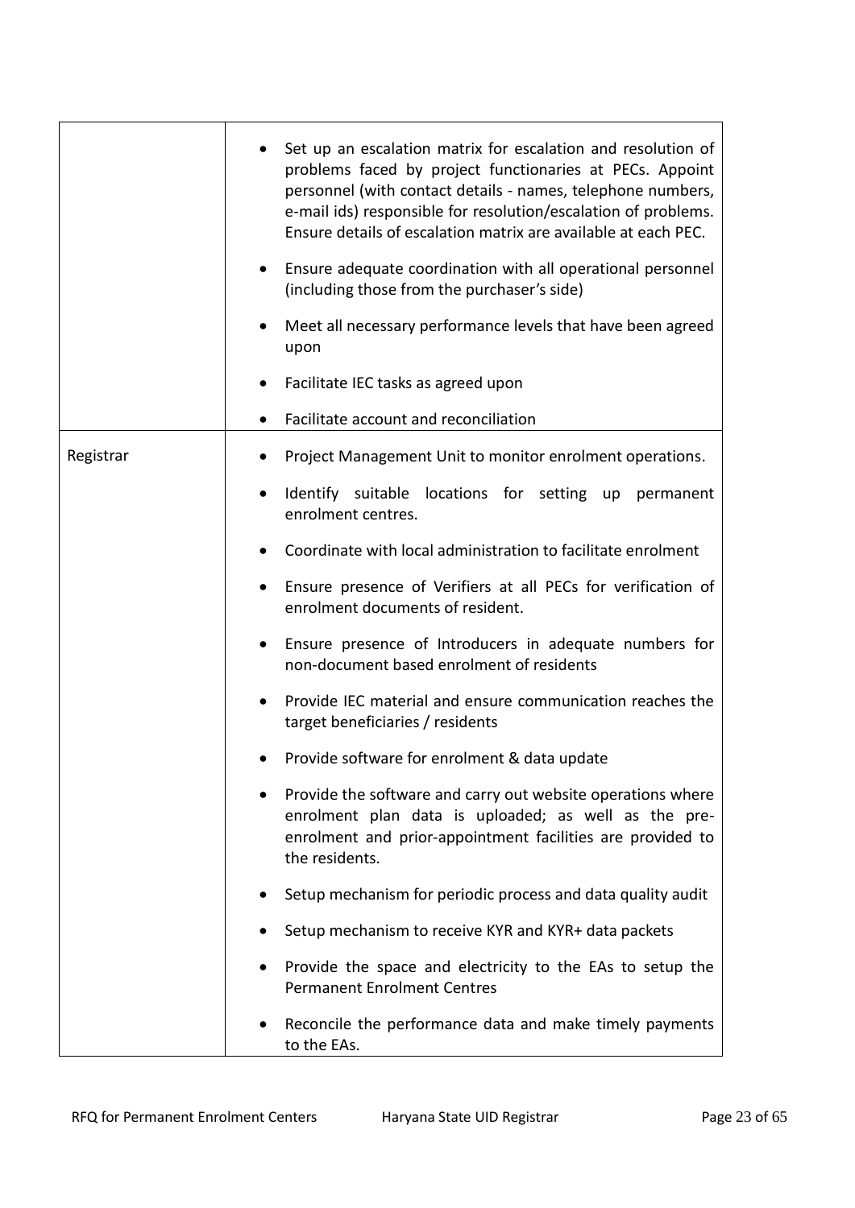| | |
|---|---|
| | • Set up an escalation matrix for escalation and resolution of problems faced by project functionaries at PECs. Appoint personnel (with contact details - names, telephone numbers, e-mail ids) responsible for resolution/escalation of problems. Ensure details of escalation matrix are available at each PEC.<br>• Ensure adequate coordination with all operational personnel (including those from the purchaser's side)<br>• Meet all necessary performance levels that have been agreed upon<br>• Facilitate IEC tasks as agreed upon<br>• Facilitate account and reconciliation |
| Registrar | • Project Management Unit to monitor enrolment operations.<br>• Identify suitable locations for setting up permanent enrolment centres.<br>• Coordinate with local administration to facilitate enrolment<br>• Ensure presence of Verifiers at all PECs for verification of enrolment documents of resident.<br>• Ensure presence of Introducers in adequate numbers for non-document based enrolment of residents<br>• Provide IEC material and ensure communication reaches the target beneficiaries / residents<br>• Provide software for enrolment & data update<br>• Provide the software and carry out website operations where enrolment plan data is uploaded; as well as the pre-enrolment and prior-appointment facilities are provided to the residents.<br>• Setup mechanism for periodic process and data quality audit<br>• Setup mechanism to receive KYR and KYR+ data packets<br>• Provide the space and electricity to the EAs to setup the Permanent Enrolment Centres<br>• Reconcile the performance data and make timely payments to the EAs. |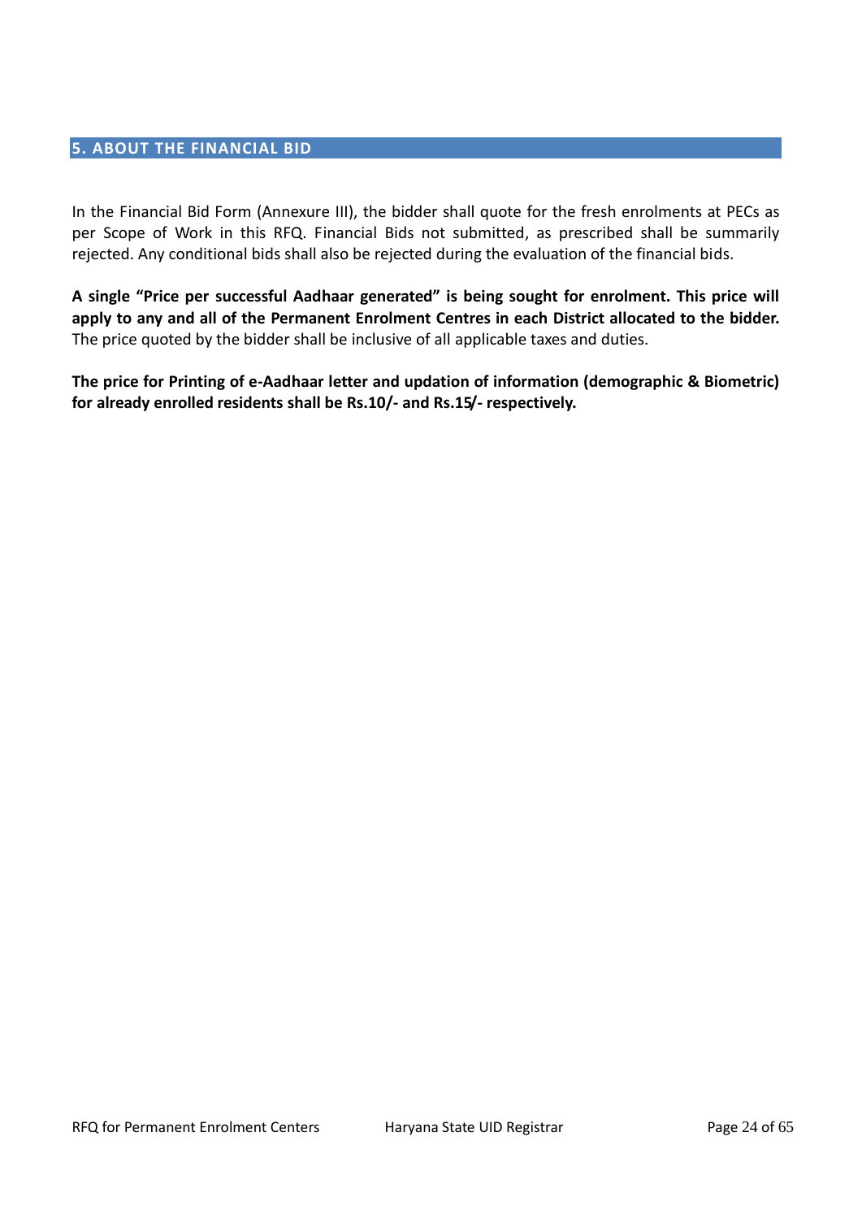## 5. ABOUT THE FINANCIAL BID

In the Financial Bid Form (Annexure III), the bidder shall quote for the fresh enrolments at PECs as per Scope of Work in this RFQ. Financial Bids not submitted, as prescribed shall be summarily rejected. Any conditional bids shall also be rejected during the evaluation of the financial bids.

**A single "Price per successful Aadhaar generated" is being sought for enrolment. This price will apply to any and all of the Permanent Enrolment Centres in each District allocated to the bidder.** The price quoted by the bidder shall be inclusive of all applicable taxes and duties.

**The price for Printing of e-Aadhaar letter and updation of information (demographic & Biometric) for already enrolled residents shall be Rs.10/- and Rs.15/- respectively.**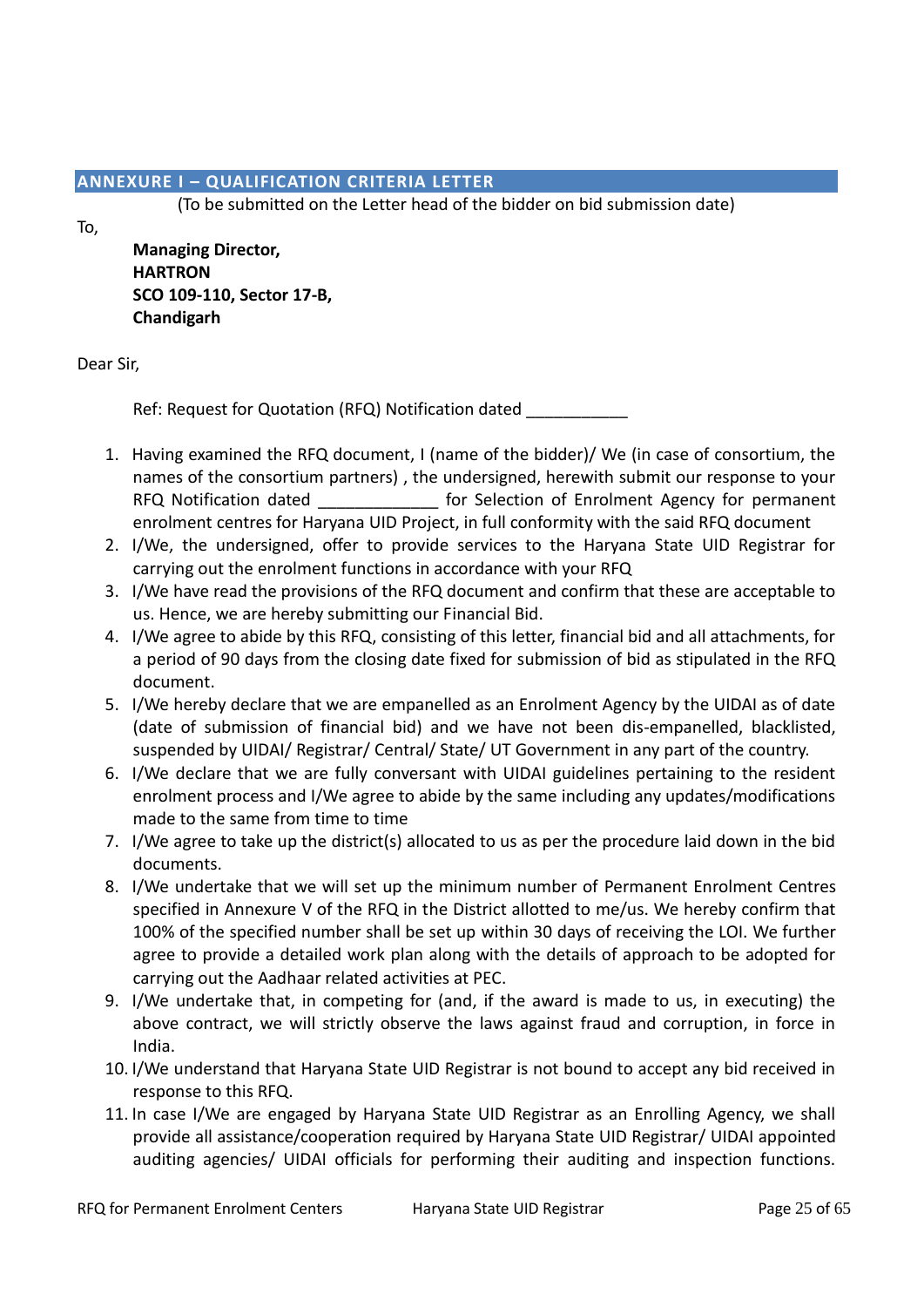## ANNEXURE I – QUALIFICATION CRITERIA LETTER

(To be submitted on the Letter head of the bidder on bid submission date)

To,

**Managing Director,**
**HARTRON**
**SCO 109-110, Sector 17-B,**
**Chandigarh**

Dear Sir,

Ref: Request for Quotation (RFQ) Notification dated ___________

1. Having examined the RFQ document, I (name of the bidder)/ We (in case of consortium, the names of the consortium partners) , the undersigned, herewith submit our response to your RFQ Notification dated _____________ for Selection of Enrolment Agency for permanent enrolment centres for Haryana UID Project, in full conformity with the said RFQ document
2. I/We, the undersigned, offer to provide services to the Haryana State UID Registrar for carrying out the enrolment functions in accordance with your RFQ
3. I/We have read the provisions of the RFQ document and confirm that these are acceptable to us. Hence, we are hereby submitting our Financial Bid.
4. I/We agree to abide by this RFQ, consisting of this letter, financial bid and all attachments, for a period of 90 days from the closing date fixed for submission of bid as stipulated in the RFQ document.
5. I/We hereby declare that we are empanelled as an Enrolment Agency by the UIDAI as of date (date of submission of financial bid) and we have not been dis-empanelled, blacklisted, suspended by UIDAI/ Registrar/ Central/ State/ UT Government in any part of the country.
6. I/We declare that we are fully conversant with UIDAI guidelines pertaining to the resident enrolment process and I/We agree to abide by the same including any updates/modifications made to the same from time to time
7. I/We agree to take up the district(s) allocated to us as per the procedure laid down in the bid documents.
8. I/We undertake that we will set up the minimum number of Permanent Enrolment Centres specified in Annexure V of the RFQ in the District allotted to me/us. We hereby confirm that 100% of the specified number shall be set up within 30 days of receiving the LOI. We further agree to provide a detailed work plan along with the details of approach to be adopted for carrying out the Aadhaar related activities at PEC.
9. I/We undertake that, in competing for (and, if the award is made to us, in executing) the above contract, we will strictly observe the laws against fraud and corruption, in force in India.
10. I/We understand that Haryana State UID Registrar is not bound to accept any bid received in response to this RFQ.
11. In case I/We are engaged by Haryana State UID Registrar as an Enrolling Agency, we shall provide all assistance/cooperation required by Haryana State UID Registrar/ UIDAI appointed auditing agencies/ UIDAI officials for performing their auditing and inspection functions.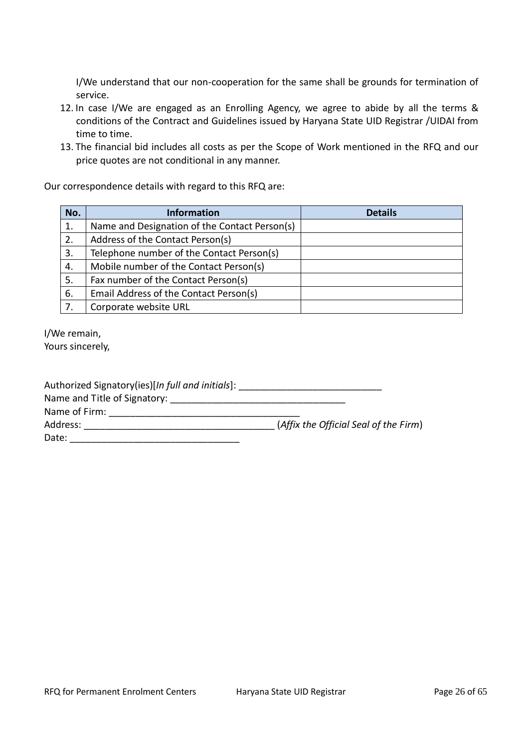I/We understand that our non-cooperation for the same shall be grounds for termination of service.

12. In case I/We are engaged as an Enrolling Agency, we agree to abide by all the terms & conditions of the Contract and Guidelines issued by Haryana State UID Registrar /UIDAI from time to time.
13. The financial bid includes all costs as per the Scope of Work mentioned in the RFQ and our price quotes are not conditional in any manner.

Our correspondence details with regard to this RFQ are:

| No. | Information | Details |
|---|---|---|
| 1. | Name and Designation of the Contact Person(s) | |
| 2. | Address of the Contact Person(s) | |
| 3. | Telephone number of the Contact Person(s) | |
| 4. | Mobile number of the Contact Person(s) | |
| 5. | Fax number of the Contact Person(s) | |
| 6. | Email Address of the Contact Person(s) | |
| 7. | Corporate website URL | |

I/We remain,
Yours sincerely,

Authorized Signatory(ies)[*In full and initials*]: ___________________________
Name and Title of Signatory: _________________________________
Name of Firm: ____________________________________
Address: ____________________________________ (*Affix the Official Seal of the Firm*)
Date: ________________________________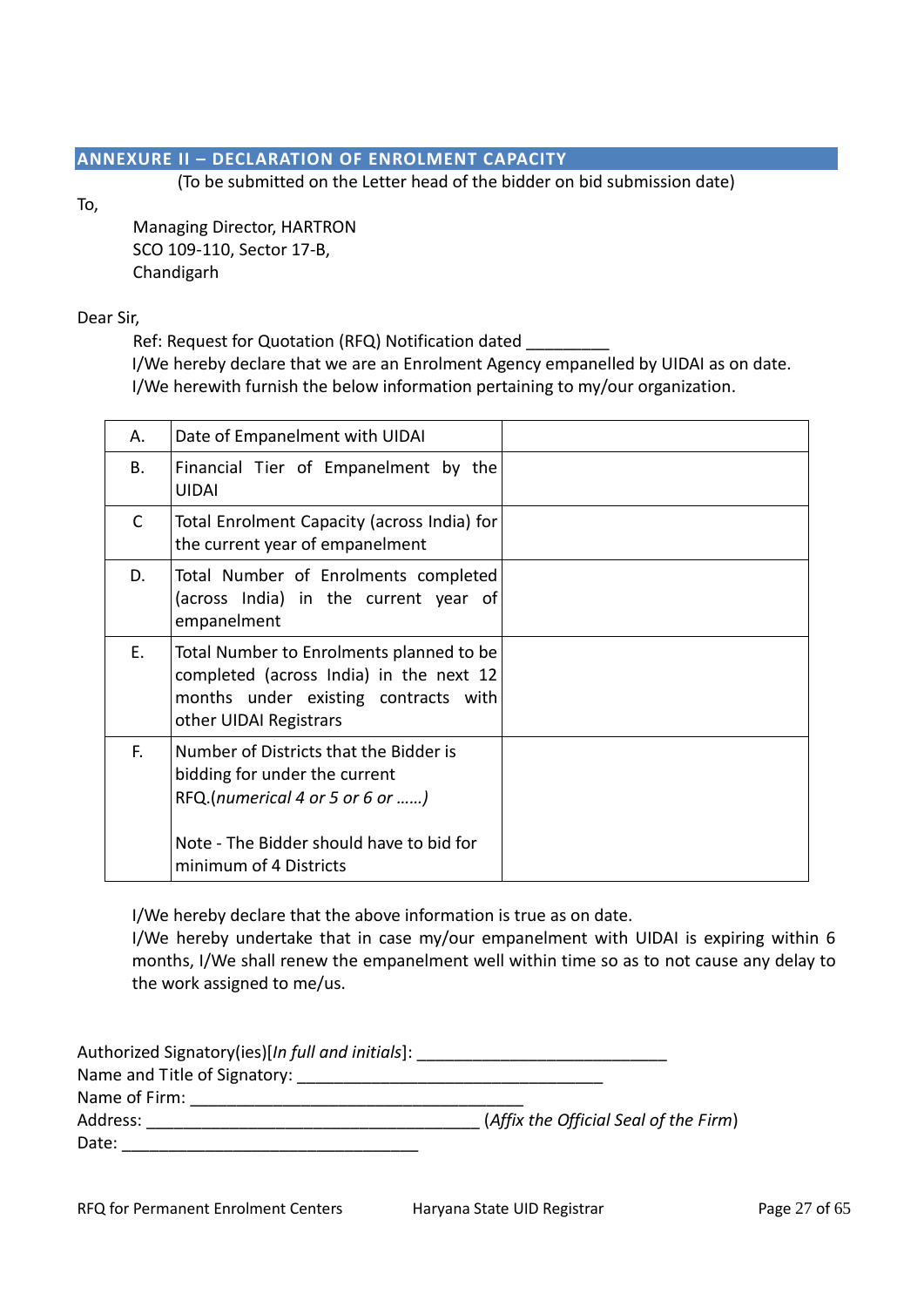## ANNEXURE II – DECLARATION OF ENROLMENT CAPACITY

(To be submitted on the Letter head of the bidder on bid submission date)

To,

Managing Director, HARTRON
SCO 109-110, Sector 17-B,
Chandigarh

Dear Sir,

Ref: Request for Quotation (RFQ) Notification dated _________

I/We hereby declare that we are an Enrolment Agency empanelled by UIDAI as on date.
I/We herewith furnish the below information pertaining to my/our organization.

| | | |
|---|---|---|
| A. | Date of Empanelment with UIDAI | |
| B. | Financial Tier of Empanelment by the UIDAI | |
| C | Total Enrolment Capacity (across India) for the current year of empanelment | |
| D. | Total Number of Enrolments completed (across India) in the current year of empanelment | |
| E. | Total Number to Enrolments planned to be completed (across India) in the next 12 months under existing contracts with other UIDAI Registrars | |
| F. | Number of Districts that the Bidder is bidding for under the current RFQ.(*numerical 4 or 5 or 6 or ……*)<br><br>Note - The Bidder should have to bid for minimum of 4 Districts | |

I/We hereby declare that the above information is true as on date.
I/We hereby undertake that in case my/our empanelment with UIDAI is expiring within 6 months, I/We shall renew the empanelment well within time so as to not cause any delay to the work assigned to me/us.

Authorized Signatory(ies)[*In full and initials*]: ___________________________
Name and Title of Signatory: _________________________________
Name of Firm: ___________________________________
Address: ___________________________________ (*Affix the Official Seal of the Firm*)
Date: ________________________________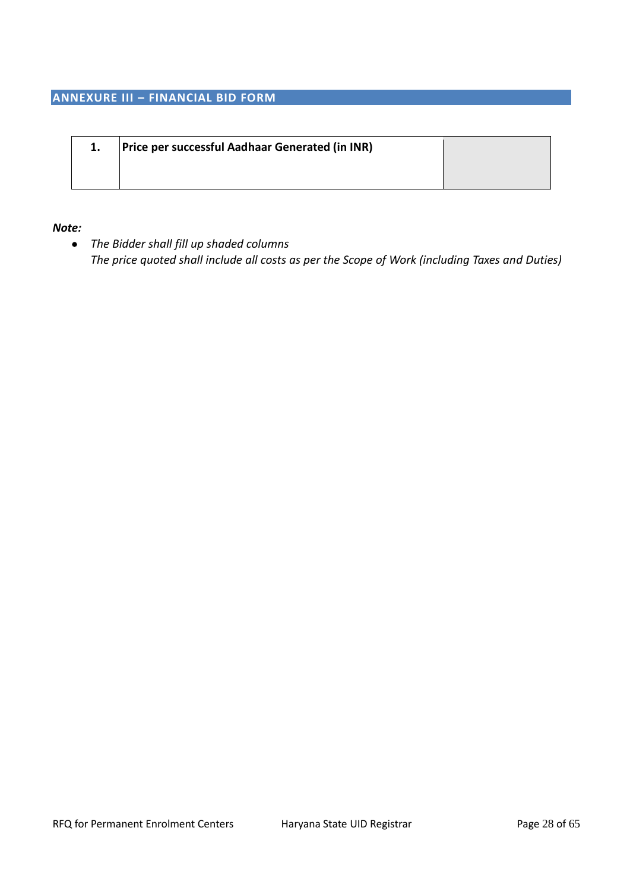## ANNEXURE III – FINANCIAL BID FORM

| 1. | Price per successful Aadhaar Generated (in INR) | |
|---|---|---|

***Note:***

- *The Bidder shall fill up shaded columns*
  *The price quoted shall include all costs as per the Scope of Work (including Taxes and Duties)*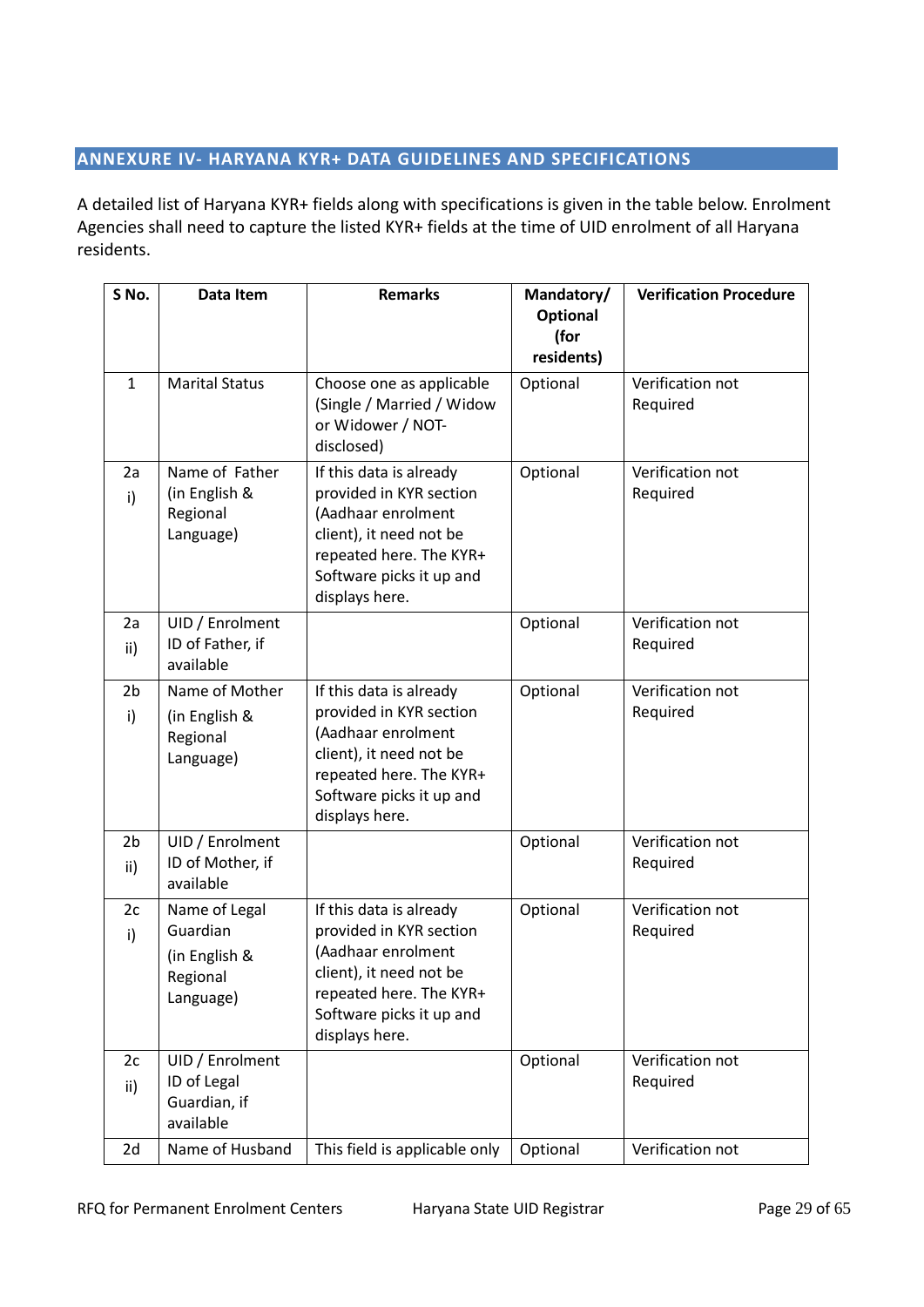## ANNEXURE IV- HARYANA KYR+ DATA GUIDELINES AND SPECIFICATIONS

A detailed list of Haryana KYR+ fields along with specifications is given in the table below. Enrolment Agencies shall need to capture the listed KYR+ fields at the time of UID enrolment of all Haryana residents.

| S No. | Data Item | Remarks | Mandatory/ Optional (for residents) | Verification Procedure |
|---|---|---|---|---|
| 1 | Marital Status | Choose one as applicable (Single / Married / Widow or Widower / NOT-disclosed) | Optional | Verification not Required |
| 2a i) | Name of Father (in English & Regional Language) | If this data is already provided in KYR section (Aadhaar enrolment client), it need not be repeated here. The KYR+ Software picks it up and displays here. | Optional | Verification not Required |
| 2a ii) | UID / Enrolment ID of Father, if available | | Optional | Verification not Required |
| 2b i) | Name of Mother (in English & Regional Language) | If this data is already provided in KYR section (Aadhaar enrolment client), it need not be repeated here. The KYR+ Software picks it up and displays here. | Optional | Verification not Required |
| 2b ii) | UID / Enrolment ID of Mother, if available | | Optional | Verification not Required |
| 2c i) | Name of Legal Guardian (in English & Regional Language) | If this data is already provided in KYR section (Aadhaar enrolment client), it need not be repeated here. The KYR+ Software picks it up and displays here. | Optional | Verification not Required |
| 2c ii) | UID / Enrolment ID of Legal Guardian, if available | | Optional | Verification not Required |
| 2d | Name of Husband | This field is applicable only | Optional | Verification not |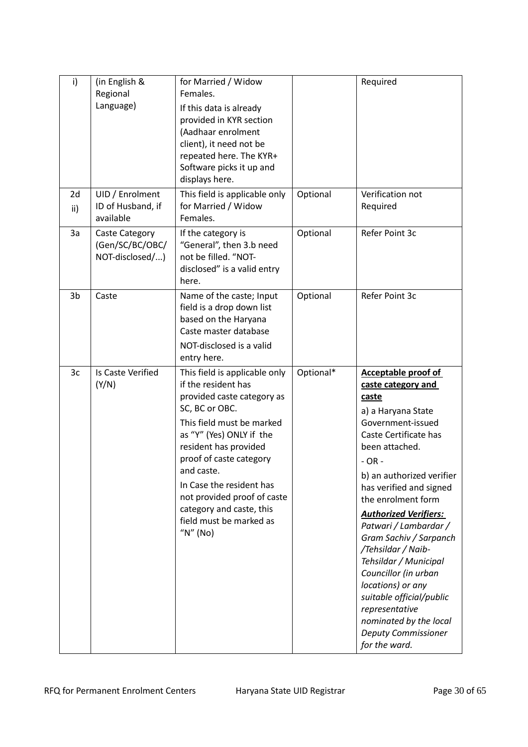| i) | (in English & Regional Language) | for Married / Widow Females.<br>If this data is already provided in KYR section (Aadhaar enrolment client), it need not be repeated here. The KYR+ Software picks it up and displays here. | | Required |
|---|---|---|---|---|
| 2d ii) | UID / Enrolment ID of Husband, if available | This field is applicable only for Married / Widow Females. | Optional | Verification not Required |
| 3a | Caste Category (Gen/SC/BC/OBC/ NOT-disclosed/...) | If the category is "General", then 3.b need not be filled. "NOT-disclosed" is a valid entry here. | Optional | Refer Point 3c |
| 3b | Caste | Name of the caste; Input field is a drop down list based on the Haryana Caste master database<br>NOT-disclosed is a valid entry here. | Optional | Refer Point 3c |
| 3c | Is Caste Verified (Y/N) | This field is applicable only if the resident has provided caste category as SC, BC or OBC.<br>This field must be marked as "Y" (Yes) ONLY if the resident has provided proof of caste category and caste.<br>In Case the resident has not provided proof of caste category and caste, this field must be marked as "N" (No) | Optional* | **<u>Acceptable proof of caste category and caste</u>**<br>a) a Haryana State Government-issued Caste Certificate has been attached.<br>- OR -<br>b) an authorized verifier has verified and signed the enrolment form<br>***<u>Authorized Verifiers:</u>*** *Patwari / Lambardar / Gram Sachiv / Sarpanch /Tehsildar / Naib-Tehsildar / Municipal Councillor (in urban locations) or any suitable official/public representative nominated by the local Deputy Commissioner for the ward.* |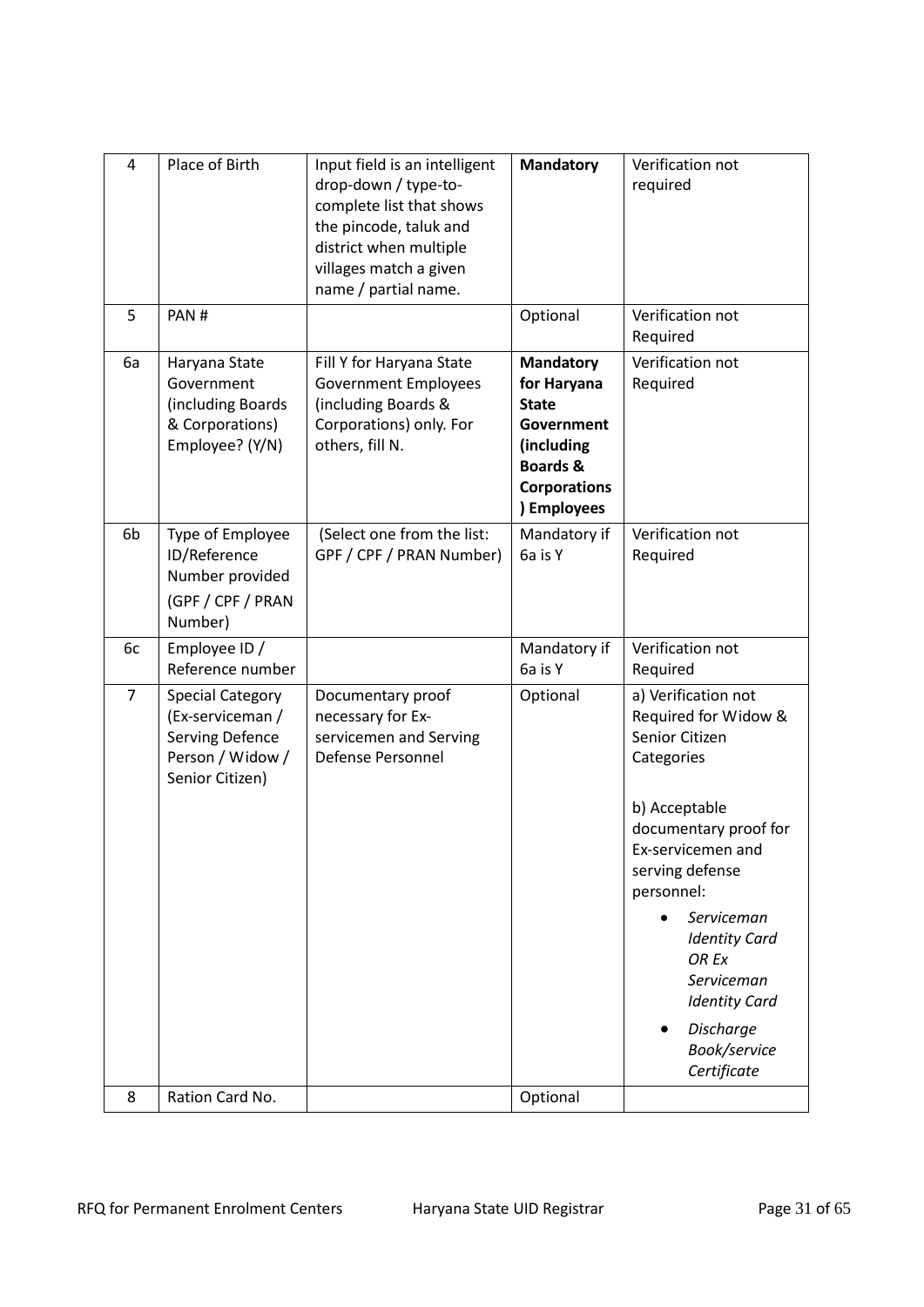| 4 | Place of Birth | Input field is an intelligent drop-down / type-to-complete list that shows the pincode, taluk and district when multiple villages match a given name / partial name. | **Mandatory** | Verification not required |
|---|---|---|---|---|
| 5 | PAN # | | Optional | Verification not Required |
| 6a | Haryana State Government (including Boards & Corporations) Employee? (Y/N) | Fill Y for Haryana State Government Employees (including Boards & Corporations) only. For others, fill N. | **Mandatory for Haryana State Government (including Boards & Corporations) Employees** | Verification not Required |
| 6b | Type of Employee ID/Reference Number provided (GPF / CPF / PRAN Number) | (Select one from the list: GPF / CPF / PRAN Number) | Mandatory if 6a is Y | Verification not Required |
| 6c | Employee ID / Reference number | | Mandatory if 6a is Y | Verification not Required |
| 7 | Special Category (Ex-serviceman / Serving Defence Person / Widow / Senior Citizen) | Documentary proof necessary for Ex-servicemen and Serving Defense Personnel | Optional | a) Verification not Required for Widow & Senior Citizen Categories<br><br>b) Acceptable documentary proof for Ex-servicemen and serving defense personnel:<br>• *Serviceman Identity Card OR Ex Serviceman Identity Card*<br>• *Discharge Book/service Certificate* |
| 8 | Ration Card No. | | Optional | |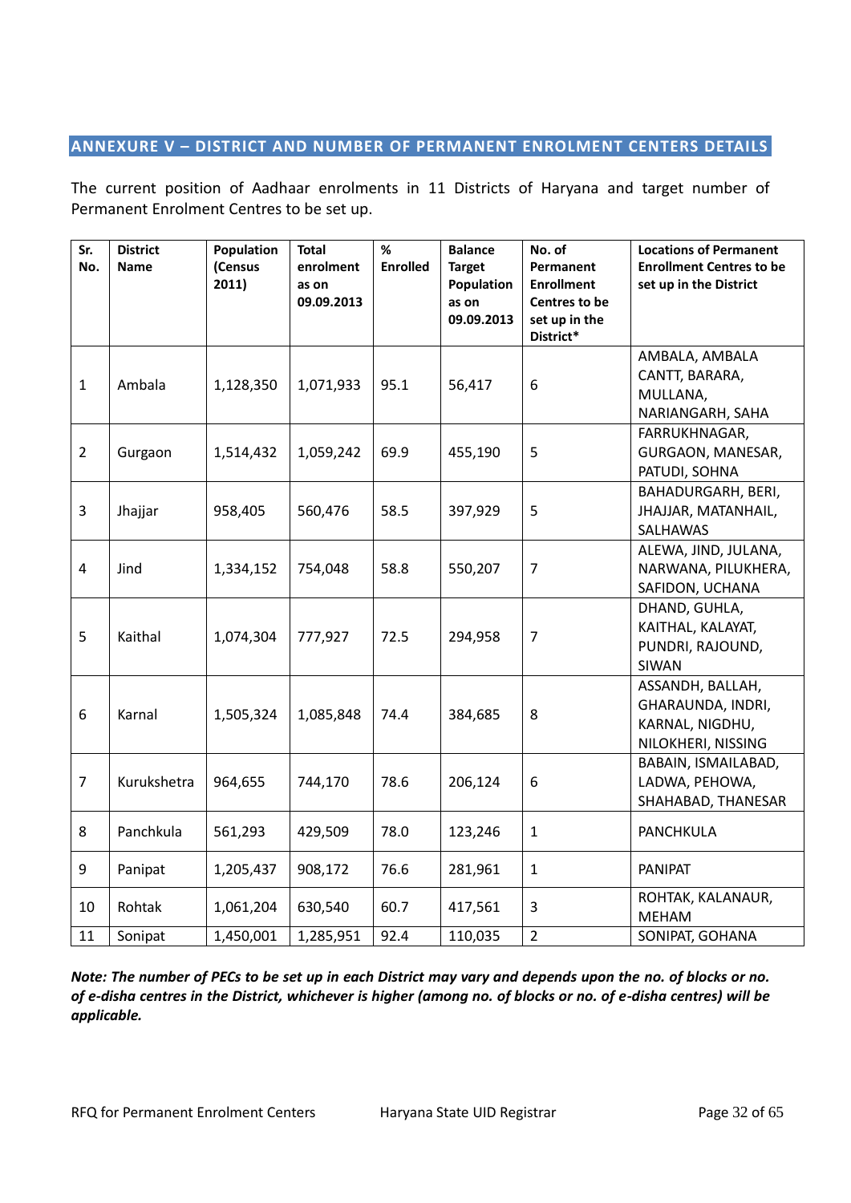## ANNEXURE V – DISTRICT AND NUMBER OF PERMANENT ENROLMENT CENTERS DETAILS

The current position of Aadhaar enrolments in 11 Districts of Haryana and target number of Permanent Enrolment Centres to be set up.

| Sr. No. | District Name | Population (Census 2011) | Total enrolment as on 09.09.2013 | % Enrolled | Balance Target Population as on 09.09.2013 | No. of Permanent Enrollment Centres to be set up in the District* | Locations of Permanent Enrollment Centres to be set up in the District |
|---|---|---|---|---|---|---|---|
| 1 | Ambala | 1,128,350 | 1,071,933 | 95.1 | 56,417 | 6 | AMBALA, AMBALA CANTT, BARARA, MULLANA, NARIANGARH, SAHA |
| 2 | Gurgaon | 1,514,432 | 1,059,242 | 69.9 | 455,190 | 5 | FARRUKHNAGAR, GURGAON, MANESAR, PATUDI, SOHNA |
| 3 | Jhajjar | 958,405 | 560,476 | 58.5 | 397,929 | 5 | BAHADURGARH, BERI, JHAJJAR, MATANHAIL, SALHAWAS |
| 4 | Jind | 1,334,152 | 754,048 | 58.8 | 550,207 | 7 | ALEWA, JIND, JULANA, NARWANA, PILUKHERA, SAFIDON, UCHANA |
| 5 | Kaithal | 1,074,304 | 777,927 | 72.5 | 294,958 | 7 | DHAND, GUHLA, KAITHAL, KALAYAT, PUNDRI, RAJOUND, SIWAN |
| 6 | Karnal | 1,505,324 | 1,085,848 | 74.4 | 384,685 | 8 | ASSANDH, BALLAH, GHARAUNDA, INDRI, KARNAL, NIGDHU, NILOKHERI, NISSING |
| 7 | Kurukshetra | 964,655 | 744,170 | 78.6 | 206,124 | 6 | BABAIN, ISMAILABAD, LADWA, PEHOWA, SHAHABAD, THANESAR |
| 8 | Panchkula | 561,293 | 429,509 | 78.0 | 123,246 | 1 | PANCHKULA |
| 9 | Panipat | 1,205,437 | 908,172 | 76.6 | 281,961 | 1 | PANIPAT |
| 10 | Rohtak | 1,061,204 | 630,540 | 60.7 | 417,561 | 3 | ROHTAK, KALANAUR, MEHAM |
| 11 | Sonipat | 1,450,001 | 1,285,951 | 92.4 | 110,035 | 2 | SONIPAT, GOHANA |

***Note: The number of PECs to be set up in each District may vary and depends upon the no. of blocks or no. of e-disha centres in the District, whichever is higher (among no. of blocks or no. of e-disha centres) will be applicable.***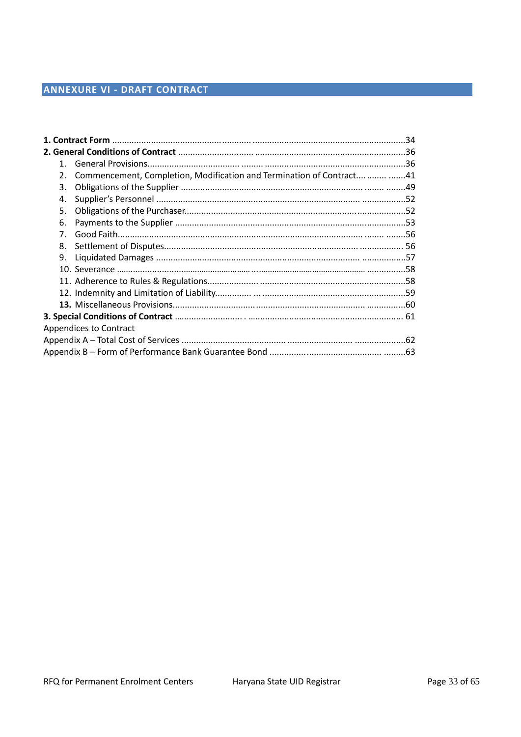# ANNEXURE VI - DRAFT CONTRACT

**1. Contract Form** ........................................................................................................................34

**2. General Conditions of Contract** ..................................................................................................36

1. General Provisions..................................................................................................................36
2. Commencement, Completion, Modification and Termination of Contract...............................41
3. Obligations of the Supplier .....................................................................................................49
4. Supplier's Personnel ...............................................................................................................52
5. Obligations of the Purchaser...................................................................................................52
6. Payments to the Supplier ........................................................................................................53
7. Good Faith...............................................................................................................................56
8. Settlement of Disputes............................................................................................................ 56
9. Liquidated Damages ...............................................................................................................57
10. Severance ..............................................................................................................................58
11. Adherence to Rules & Regulations.........................................................................................58
12. Indemnity and Limitation of Liability.......................................................................................59
13. Miscellaneous Provisions.......................................................................................................60

**3. Special Conditions of Contract** ................................................................................................. 61

Appendices to Contract

Appendix A – Total Cost of Services ...............................................................................................62

Appendix B – Form of Performance Bank Guarantee Bond .............................................................63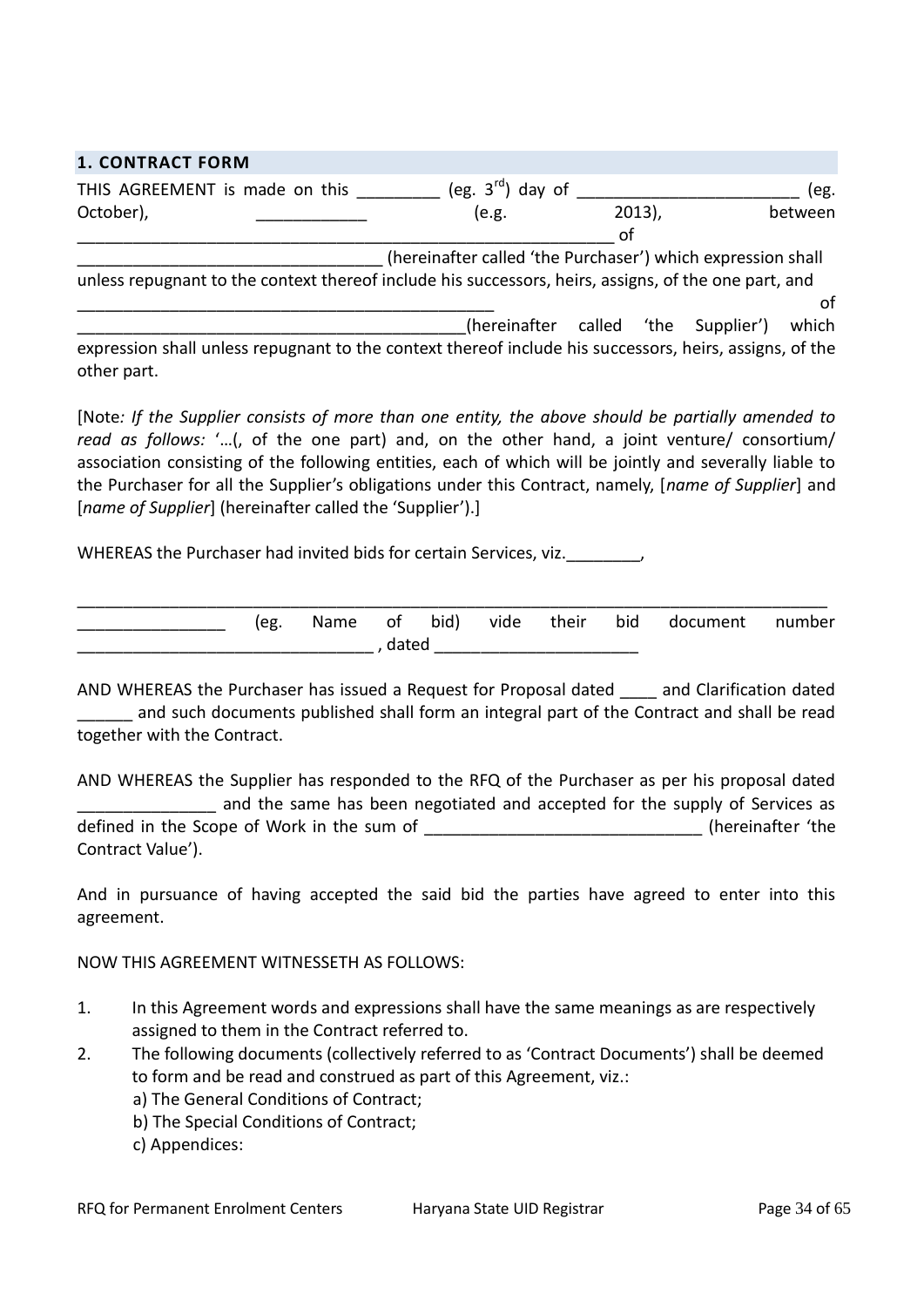## 1. CONTRACT FORM

THIS AGREEMENT is made on this _________ (eg. 3rd) day of ________________________ (eg. October), ____________ (e.g. 2013), between ____________________________________________________________ of _________________________________ (hereinafter called 'the Purchaser') which expression shall unless repugnant to the context thereof include his successors, heirs, assigns, of the one part, and ______________________________________________ of ___________________________________________(hereinafter called 'the Supplier') which expression shall unless repugnant to the context thereof include his successors, heirs, assigns, of the other part.

[Note*: If the Supplier consists of more than one entity, the above should be partially amended to read as follows:* '…(, of the one part) and, on the other hand, a joint venture/ consortium/ association consisting of the following entities, each of which will be jointly and severally liable to the Purchaser for all the Supplier's obligations under this Contract, namely, [*name of Supplier*] and [*name of Supplier*] (hereinafter called the 'Supplier').]

WHEREAS the Purchaser had invited bids for certain Services, viz.________,

_________________________________________________________________________________
________________ (eg. Name of bid) vide their bid document number ________________________________ , dated ______________________

AND WHEREAS the Purchaser has issued a Request for Proposal dated ____ and Clarification dated ______ and such documents published shall form an integral part of the Contract and shall be read together with the Contract.

AND WHEREAS the Supplier has responded to the RFQ of the Purchaser as per his proposal dated _______________ and the same has been negotiated and accepted for the supply of Services as defined in the Scope of Work in the sum of _____________________________ (hereinafter 'the Contract Value').

And in pursuance of having accepted the said bid the parties have agreed to enter into this agreement.

NOW THIS AGREEMENT WITNESSETH AS FOLLOWS:

1. In this Agreement words and expressions shall have the same meanings as are respectively assigned to them in the Contract referred to.
2. The following documents (collectively referred to as 'Contract Documents') shall be deemed to form and be read and construed as part of this Agreement, viz.:
   a) The General Conditions of Contract;
   b) The Special Conditions of Contract;
   c) Appendices: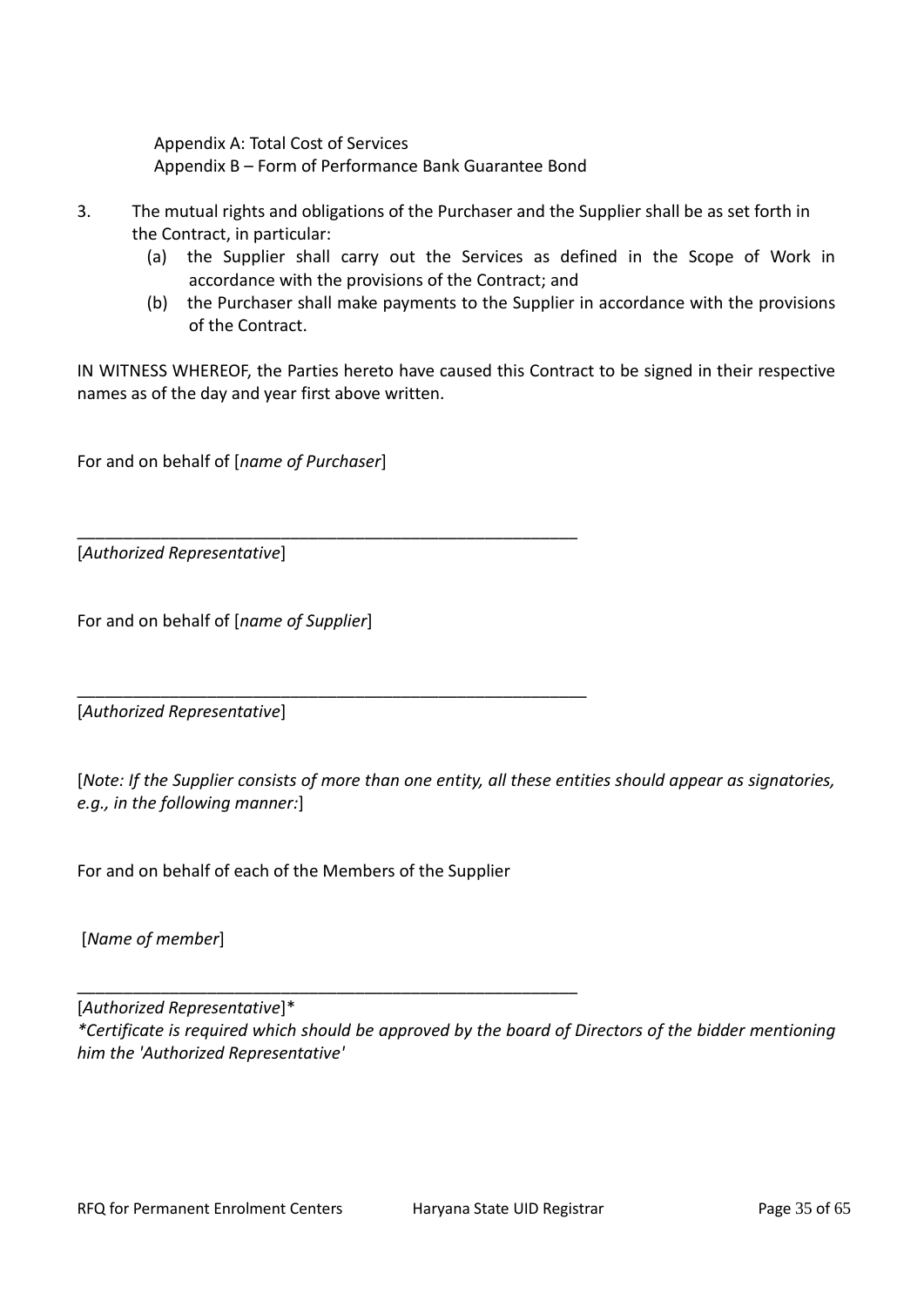Appendix A: Total Cost of Services
Appendix B – Form of Performance Bank Guarantee Bond

3. The mutual rights and obligations of the Purchaser and the Supplier shall be as set forth in the Contract, in particular:
   (a) the Supplier shall carry out the Services as defined in the Scope of Work in accordance with the provisions of the Contract; and
   (b) the Purchaser shall make payments to the Supplier in accordance with the provisions of the Contract.

IN WITNESS WHEREOF, the Parties hereto have caused this Contract to be signed in their respective names as of the day and year first above written.

For and on behalf of [*name of Purchaser*]

\_\_\_\_\_\_\_\_\_\_\_\_\_\_\_\_\_\_\_\_\_\_\_\_\_\_\_\_\_\_\_\_\_\_\_\_\_\_\_\_\_\_\_\_\_\_\_\_\_\_\_\_\_\_\_\_
[*Authorized Representative*]

For and on behalf of [*name of Supplier*]

\_\_\_\_\_\_\_\_\_\_\_\_\_\_\_\_\_\_\_\_\_\_\_\_\_\_\_\_\_\_\_\_\_\_\_\_\_\_\_\_\_\_\_\_\_\_\_\_\_\_\_\_\_\_\_\_
[*Authorized Representative*]

[*Note: If the Supplier consists of more than one entity, all these entities should appear as signatories, e.g., in the following manner:*]

For and on behalf of each of the Members of the Supplier

[*Name of member*]

\_\_\_\_\_\_\_\_\_\_\_\_\_\_\_\_\_\_\_\_\_\_\_\_\_\_\_\_\_\_\_\_\_\_\_\_\_\_\_\_\_\_\_\_\_\_\_\_\_\_\_\_\_\_\_\_
[*Authorized Representative*]*
**Certificate is required which should be approved by the board of Directors of the bidder mentioning him the 'Authorized Representative'*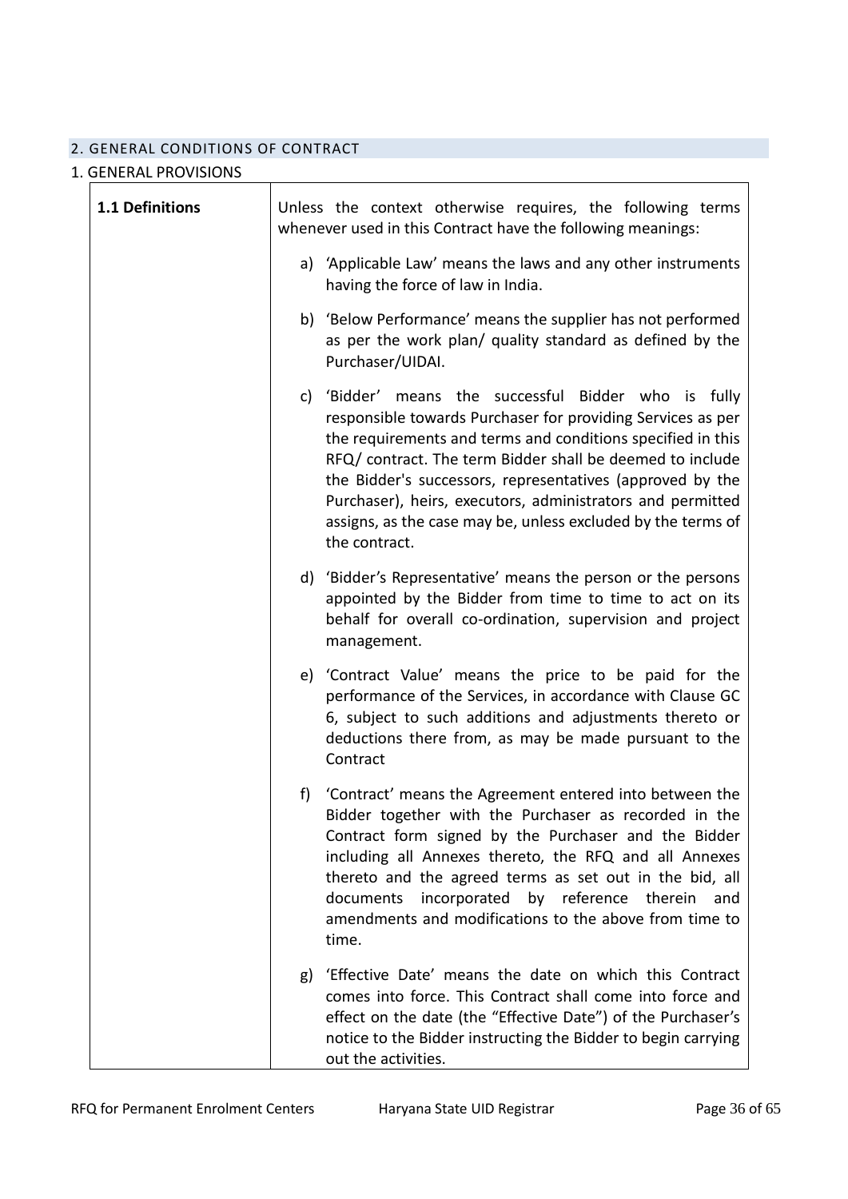## 2. GENERAL CONDITIONS OF CONTRACT

### 1. GENERAL PROVISIONS

| | |
|---|---|
| **1.1 Definitions** | Unless the context otherwise requires, the following terms whenever used in this Contract have the following meanings:<br><br>a) 'Applicable Law' means the laws and any other instruments having the force of law in India.<br><br>b) 'Below Performance' means the supplier has not performed as per the work plan/ quality standard as defined by the Purchaser/UIDAI.<br><br>c) 'Bidder' means the successful Bidder who is fully responsible towards Purchaser for providing Services as per the requirements and terms and conditions specified in this RFQ/ contract. The term Bidder shall be deemed to include the Bidder's successors, representatives (approved by the Purchaser), heirs, executors, administrators and permitted assigns, as the case may be, unless excluded by the terms of the contract.<br><br>d) 'Bidder's Representative' means the person or the persons appointed by the Bidder from time to time to act on its behalf for overall co-ordination, supervision and project management.<br><br>e) 'Contract Value' means the price to be paid for the performance of the Services, in accordance with Clause GC 6, subject to such additions and adjustments thereto or deductions there from, as may be made pursuant to the Contract<br><br>f) 'Contract' means the Agreement entered into between the Bidder together with the Purchaser as recorded in the Contract form signed by the Purchaser and the Bidder including all Annexes thereto, the RFQ and all Annexes thereto and the agreed terms as set out in the bid, all documents incorporated by reference therein and amendments and modifications to the above from time to time.<br><br>g) 'Effective Date' means the date on which this Contract comes into force. This Contract shall come into force and effect on the date (the "Effective Date") of the Purchaser's notice to the Bidder instructing the Bidder to begin carrying out the activities. |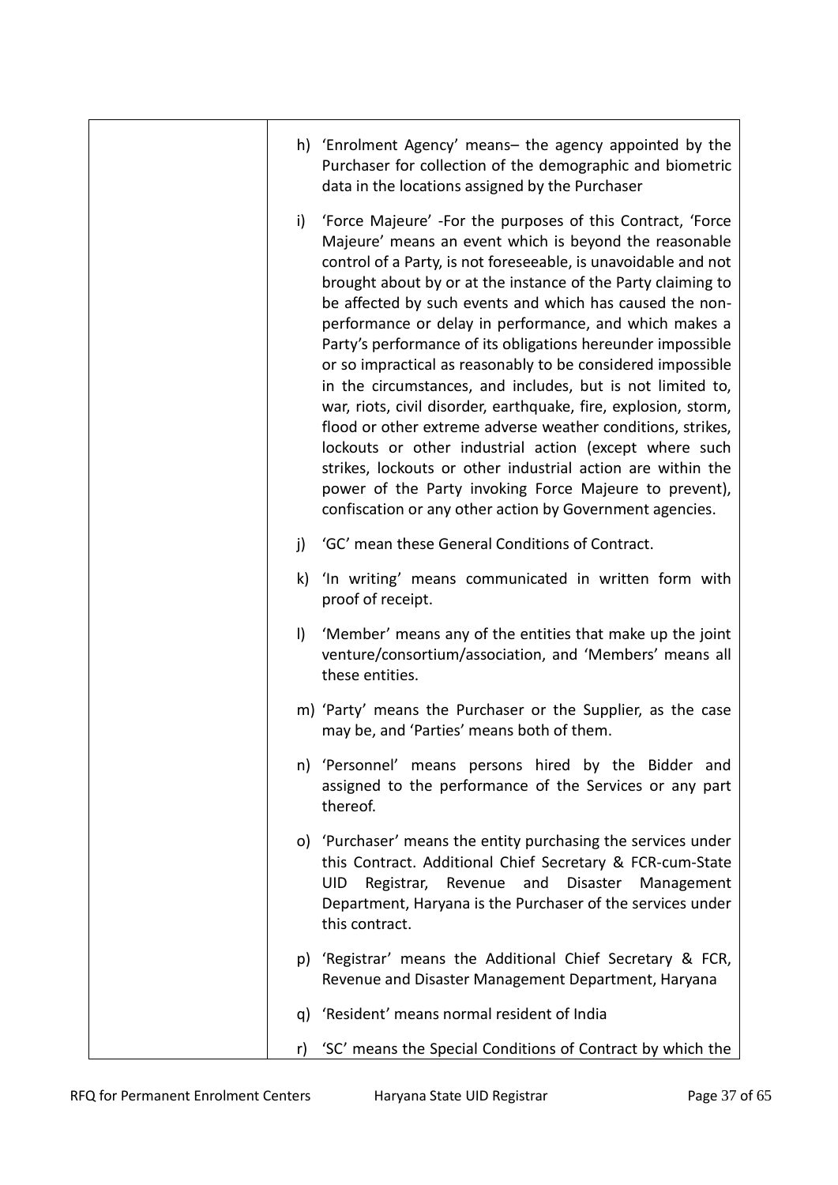| | |
|---|---|
| | h) 'Enrolment Agency' means– the agency appointed by the Purchaser for collection of the demographic and biometric data in the locations assigned by the Purchaser<br><br>i) 'Force Majeure' -For the purposes of this Contract, 'Force Majeure' means an event which is beyond the reasonable control of a Party, is not foreseeable, is unavoidable and not brought about by or at the instance of the Party claiming to be affected by such events and which has caused the non-performance or delay in performance, and which makes a Party's performance of its obligations hereunder impossible or so impractical as reasonably to be considered impossible in the circumstances, and includes, but is not limited to, war, riots, civil disorder, earthquake, fire, explosion, storm, flood or other extreme adverse weather conditions, strikes, lockouts or other industrial action (except where such strikes, lockouts or other industrial action are within the power of the Party invoking Force Majeure to prevent), confiscation or any other action by Government agencies.<br><br>j) 'GC' mean these General Conditions of Contract.<br><br>k) 'In writing' means communicated in written form with proof of receipt.<br><br>l) 'Member' means any of the entities that make up the joint venture/consortium/association, and 'Members' means all these entities.<br><br>m) 'Party' means the Purchaser or the Supplier, as the case may be, and 'Parties' means both of them.<br><br>n) 'Personnel' means persons hired by the Bidder and assigned to the performance of the Services or any part thereof.<br><br>o) 'Purchaser' means the entity purchasing the services under this Contract. Additional Chief Secretary & FCR-cum-State UID Registrar, Revenue and Disaster Management Department, Haryana is the Purchaser of the services under this contract.<br><br>p) 'Registrar' means the Additional Chief Secretary & FCR, Revenue and Disaster Management Department, Haryana<br><br>q) 'Resident' means normal resident of India<br><br>r) 'SC' means the Special Conditions of Contract by which the |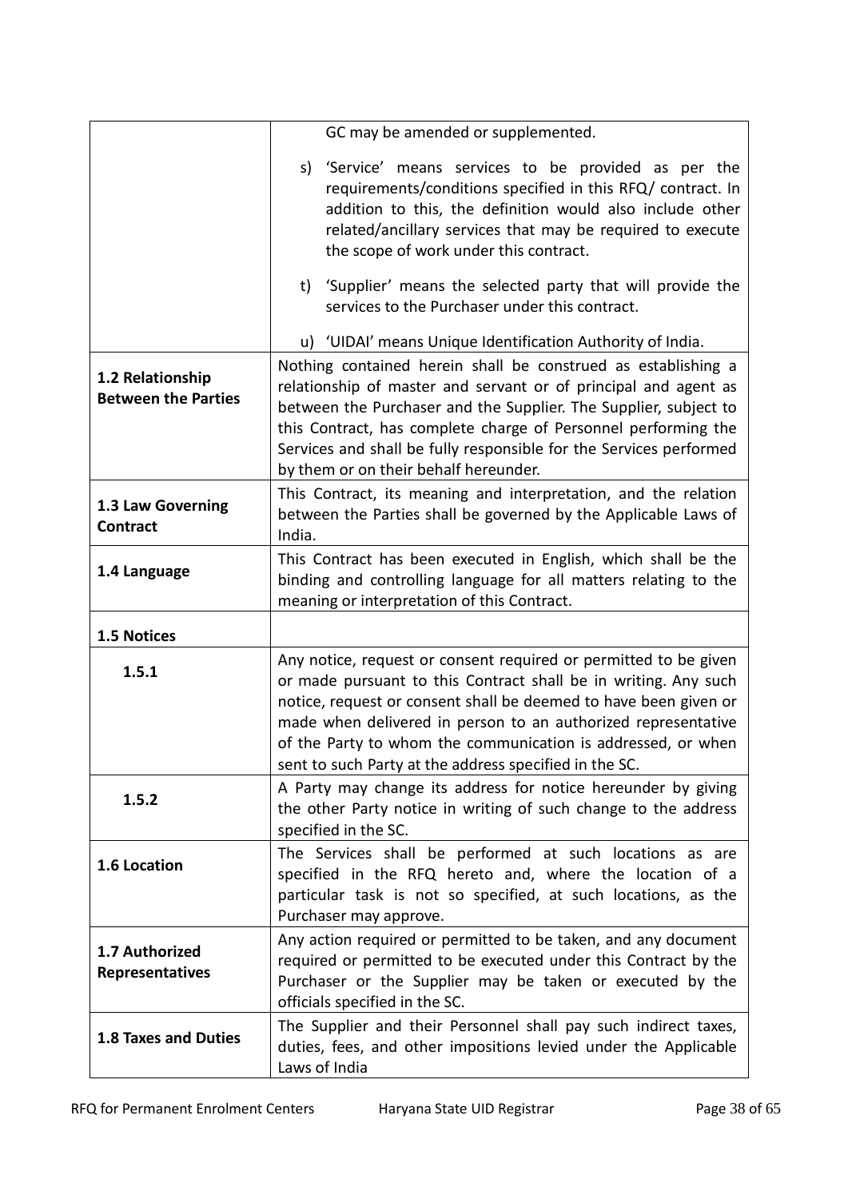| | |
|---|---|
| | GC may be amended or supplemented.<br><br>s) 'Service' means services to be provided as per the requirements/conditions specified in this RFQ/ contract. In addition to this, the definition would also include other related/ancillary services that may be required to execute the scope of work under this contract.<br><br>t) 'Supplier' means the selected party that will provide the services to the Purchaser under this contract.<br><br>u) 'UIDAI' means Unique Identification Authority of India. |
| **1.2 Relationship Between the Parties** | Nothing contained herein shall be construed as establishing a relationship of master and servant or of principal and agent as between the Purchaser and the Supplier. The Supplier, subject to this Contract, has complete charge of Personnel performing the Services and shall be fully responsible for the Services performed by them or on their behalf hereunder. |
| **1.3 Law Governing Contract** | This Contract, its meaning and interpretation, and the relation between the Parties shall be governed by the Applicable Laws of India. |
| **1.4 Language** | This Contract has been executed in English, which shall be the binding and controlling language for all matters relating to the meaning or interpretation of this Contract. |
| **1.5 Notices** | |
| **1.5.1** | Any notice, request or consent required or permitted to be given or made pursuant to this Contract shall be in writing. Any such notice, request or consent shall be deemed to have been given or made when delivered in person to an authorized representative of the Party to whom the communication is addressed, or when sent to such Party at the address specified in the SC. |
| **1.5.2** | A Party may change its address for notice hereunder by giving the other Party notice in writing of such change to the address specified in the SC. |
| **1.6 Location** | The Services shall be performed at such locations as are specified in the RFQ hereto and, where the location of a particular task is not so specified, at such locations, as the Purchaser may approve. |
| **1.7 Authorized Representatives** | Any action required or permitted to be taken, and any document required or permitted to be executed under this Contract by the Purchaser or the Supplier may be taken or executed by the officials specified in the SC. |
| **1.8 Taxes and Duties** | The Supplier and their Personnel shall pay such indirect taxes, duties, fees, and other impositions levied under the Applicable Laws of India |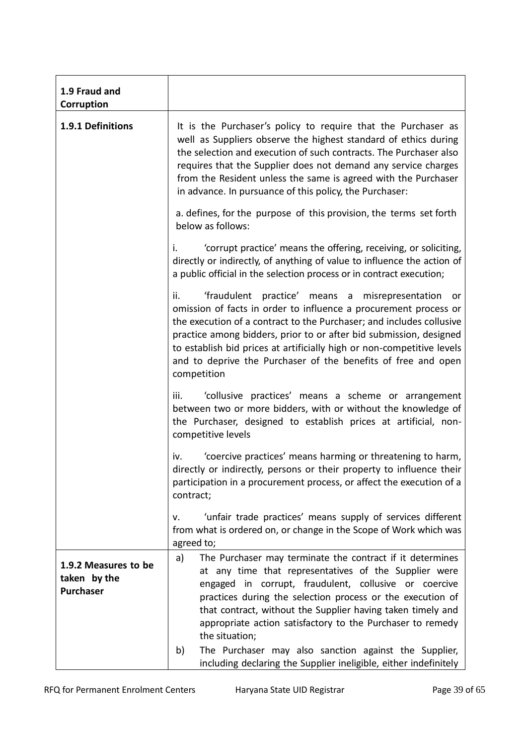| 1.9 Fraud and Corruption | |
|---|---|
| **1.9.1 Definitions** | It is the Purchaser's policy to require that the Purchaser as well as Suppliers observe the highest standard of ethics during the selection and execution of such contracts. The Purchaser also requires that the Supplier does not demand any service charges from the Resident unless the same is agreed with the Purchaser in advance. In pursuance of this policy, the Purchaser:<br><br>a. defines, for the purpose of this provision, the terms set forth below as follows:<br><br>i. 'corrupt practice' means the offering, receiving, or soliciting, directly or indirectly, of anything of value to influence the action of a public official in the selection process or in contract execution;<br><br>ii. 'fraudulent practice' means a misrepresentation or omission of facts in order to influence a procurement process or the execution of a contract to the Purchaser; and includes collusive practice among bidders, prior to or after bid submission, designed to establish bid prices at artificially high or non-competitive levels and to deprive the Purchaser of the benefits of free and open competition<br><br>iii. 'collusive practices' means a scheme or arrangement between two or more bidders, with or without the knowledge of the Purchaser, designed to establish prices at artificial, non-competitive levels<br><br>iv. 'coercive practices' means harming or threatening to harm, directly or indirectly, persons or their property to influence their participation in a procurement process, or affect the execution of a contract;<br><br>v. 'unfair trade practices' means supply of services different from what is ordered on, or change in the Scope of Work which was agreed to; |
| **1.9.2 Measures to be taken by the Purchaser** | a) The Purchaser may terminate the contract if it determines at any time that representatives of the Supplier were engaged in corrupt, fraudulent, collusive or coercive practices during the selection process or the execution of that contract, without the Supplier having taken timely and appropriate action satisfactory to the Purchaser to remedy the situation;<br><br>b) The Purchaser may also sanction against the Supplier, including declaring the Supplier ineligible, either indefinitely |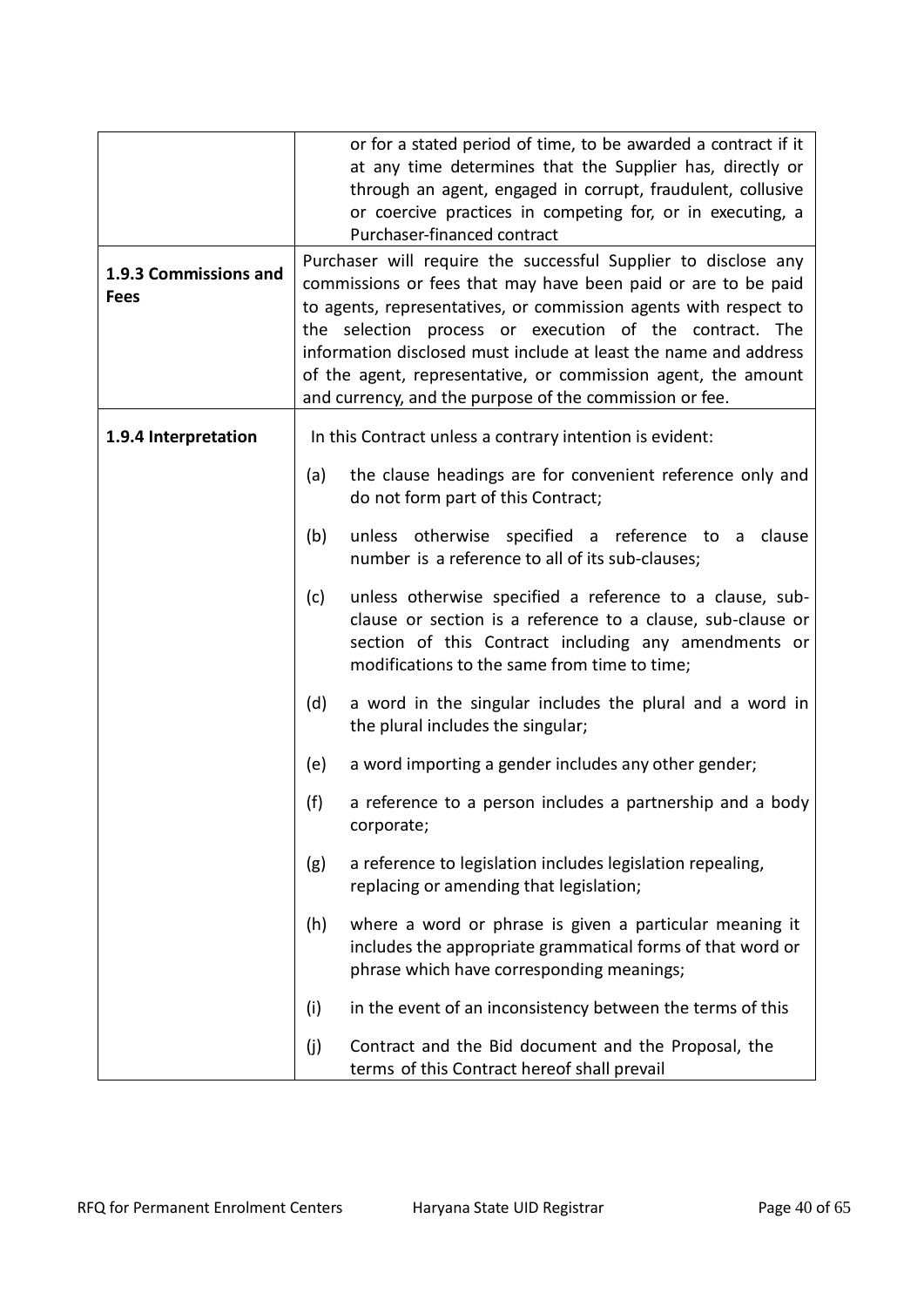| | |
|---|---|
| | or for a stated period of time, to be awarded a contract if it at any time determines that the Supplier has, directly or through an agent, engaged in corrupt, fraudulent, collusive or coercive practices in competing for, or in executing, a Purchaser-financed contract |
| **1.9.3 Commissions and Fees** | Purchaser will require the successful Supplier to disclose any commissions or fees that may have been paid or are to be paid to agents, representatives, or commission agents with respect to the selection process or execution of the contract. The information disclosed must include at least the name and address of the agent, representative, or commission agent, the amount and currency, and the purpose of the commission or fee. |
| **1.9.4 Interpretation** | In this Contract unless a contrary intention is evident:<br><br>(a) the clause headings are for convenient reference only and do not form part of this Contract;<br><br>(b) unless otherwise specified a reference to a clause number is a reference to all of its sub-clauses;<br><br>(c) unless otherwise specified a reference to a clause, sub-clause or section is a reference to a clause, sub-clause or section of this Contract including any amendments or modifications to the same from time to time;<br><br>(d) a word in the singular includes the plural and a word in the plural includes the singular;<br><br>(e) a word importing a gender includes any other gender;<br><br>(f) a reference to a person includes a partnership and a body corporate;<br><br>(g) a reference to legislation includes legislation repealing, replacing or amending that legislation;<br><br>(h) where a word or phrase is given a particular meaning it includes the appropriate grammatical forms of that word or phrase which have corresponding meanings;<br><br>(i) in the event of an inconsistency between the terms of this<br><br>(j) Contract and the Bid document and the Proposal, the terms of this Contract hereof shall prevail |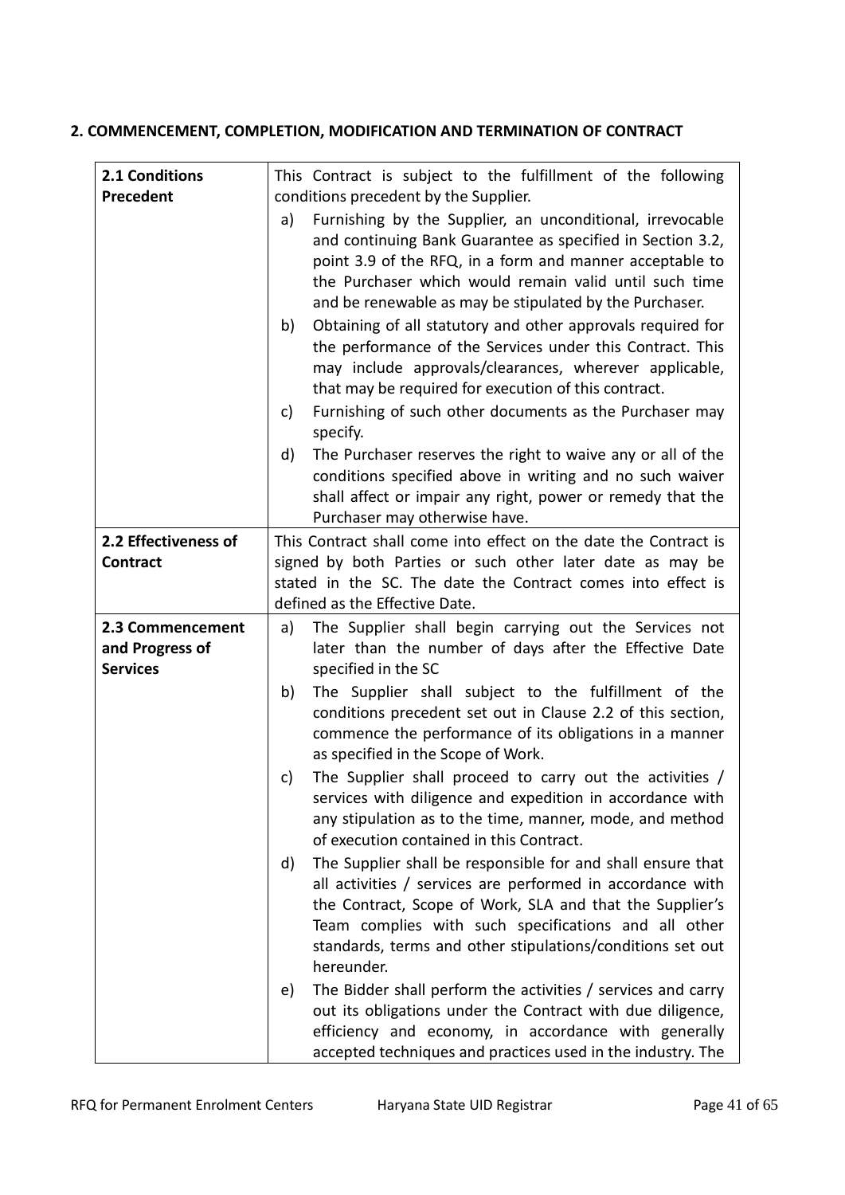## 2. COMMENCEMENT, COMPLETION, MODIFICATION AND TERMINATION OF CONTRACT

| | |
|---|---|
| **2.1 Conditions Precedent** | This Contract is subject to the fulfillment of the following conditions precedent by the Supplier.<br>a) Furnishing by the Supplier, an unconditional, irrevocable and continuing Bank Guarantee as specified in Section 3.2, point 3.9 of the RFQ, in a form and manner acceptable to the Purchaser which would remain valid until such time and be renewable as may be stipulated by the Purchaser.<br>b) Obtaining of all statutory and other approvals required for the performance of the Services under this Contract. This may include approvals/clearances, wherever applicable, that may be required for execution of this contract.<br>c) Furnishing of such other documents as the Purchaser may specify.<br>d) The Purchaser reserves the right to waive any or all of the conditions specified above in writing and no such waiver shall affect or impair any right, power or remedy that the Purchaser may otherwise have. |
| **2.2 Effectiveness of Contract** | This Contract shall come into effect on the date the Contract is signed by both Parties or such other later date as may be stated in the SC. The date the Contract comes into effect is defined as the Effective Date. |
| **2.3 Commencement and Progress of Services** | a) The Supplier shall begin carrying out the Services not later than the number of days after the Effective Date specified in the SC<br>b) The Supplier shall subject to the fulfillment of the conditions precedent set out in Clause 2.2 of this section, commence the performance of its obligations in a manner as specified in the Scope of Work.<br>c) The Supplier shall proceed to carry out the activities / services with diligence and expedition in accordance with any stipulation as to the time, manner, mode, and method of execution contained in this Contract.<br>d) The Supplier shall be responsible for and shall ensure that all activities / services are performed in accordance with the Contract, Scope of Work, SLA and that the Supplier's Team complies with such specifications and all other standards, terms and other stipulations/conditions set out hereunder.<br>e) The Bidder shall perform the activities / services and carry out its obligations under the Contract with due diligence, efficiency and economy, in accordance with generally accepted techniques and practices used in the industry. The |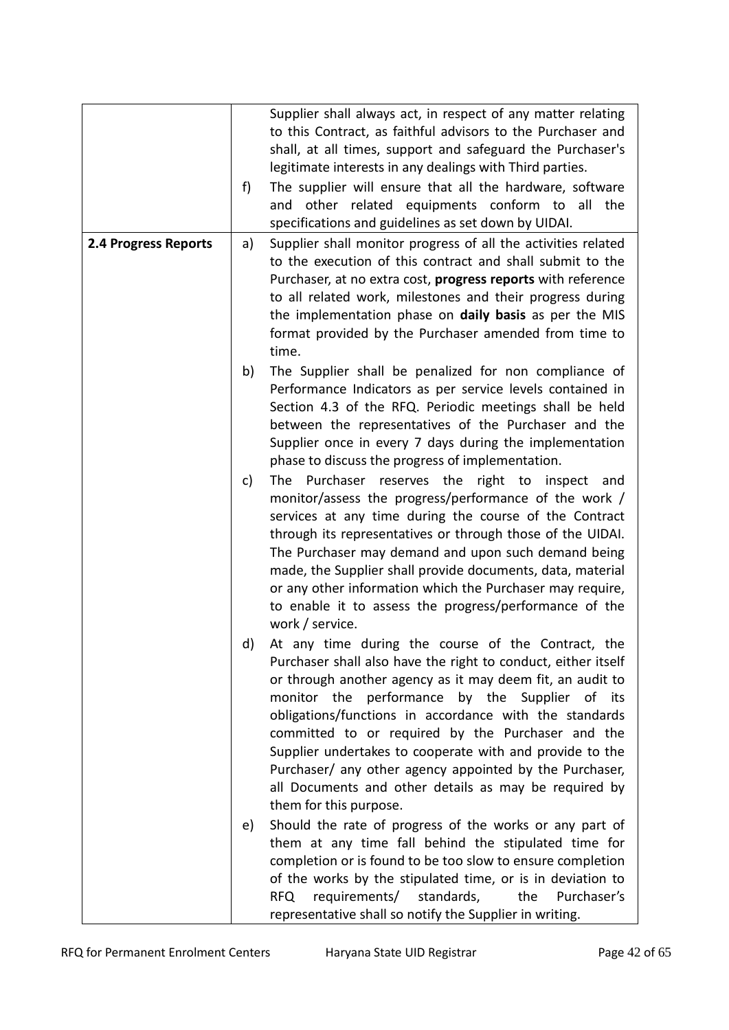| | |
|---|---|
| | Supplier shall always act, in respect of any matter relating to this Contract, as faithful advisors to the Purchaser and shall, at all times, support and safeguard the Purchaser's legitimate interests in any dealings with Third parties.<br>f) The supplier will ensure that all the hardware, software and other related equipments conform to all the specifications and guidelines as set down by UIDAI. |
| **2.4 Progress Reports** | a) Supplier shall monitor progress of all the activities related to the execution of this contract and shall submit to the Purchaser, at no extra cost, **progress reports** with reference to all related work, milestones and their progress during the implementation phase on **daily basis** as per the MIS format provided by the Purchaser amended from time to time.<br>b) The Supplier shall be penalized for non compliance of Performance Indicators as per service levels contained in Section 4.3 of the RFQ. Periodic meetings shall be held between the representatives of the Purchaser and the Supplier once in every 7 days during the implementation phase to discuss the progress of implementation.<br>c) The Purchaser reserves the right to inspect and monitor/assess the progress/performance of the work / services at any time during the course of the Contract through its representatives or through those of the UIDAI. The Purchaser may demand and upon such demand being made, the Supplier shall provide documents, data, material or any other information which the Purchaser may require, to enable it to assess the progress/performance of the work / service.<br>d) At any time during the course of the Contract, the Purchaser shall also have the right to conduct, either itself or through another agency as it may deem fit, an audit to monitor the performance by the Supplier of its obligations/functions in accordance with the standards committed to or required by the Purchaser and the Supplier undertakes to cooperate with and provide to the Purchaser/ any other agency appointed by the Purchaser, all Documents and other details as may be required by them for this purpose.<br>e) Should the rate of progress of the works or any part of them at any time fall behind the stipulated time for completion or is found to be too slow to ensure completion of the works by the stipulated time, or is in deviation to RFQ requirements/ standards, the Purchaser's representative shall so notify the Supplier in writing. |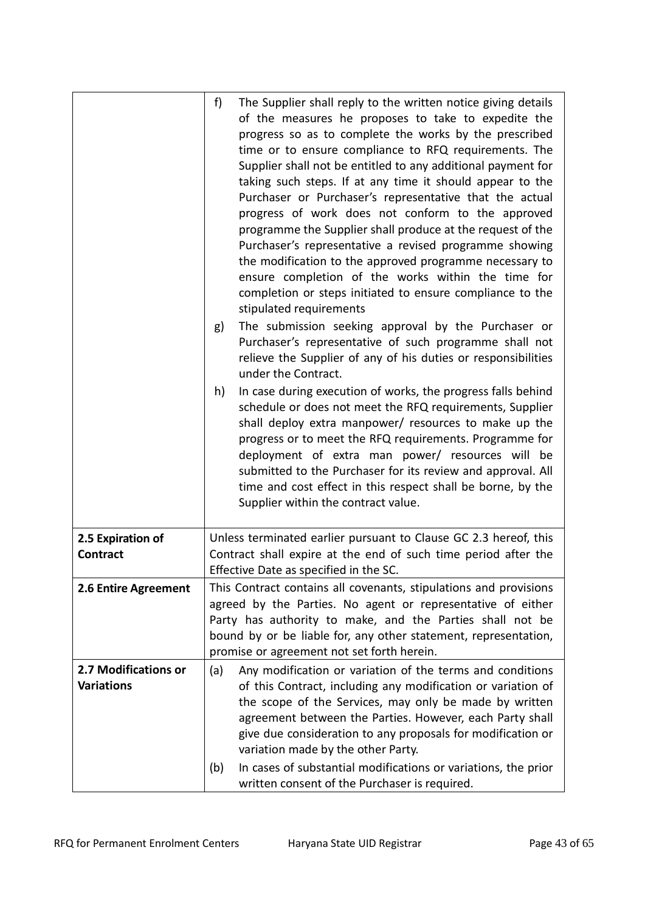| | |
|---|---|
| | f) The Supplier shall reply to the written notice giving details of the measures he proposes to take to expedite the progress so as to complete the works by the prescribed time or to ensure compliance to RFQ requirements. The Supplier shall not be entitled to any additional payment for taking such steps. If at any time it should appear to the Purchaser or Purchaser's representative that the actual progress of work does not conform to the approved programme the Supplier shall produce at the request of the Purchaser's representative a revised programme showing the modification to the approved programme necessary to ensure completion of the works within the time for completion or steps initiated to ensure compliance to the stipulated requirements<br><br>g) The submission seeking approval by the Purchaser or Purchaser's representative of such programme shall not relieve the Supplier of any of his duties or responsibilities under the Contract.<br><br>h) In case during execution of works, the progress falls behind schedule or does not meet the RFQ requirements, Supplier shall deploy extra manpower/ resources to make up the progress or to meet the RFQ requirements. Programme for deployment of extra man power/ resources will be submitted to the Purchaser for its review and approval. All time and cost effect in this respect shall be borne, by the Supplier within the contract value. |
| **2.5 Expiration of Contract** | Unless terminated earlier pursuant to Clause GC 2.3 hereof, this Contract shall expire at the end of such time period after the Effective Date as specified in the SC. |
| **2.6 Entire Agreement** | This Contract contains all covenants, stipulations and provisions agreed by the Parties. No agent or representative of either Party has authority to make, and the Parties shall not be bound by or be liable for, any other statement, representation, promise or agreement not set forth herein. |
| **2.7 Modifications or Variations** | (a) Any modification or variation of the terms and conditions of this Contract, including any modification or variation of the scope of the Services, may only be made by written agreement between the Parties. However, each Party shall give due consideration to any proposals for modification or variation made by the other Party.<br><br>(b) In cases of substantial modifications or variations, the prior written consent of the Purchaser is required. |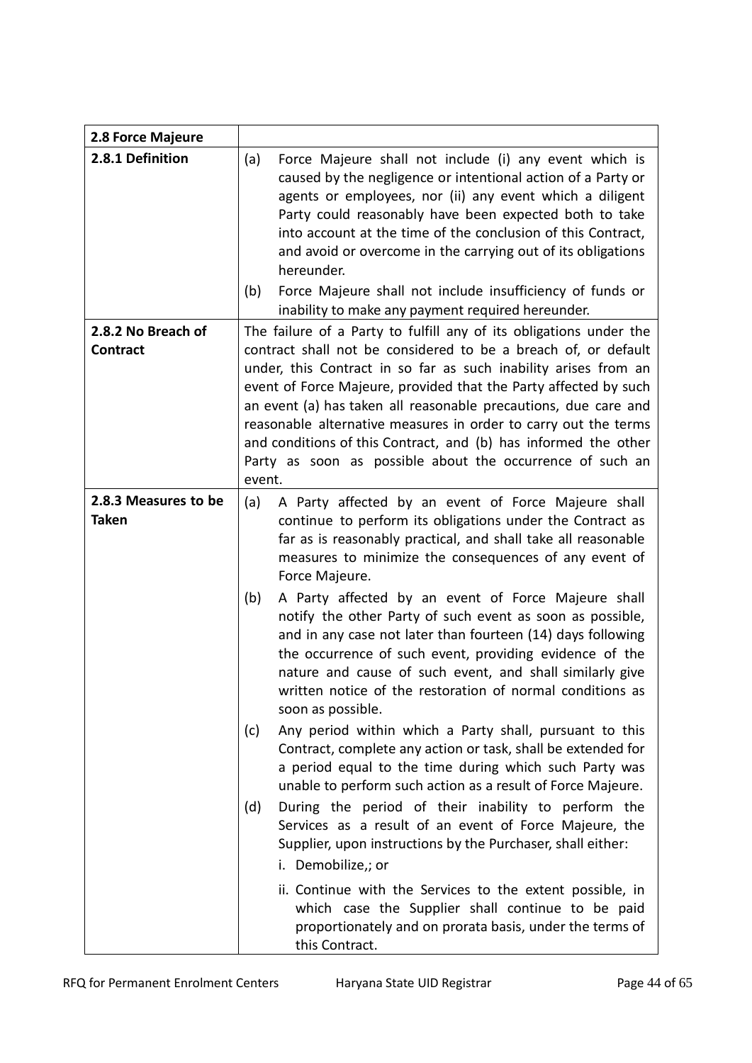| 2.8 Force Majeure | |
|---|---|
| **2.8.1 Definition** | (a) Force Majeure shall not include (i) any event which is caused by the negligence or intentional action of a Party or agents or employees, nor (ii) any event which a diligent Party could reasonably have been expected both to take into account at the time of the conclusion of this Contract, and avoid or overcome in the carrying out of its obligations hereunder.<br>(b) Force Majeure shall not include insufficiency of funds or inability to make any payment required hereunder. |
| **2.8.2 No Breach of Contract** | The failure of a Party to fulfill any of its obligations under the contract shall not be considered to be a breach of, or default under, this Contract in so far as such inability arises from an event of Force Majeure, provided that the Party affected by such an event (a) has taken all reasonable precautions, due care and reasonable alternative measures in order to carry out the terms and conditions of this Contract, and (b) has informed the other Party as soon as possible about the occurrence of such an event. |
| **2.8.3 Measures to be Taken** | (a) A Party affected by an event of Force Majeure shall continue to perform its obligations under the Contract as far as is reasonably practical, and shall take all reasonable measures to minimize the consequences of any event of Force Majeure.<br>(b) A Party affected by an event of Force Majeure shall notify the other Party of such event as soon as possible, and in any case not later than fourteen (14) days following the occurrence of such event, providing evidence of the nature and cause of such event, and shall similarly give written notice of the restoration of normal conditions as soon as possible.<br>(c) Any period within which a Party shall, pursuant to this Contract, complete any action or task, shall be extended for a period equal to the time during which such Party was unable to perform such action as a result of Force Majeure.<br>(d) During the period of their inability to perform the Services as a result of an event of Force Majeure, the Supplier, upon instructions by the Purchaser, shall either:<br>i. Demobilize,; or<br>ii. Continue with the Services to the extent possible, in which case the Supplier shall continue to be paid proportionately and on prorata basis, under the terms of this Contract. |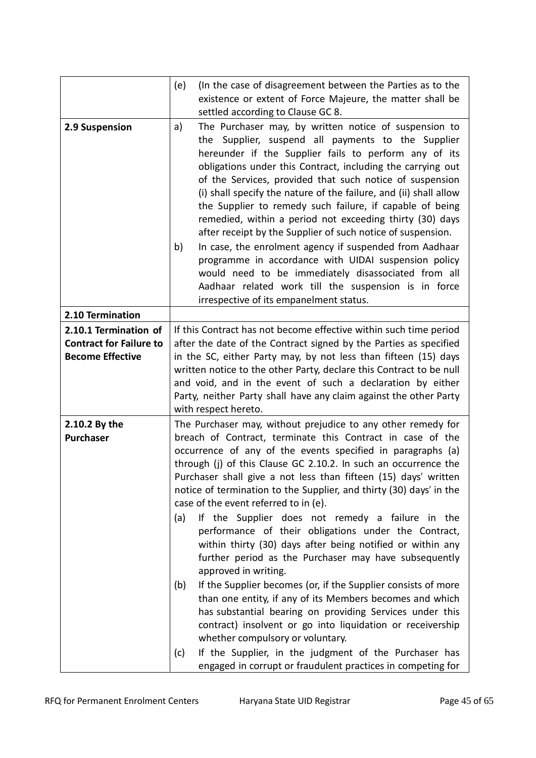| | |
|---|---|
| | (e) (In the case of disagreement between the Parties as to the existence or extent of Force Majeure, the matter shall be settled according to Clause GC 8. |
| **2.9 Suspension** | a) The Purchaser may, by written notice of suspension to the Supplier, suspend all payments to the Supplier hereunder if the Supplier fails to perform any of its obligations under this Contract, including the carrying out of the Services, provided that such notice of suspension (i) shall specify the nature of the failure, and (ii) shall allow the Supplier to remedy such failure, if capable of being remedied, within a period not exceeding thirty (30) days after receipt by the Supplier of such notice of suspension.<br>b) In case, the enrolment agency if suspended from Aadhaar programme in accordance with UIDAI suspension policy would need to be immediately disassociated from all Aadhaar related work till the suspension is in force irrespective of its empanelment status. |
| **2.10 Termination** | |
| **2.10.1 Termination of Contract for Failure to Become Effective** | If this Contract has not become effective within such time period after the date of the Contract signed by the Parties as specified in the SC, either Party may, by not less than fifteen (15) days written notice to the other Party, declare this Contract to be null and void, and in the event of such a declaration by either Party, neither Party shall have any claim against the other Party with respect hereto. |
| **2.10.2 By the Purchaser** | The Purchaser may, without prejudice to any other remedy for breach of Contract, terminate this Contract in case of the occurrence of any of the events specified in paragraphs (a) through (j) of this Clause GC 2.10.2. In such an occurrence the Purchaser shall give a not less than fifteen (15) days' written notice of termination to the Supplier, and thirty (30) days' in the case of the event referred to in (e).<br>(a) If the Supplier does not remedy a failure in the performance of their obligations under the Contract, within thirty (30) days after being notified or within any further period as the Purchaser may have subsequently approved in writing.<br>(b) If the Supplier becomes (or, if the Supplier consists of more than one entity, if any of its Members becomes and which has substantial bearing on providing Services under this contract) insolvent or go into liquidation or receivership whether compulsory or voluntary.<br>(c) If the Supplier, in the judgment of the Purchaser has engaged in corrupt or fraudulent practices in competing for |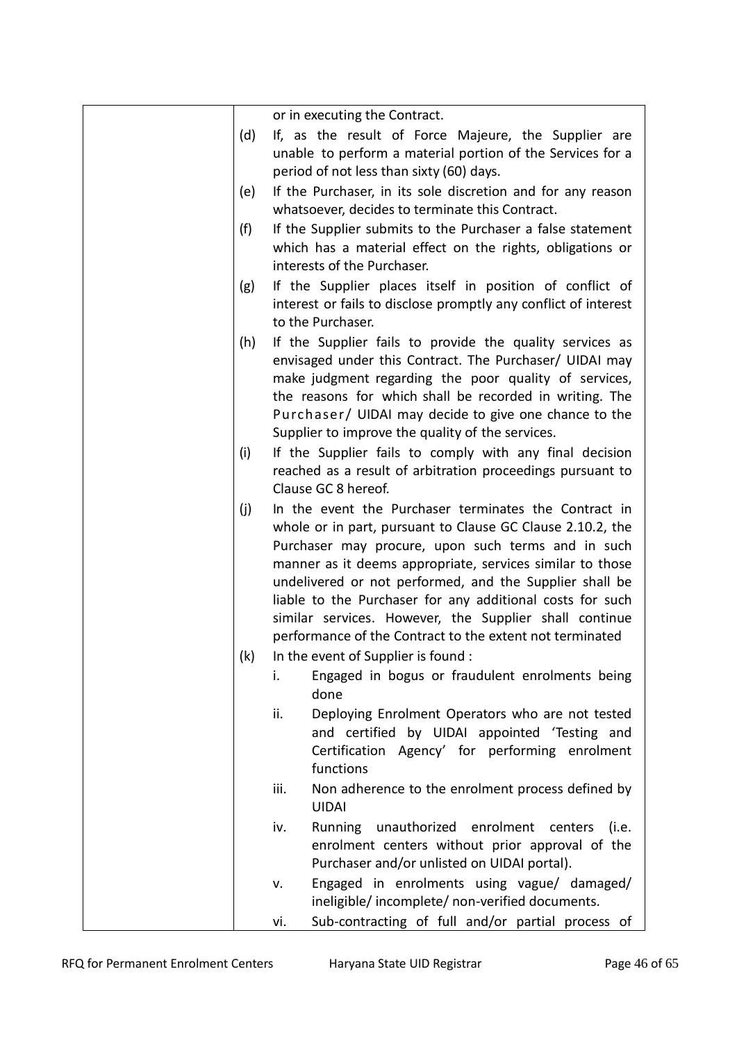or in executing the Contract.

(d) If, as the result of Force Majeure, the Supplier are unable to perform a material portion of the Services for a period of not less than sixty (60) days.

(e) If the Purchaser, in its sole discretion and for any reason whatsoever, decides to terminate this Contract.

(f) If the Supplier submits to the Purchaser a false statement which has a material effect on the rights, obligations or interests of the Purchaser.

(g) If the Supplier places itself in position of conflict of interest or fails to disclose promptly any conflict of interest to the Purchaser.

(h) If the Supplier fails to provide the quality services as envisaged under this Contract. The Purchaser/ UIDAI may make judgment regarding the poor quality of services, the reasons for which shall be recorded in writing. The Purchaser/ UIDAI may decide to give one chance to the Supplier to improve the quality of the services.

(i) If the Supplier fails to comply with any final decision reached as a result of arbitration proceedings pursuant to Clause GC 8 hereof.

(j) In the event the Purchaser terminates the Contract in whole or in part, pursuant to Clause GC Clause 2.10.2, the Purchaser may procure, upon such terms and in such manner as it deems appropriate, services similar to those undelivered or not performed, and the Supplier shall be liable to the Purchaser for any additional costs for such similar services. However, the Supplier shall continue performance of the Contract to the extent not terminated

(k) In the event of Supplier is found :

   i. Engaged in bogus or fraudulent enrolments being done

   ii. Deploying Enrolment Operators who are not tested and certified by UIDAI appointed 'Testing and Certification Agency' for performing enrolment functions

   iii. Non adherence to the enrolment process defined by UIDAI

   iv. Running unauthorized enrolment centers (i.e. enrolment centers without prior approval of the Purchaser and/or unlisted on UIDAI portal).

   v. Engaged in enrolments using vague/ damaged/ ineligible/ incomplete/ non-verified documents.

   vi. Sub-contracting of full and/or partial process of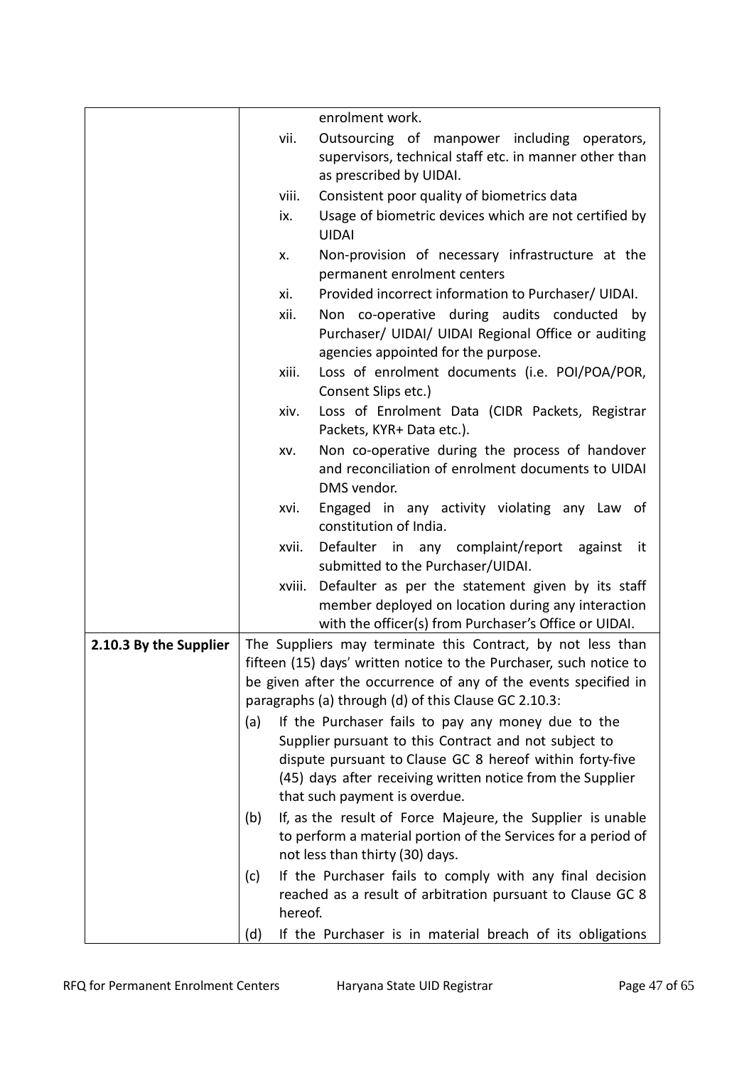| | |
|---|---|
| | enrolment work.<br>vii. Outsourcing of manpower including operators, supervisors, technical staff etc. in manner other than as prescribed by UIDAI.<br>viii. Consistent poor quality of biometrics data<br>ix. Usage of biometric devices which are not certified by UIDAI<br>x. Non-provision of necessary infrastructure at the permanent enrolment centers<br>xi. Provided incorrect information to Purchaser/ UIDAI.<br>xii. Non co-operative during audits conducted by Purchaser/ UIDAI/ UIDAI Regional Office or auditing agencies appointed for the purpose.<br>xiii. Loss of enrolment documents (i.e. POI/POA/POR, Consent Slips etc.)<br>xiv. Loss of Enrolment Data (CIDR Packets, Registrar Packets, KYR+ Data etc.).<br>xv. Non co-operative during the process of handover and reconciliation of enrolment documents to UIDAI DMS vendor.<br>xvi. Engaged in any activity violating any Law of constitution of India.<br>xvii. Defaulter in any complaint/report against it submitted to the Purchaser/UIDAI.<br>xviii. Defaulter as per the statement given by its staff member deployed on location during any interaction with the officer(s) from Purchaser's Office or UIDAI. |
| **2.10.3 By the Supplier** | The Suppliers may terminate this Contract, by not less than fifteen (15) days' written notice to the Purchaser, such notice to be given after the occurrence of any of the events specified in paragraphs (a) through (d) of this Clause GC 2.10.3:<br>(a) If the Purchaser fails to pay any money due to the Supplier pursuant to this Contract and not subject to dispute pursuant to Clause GC 8 hereof within forty-five (45) days after receiving written notice from the Supplier that such payment is overdue.<br>(b) If, as the result of Force Majeure, the Supplier is unable to perform a material portion of the Services for a period of not less than thirty (30) days.<br>(c) If the Purchaser fails to comply with any final decision reached as a result of arbitration pursuant to Clause GC 8 hereof.<br>(d) If the Purchaser is in material breach of its obligations |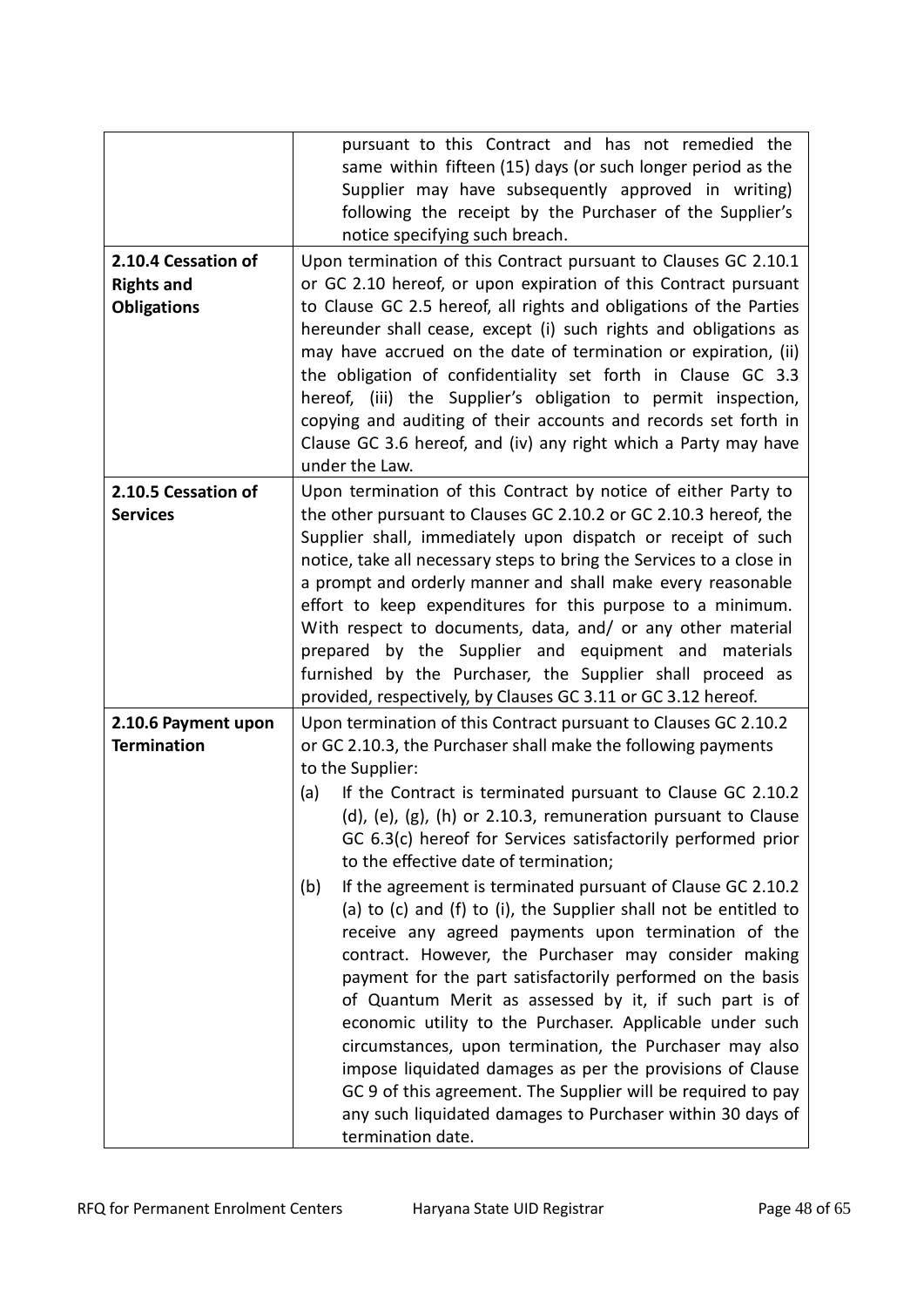| | |
|---|---|
| | pursuant to this Contract and has not remedied the same within fifteen (15) days (or such longer period as the Supplier may have subsequently approved in writing) following the receipt by the Purchaser of the Supplier's notice specifying such breach. |
| **2.10.4 Cessation of Rights and Obligations** | Upon termination of this Contract pursuant to Clauses GC 2.10.1 or GC 2.10 hereof, or upon expiration of this Contract pursuant to Clause GC 2.5 hereof, all rights and obligations of the Parties hereunder shall cease, except (i) such rights and obligations as may have accrued on the date of termination or expiration, (ii) the obligation of confidentiality set forth in Clause GC 3.3 hereof, (iii) the Supplier's obligation to permit inspection, copying and auditing of their accounts and records set forth in Clause GC 3.6 hereof, and (iv) any right which a Party may have under the Law. |
| **2.10.5 Cessation of Services** | Upon termination of this Contract by notice of either Party to the other pursuant to Clauses GC 2.10.2 or GC 2.10.3 hereof, the Supplier shall, immediately upon dispatch or receipt of such notice, take all necessary steps to bring the Services to a close in a prompt and orderly manner and shall make every reasonable effort to keep expenditures for this purpose to a minimum. With respect to documents, data, and/ or any other material prepared by the Supplier and equipment and materials furnished by the Purchaser, the Supplier shall proceed as provided, respectively, by Clauses GC 3.11 or GC 3.12 hereof. |
| **2.10.6 Payment upon Termination** | Upon termination of this Contract pursuant to Clauses GC 2.10.2 or GC 2.10.3, the Purchaser shall make the following payments to the Supplier:<br>(a) If the Contract is terminated pursuant to Clause GC 2.10.2 (d), (e), (g), (h) or 2.10.3, remuneration pursuant to Clause GC 6.3(c) hereof for Services satisfactorily performed prior to the effective date of termination;<br>(b) If the agreement is terminated pursuant of Clause GC 2.10.2 (a) to (c) and (f) to (i), the Supplier shall not be entitled to receive any agreed payments upon termination of the contract. However, the Purchaser may consider making payment for the part satisfactorily performed on the basis of Quantum Merit as assessed by it, if such part is of economic utility to the Purchaser. Applicable under such circumstances, upon termination, the Purchaser may also impose liquidated damages as per the provisions of Clause GC 9 of this agreement. The Supplier will be required to pay any such liquidated damages to Purchaser within 30 days of termination date. |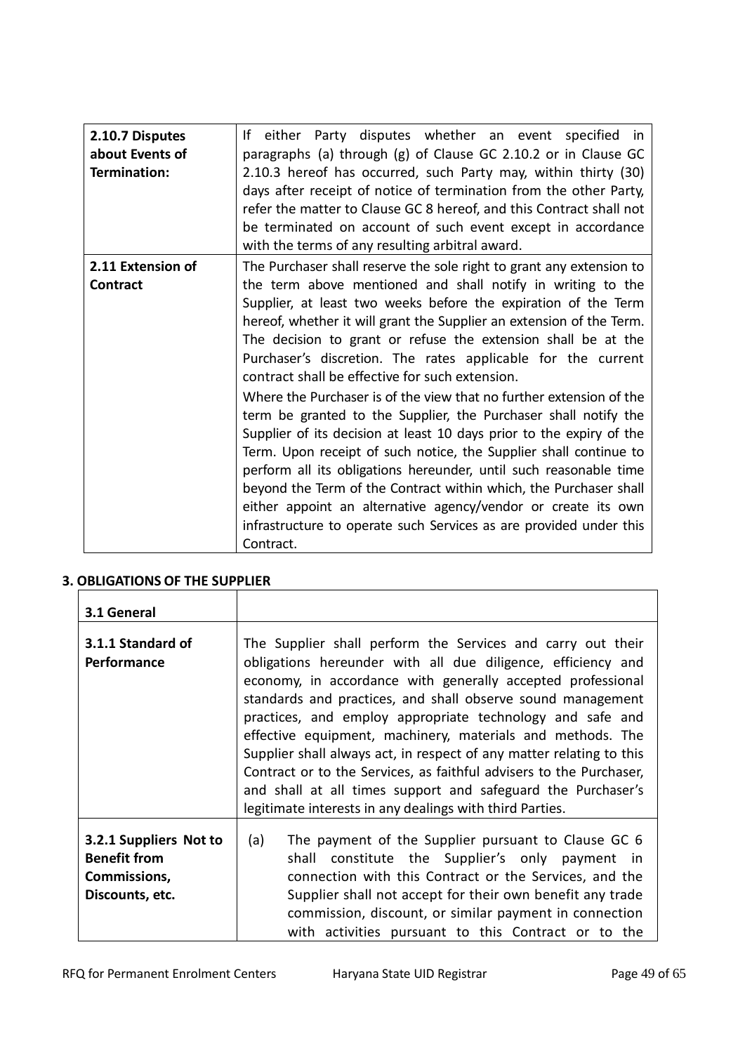| | |
|---|---|
| **2.10.7 Disputes about Events of Termination:** | If either Party disputes whether an event specified in paragraphs (a) through (g) of Clause GC 2.10.2 or in Clause GC 2.10.3 hereof has occurred, such Party may, within thirty (30) days after receipt of notice of termination from the other Party, refer the matter to Clause GC 8 hereof, and this Contract shall not be terminated on account of such event except in accordance with the terms of any resulting arbitral award. |
| **2.11 Extension of Contract** | The Purchaser shall reserve the sole right to grant any extension to the term above mentioned and shall notify in writing to the Supplier, at least two weeks before the expiration of the Term hereof, whether it will grant the Supplier an extension of the Term. The decision to grant or refuse the extension shall be at the Purchaser's discretion. The rates applicable for the current contract shall be effective for such extension.<br><br>Where the Purchaser is of the view that no further extension of the term be granted to the Supplier, the Purchaser shall notify the Supplier of its decision at least 10 days prior to the expiry of the Term. Upon receipt of such notice, the Supplier shall continue to perform all its obligations hereunder, until such reasonable time beyond the Term of the Contract within which, the Purchaser shall either appoint an alternative agency/vendor or create its own infrastructure to operate such Services as are provided under this Contract. |

## 3. OBLIGATIONS OF THE SUPPLIER

| | |
|---|---|
| **3.1 General** | |
| **3.1.1 Standard of Performance** | The Supplier shall perform the Services and carry out their obligations hereunder with all due diligence, efficiency and economy, in accordance with generally accepted professional standards and practices, and shall observe sound management practices, and employ appropriate technology and safe and effective equipment, machinery, materials and methods. The Supplier shall always act, in respect of any matter relating to this Contract or to the Services, as faithful advisers to the Purchaser, and shall at all times support and safeguard the Purchaser's legitimate interests in any dealings with third Parties. |
| **3.2.1 Suppliers Not to Benefit from Commissions, Discounts, etc.** | (a) The payment of the Supplier pursuant to Clause GC 6 shall constitute the Supplier's only payment in connection with this Contract or the Services, and the Supplier shall not accept for their own benefit any trade commission, discount, or similar payment in connection with activities pursuant to this Contract or to the |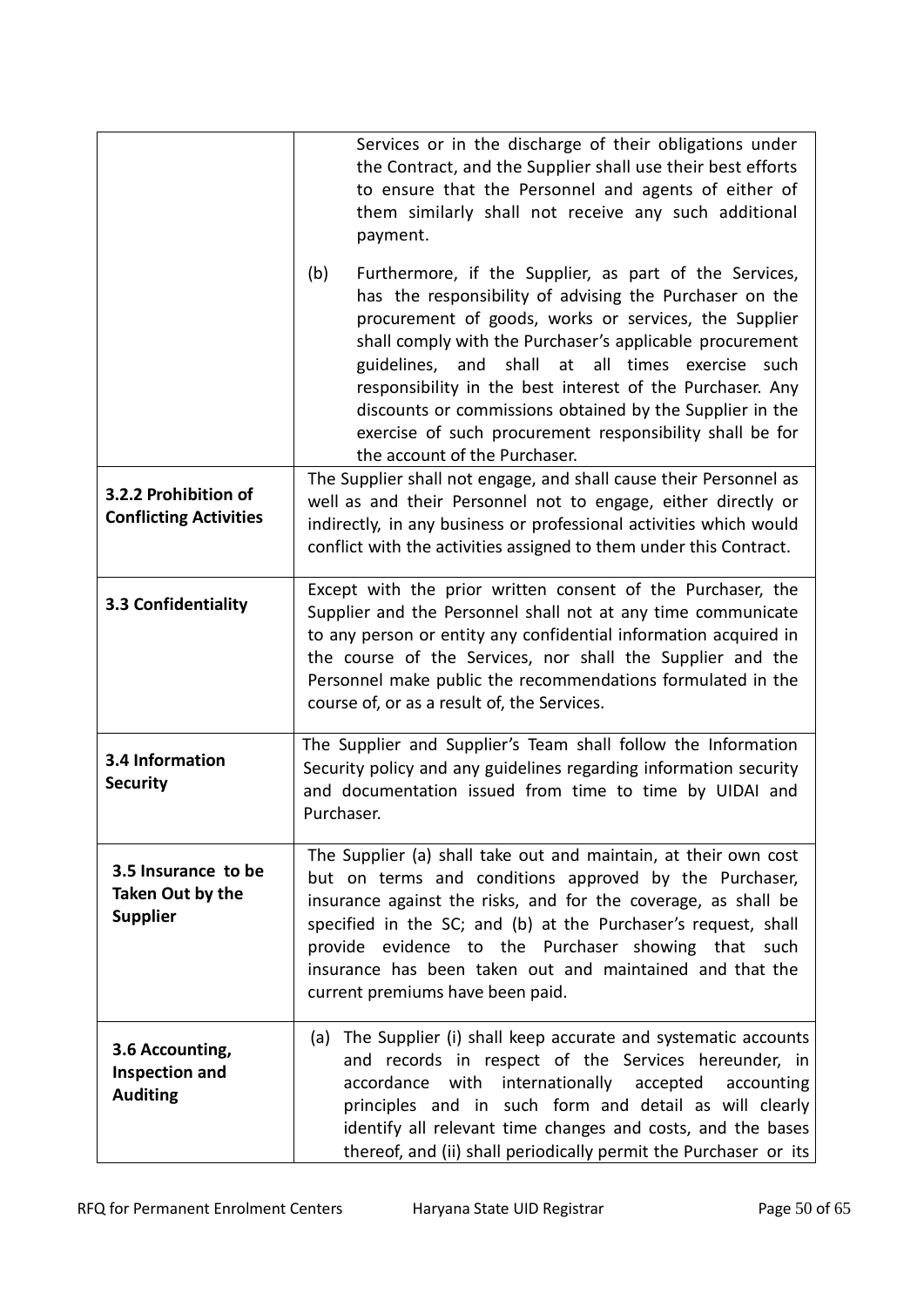| | |
|---|---|
| | Services or in the discharge of their obligations under the Contract, and the Supplier shall use their best efforts to ensure that the Personnel and agents of either of them similarly shall not receive any such additional payment.<br><br>(b) Furthermore, if the Supplier, as part of the Services, has the responsibility of advising the Purchaser on the procurement of goods, works or services, the Supplier shall comply with the Purchaser's applicable procurement guidelines, and shall at all times exercise such responsibility in the best interest of the Purchaser. Any discounts or commissions obtained by the Supplier in the exercise of such procurement responsibility shall be for the account of the Purchaser. |
| **3.2.2 Prohibition of Conflicting Activities** | The Supplier shall not engage, and shall cause their Personnel as well as and their Personnel not to engage, either directly or indirectly, in any business or professional activities which would conflict with the activities assigned to them under this Contract. |
| **3.3 Confidentiality** | Except with the prior written consent of the Purchaser, the Supplier and the Personnel shall not at any time communicate to any person or entity any confidential information acquired in the course of the Services, nor shall the Supplier and the Personnel make public the recommendations formulated in the course of, or as a result of, the Services. |
| **3.4 Information Security** | The Supplier and Supplier's Team shall follow the Information Security policy and any guidelines regarding information security and documentation issued from time to time by UIDAI and Purchaser. |
| **3.5 Insurance to be Taken Out by the Supplier** | The Supplier (a) shall take out and maintain, at their own cost but on terms and conditions approved by the Purchaser, insurance against the risks, and for the coverage, as shall be specified in the SC; and (b) at the Purchaser's request, shall provide evidence to the Purchaser showing that such insurance has been taken out and maintained and that the current premiums have been paid. |
| **3.6 Accounting, Inspection and Auditing** | (a) The Supplier (i) shall keep accurate and systematic accounts and records in respect of the Services hereunder, in accordance with internationally accepted accounting principles and in such form and detail as will clearly identify all relevant time changes and costs, and the bases thereof, and (ii) shall periodically permit the Purchaser or its |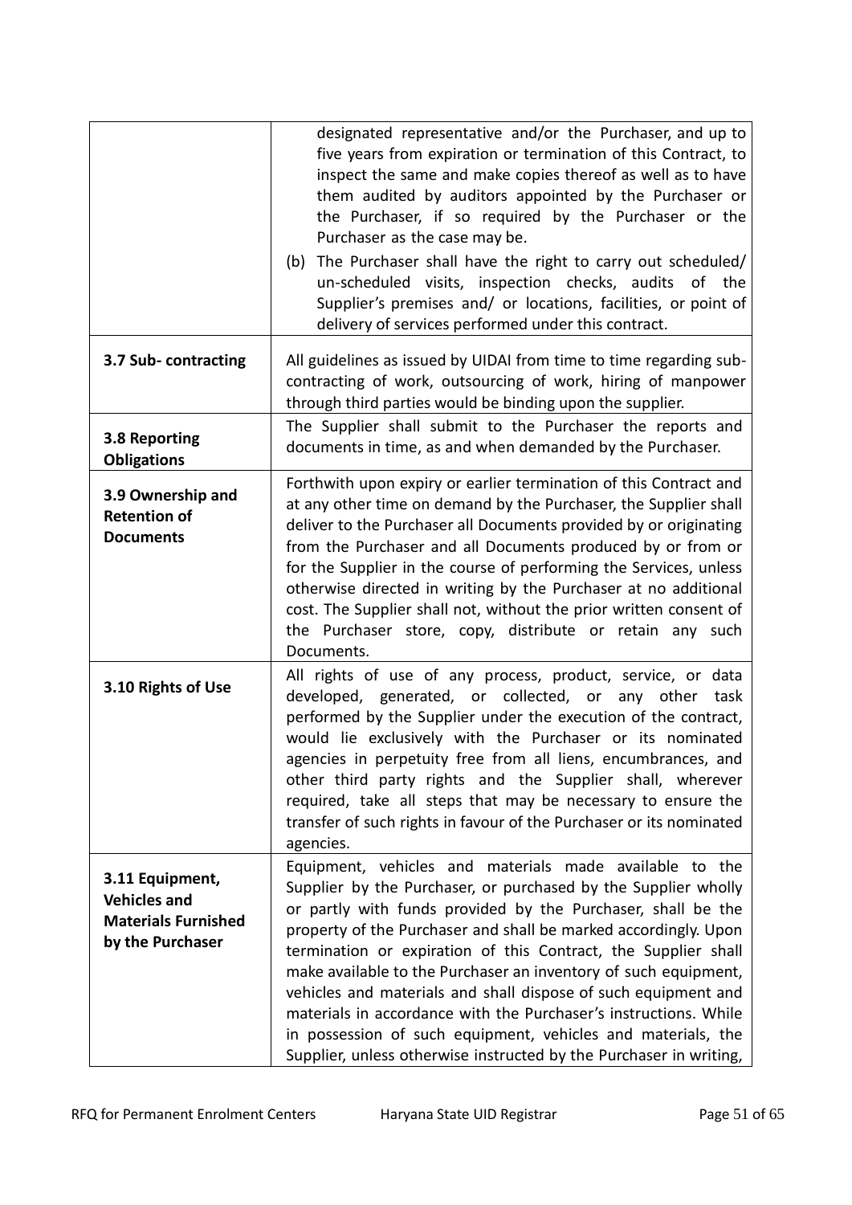| | |
|---|---|
| | designated representative and/or the Purchaser, and up to five years from expiration or termination of this Contract, to inspect the same and make copies thereof as well as to have them audited by auditors appointed by the Purchaser or the Purchaser, if so required by the Purchaser or the Purchaser as the case may be.<br>(b) The Purchaser shall have the right to carry out scheduled/ un-scheduled visits, inspection checks, audits of the Supplier's premises and/ or locations, facilities, or point of delivery of services performed under this contract. |
| **3.7 Sub- contracting** | All guidelines as issued by UIDAI from time to time regarding sub-contracting of work, outsourcing of work, hiring of manpower through third parties would be binding upon the supplier. |
| **3.8 Reporting Obligations** | The Supplier shall submit to the Purchaser the reports and documents in time, as and when demanded by the Purchaser. |
| **3.9 Ownership and Retention of Documents** | Forthwith upon expiry or earlier termination of this Contract and at any other time on demand by the Purchaser, the Supplier shall deliver to the Purchaser all Documents provided by or originating from the Purchaser and all Documents produced by or from or for the Supplier in the course of performing the Services, unless otherwise directed in writing by the Purchaser at no additional cost. The Supplier shall not, without the prior written consent of the Purchaser store, copy, distribute or retain any such Documents. |
| **3.10 Rights of Use** | All rights of use of any process, product, service, or data developed, generated, or collected, or any other task performed by the Supplier under the execution of the contract, would lie exclusively with the Purchaser or its nominated agencies in perpetuity free from all liens, encumbrances, and other third party rights and the Supplier shall, wherever required, take all steps that may be necessary to ensure the transfer of such rights in favour of the Purchaser or its nominated agencies. |
| **3.11 Equipment, Vehicles and Materials Furnished by the Purchaser** | Equipment, vehicles and materials made available to the Supplier by the Purchaser, or purchased by the Supplier wholly or partly with funds provided by the Purchaser, shall be the property of the Purchaser and shall be marked accordingly. Upon termination or expiration of this Contract, the Supplier shall make available to the Purchaser an inventory of such equipment, vehicles and materials and shall dispose of such equipment and materials in accordance with the Purchaser's instructions. While in possession of such equipment, vehicles and materials, the Supplier, unless otherwise instructed by the Purchaser in writing, |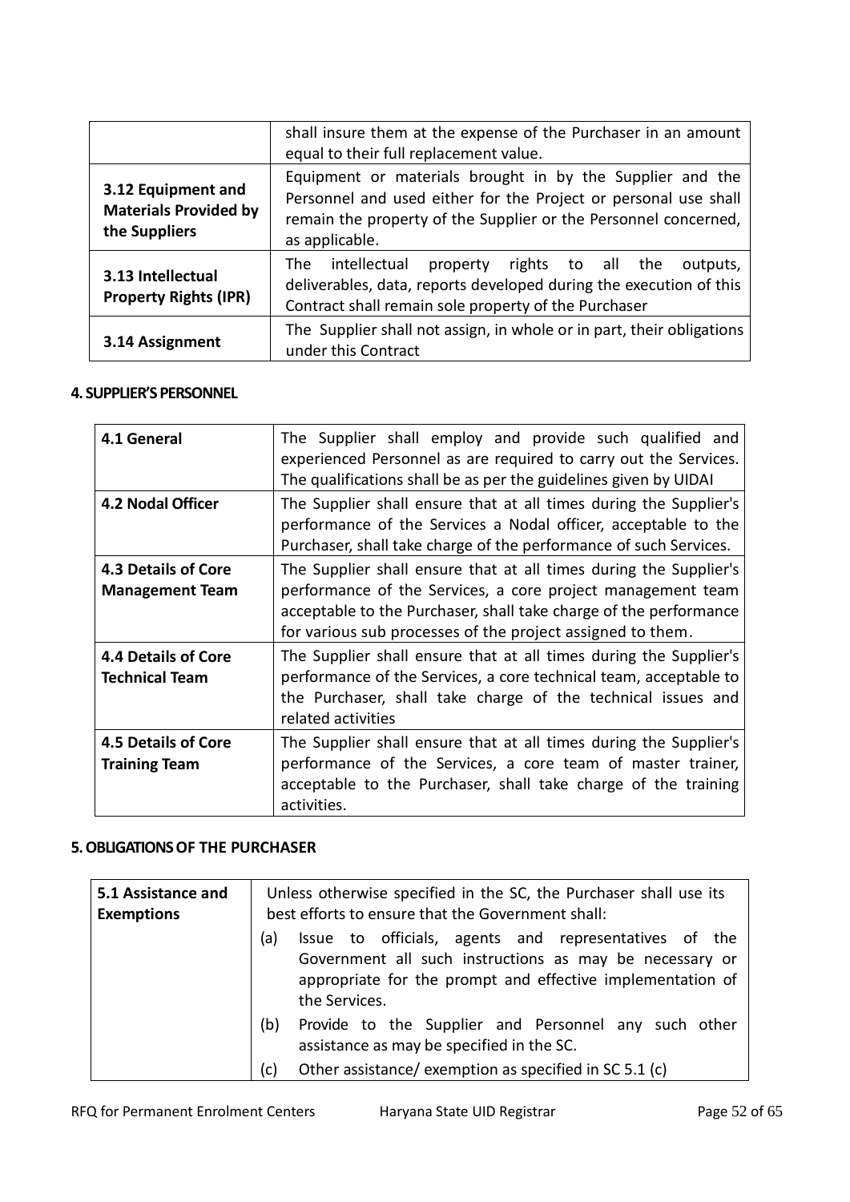| | |
|---|---|
| | shall insure them at the expense of the Purchaser in an amount equal to their full replacement value. |
| **3.12 Equipment and Materials Provided by the Suppliers** | Equipment or materials brought in by the Supplier and the Personnel and used either for the Project or personal use shall remain the property of the Supplier or the Personnel concerned, as applicable. |
| **3.13 Intellectual Property Rights (IPR)** | The intellectual property rights to all the outputs, deliverables, data, reports developed during the execution of this Contract shall remain sole property of the Purchaser |
| **3.14 Assignment** | The Supplier shall not assign, in whole or in part, their obligations under this Contract |

### 4. SUPPLIER'S PERSONNEL

| | |
|---|---|
| **4.1 General** | The Supplier shall employ and provide such qualified and experienced Personnel as are required to carry out the Services. The qualifications shall be as per the guidelines given by UIDAI |
| **4.2 Nodal Officer** | The Supplier shall ensure that at all times during the Supplier's performance of the Services a Nodal officer, acceptable to the Purchaser, shall take charge of the performance of such Services. |
| **4.3 Details of Core Management Team** | The Supplier shall ensure that at all times during the Supplier's performance of the Services, a core project management team acceptable to the Purchaser, shall take charge of the performance for various sub processes of the project assigned to them. |
| **4.4 Details of Core Technical Team** | The Supplier shall ensure that at all times during the Supplier's performance of the Services, a core technical team, acceptable to the Purchaser, shall take charge of the technical issues and related activities |
| **4.5 Details of Core Training Team** | The Supplier shall ensure that at all times during the Supplier's performance of the Services, a core team of master trainer, acceptable to the Purchaser, shall take charge of the training activities. |

### 5. OBLIGATIONS OF THE PURCHASER

| | |
|---|---|
| **5.1 Assistance and Exemptions** | Unless otherwise specified in the SC, the Purchaser shall use its best efforts to ensure that the Government shall:<br>(a) Issue to officials, agents and representatives of the Government all such instructions as may be necessary or appropriate for the prompt and effective implementation of the Services.<br>(b) Provide to the Supplier and Personnel any such other assistance as may be specified in the SC.<br>(c) Other assistance/ exemption as specified in SC 5.1 (c) |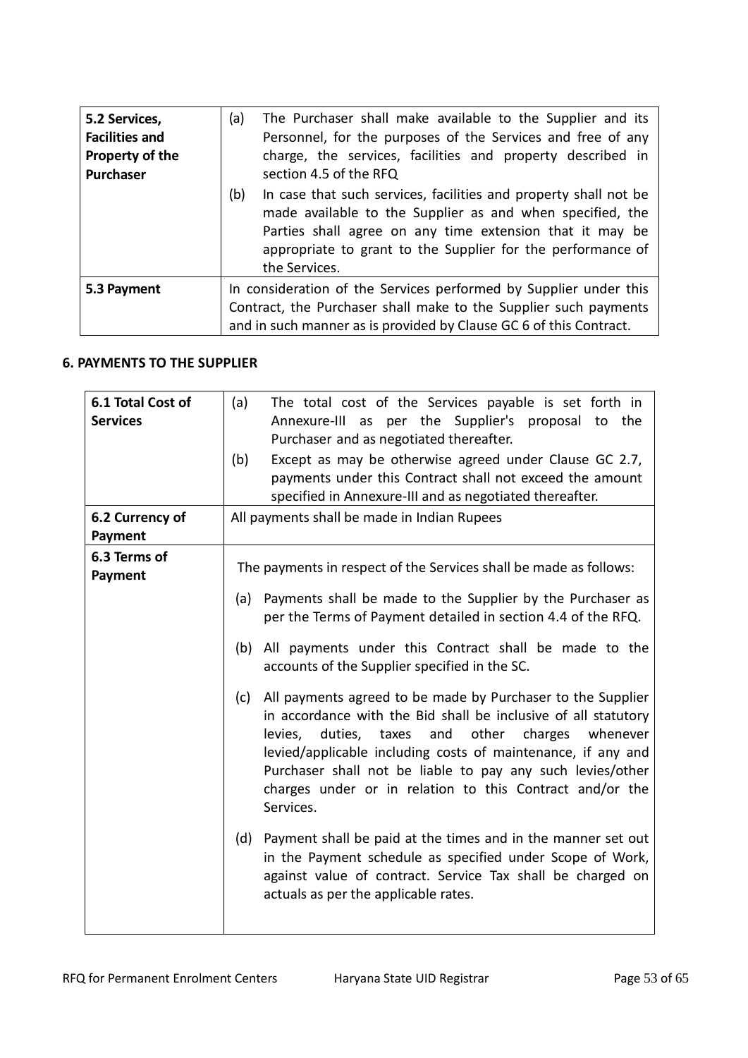| | |
|---|---|
| **5.2 Services, Facilities and Property of the Purchaser** | (a) The Purchaser shall make available to the Supplier and its Personnel, for the purposes of the Services and free of any charge, the services, facilities and property described in section 4.5 of the RFQ<br>(b) In case that such services, facilities and property shall not be made available to the Supplier as and when specified, the Parties shall agree on any time extension that it may be appropriate to grant to the Supplier for the performance of the Services. |
| **5.3 Payment** | In consideration of the Services performed by Supplier under this Contract, the Purchaser shall make to the Supplier such payments and in such manner as is provided by Clause GC 6 of this Contract. |

### 6. PAYMENTS TO THE SUPPLIER

| | |
|---|---|
| **6.1 Total Cost of Services** | (a) The total cost of the Services payable is set forth in Annexure-III as per the Supplier's proposal to the Purchaser and as negotiated thereafter.<br>(b) Except as may be otherwise agreed under Clause GC 2.7, payments under this Contract shall not exceed the amount specified in Annexure-III and as negotiated thereafter. |
| **6.2 Currency of Payment** | All payments shall be made in Indian Rupees |
| **6.3 Terms of Payment** | The payments in respect of the Services shall be made as follows:<br>(a) Payments shall be made to the Supplier by the Purchaser as per the Terms of Payment detailed in section 4.4 of the RFQ.<br>(b) All payments under this Contract shall be made to the accounts of the Supplier specified in the SC.<br>(c) All payments agreed to be made by Purchaser to the Supplier in accordance with the Bid shall be inclusive of all statutory levies, duties, taxes and other charges whenever levied/applicable including costs of maintenance, if any and Purchaser shall not be liable to pay any such levies/other charges under or in relation to this Contract and/or the Services.<br>(d) Payment shall be paid at the times and in the manner set out in the Payment schedule as specified under Scope of Work, against value of contract. Service Tax shall be charged on actuals as per the applicable rates. |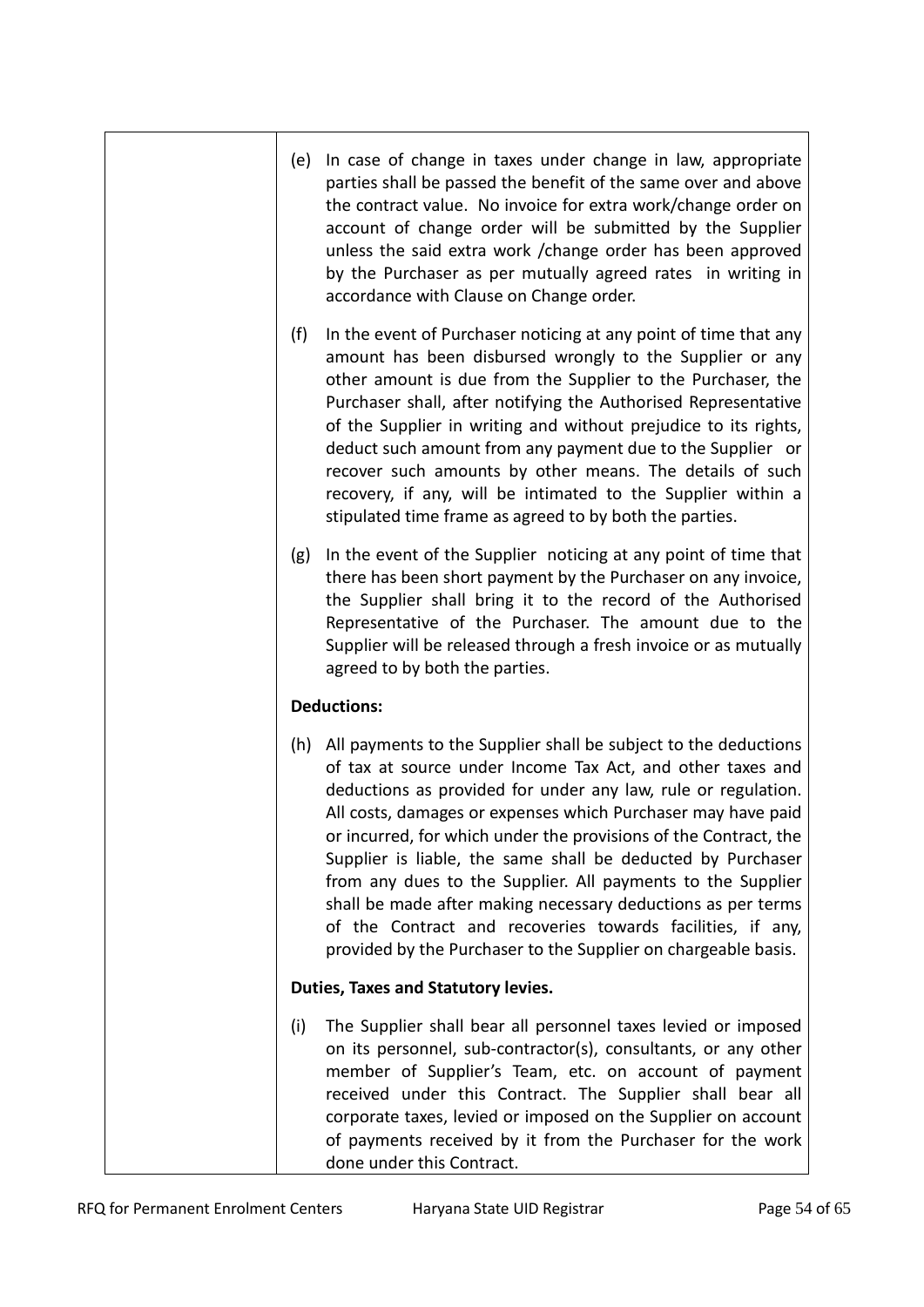| | |
|---|---|
| | (e) In case of change in taxes under change in law, appropriate parties shall be passed the benefit of the same over and above the contract value. No invoice for extra work/change order on account of change order will be submitted by the Supplier unless the said extra work /change order has been approved by the Purchaser as per mutually agreed rates in writing in accordance with Clause on Change order.<br><br>(f) In the event of Purchaser noticing at any point of time that any amount has been disbursed wrongly to the Supplier or any other amount is due from the Supplier to the Purchaser, the Purchaser shall, after notifying the Authorised Representative of the Supplier in writing and without prejudice to its rights, deduct such amount from any payment due to the Supplier or recover such amounts by other means. The details of such recovery, if any, will be intimated to the Supplier within a stipulated time frame as agreed to by both the parties.<br><br>(g) In the event of the Supplier noticing at any point of time that there has been short payment by the Purchaser on any invoice, the Supplier shall bring it to the record of the Authorised Representative of the Purchaser. The amount due to the Supplier will be released through a fresh invoice or as mutually agreed to by both the parties.<br><br>**Deductions:**<br><br>(h) All payments to the Supplier shall be subject to the deductions of tax at source under Income Tax Act, and other taxes and deductions as provided for under any law, rule or regulation. All costs, damages or expenses which Purchaser may have paid or incurred, for which under the provisions of the Contract, the Supplier is liable, the same shall be deducted by Purchaser from any dues to the Supplier. All payments to the Supplier shall be made after making necessary deductions as per terms of the Contract and recoveries towards facilities, if any, provided by the Purchaser to the Supplier on chargeable basis.<br><br>**Duties, Taxes and Statutory levies.**<br><br>(i) The Supplier shall bear all personnel taxes levied or imposed on its personnel, sub-contractor(s), consultants, or any other member of Supplier's Team, etc. on account of payment received under this Contract. The Supplier shall bear all corporate taxes, levied or imposed on the Supplier on account of payments received by it from the Purchaser for the work done under this Contract. |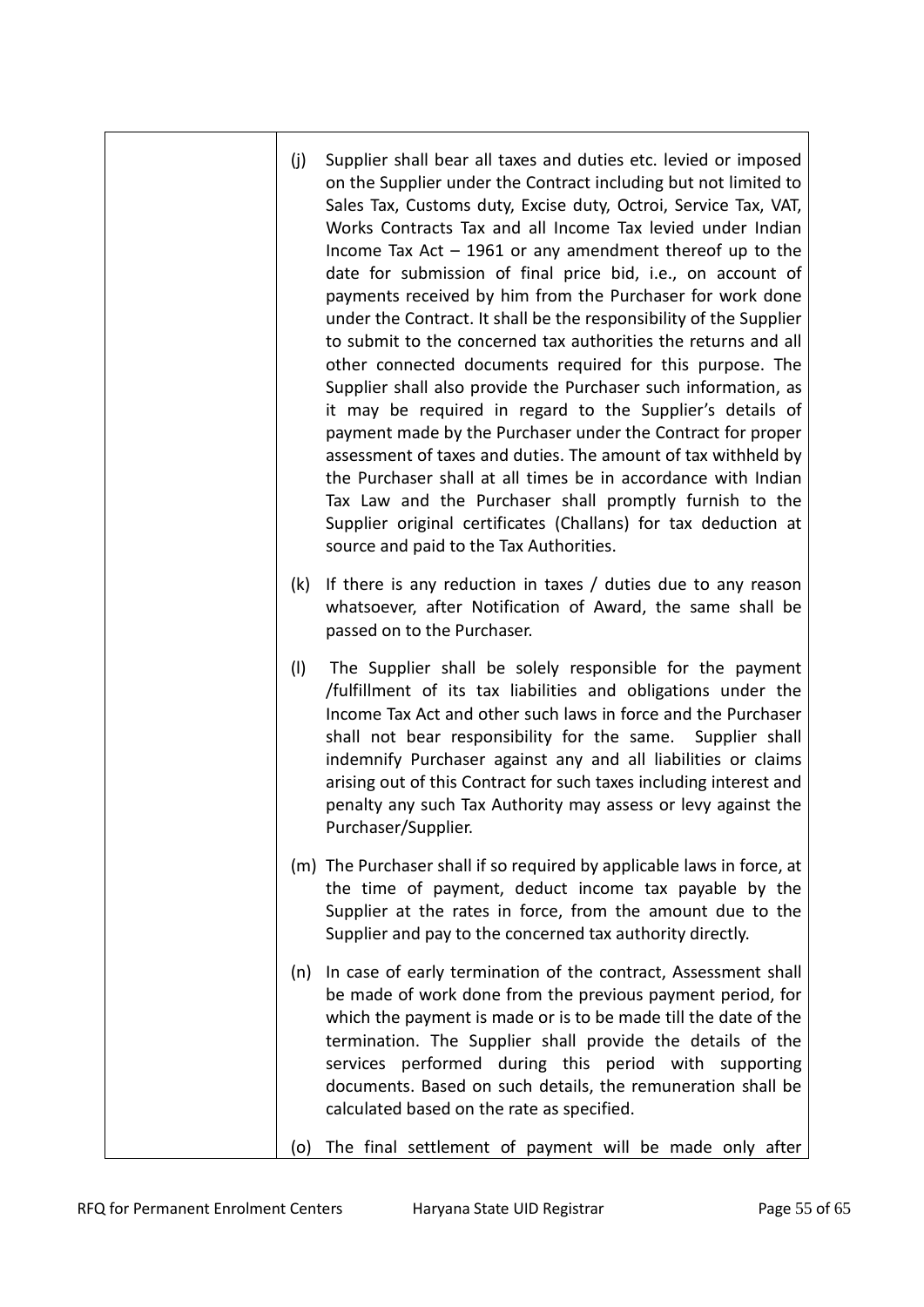| | |
|---|---|
| | (j) Supplier shall bear all taxes and duties etc. levied or imposed on the Supplier under the Contract including but not limited to Sales Tax, Customs duty, Excise duty, Octroi, Service Tax, VAT, Works Contracts Tax and all Income Tax levied under Indian Income Tax Act – 1961 or any amendment thereof up to the date for submission of final price bid, i.e., on account of payments received by him from the Purchaser for work done under the Contract. It shall be the responsibility of the Supplier to submit to the concerned tax authorities the returns and all other connected documents required for this purpose. The Supplier shall also provide the Purchaser such information, as it may be required in regard to the Supplier's details of payment made by the Purchaser under the Contract for proper assessment of taxes and duties. The amount of tax withheld by the Purchaser shall at all times be in accordance with Indian Tax Law and the Purchaser shall promptly furnish to the Supplier original certificates (Challans) for tax deduction at source and paid to the Tax Authorities.<br><br>(k) If there is any reduction in taxes / duties due to any reason whatsoever, after Notification of Award, the same shall be passed on to the Purchaser.<br><br>(l) The Supplier shall be solely responsible for the payment /fulfillment of its tax liabilities and obligations under the Income Tax Act and other such laws in force and the Purchaser shall not bear responsibility for the same. Supplier shall indemnify Purchaser against any and all liabilities or claims arising out of this Contract for such taxes including interest and penalty any such Tax Authority may assess or levy against the Purchaser/Supplier.<br><br>(m) The Purchaser shall if so required by applicable laws in force, at the time of payment, deduct income tax payable by the Supplier at the rates in force, from the amount due to the Supplier and pay to the concerned tax authority directly.<br><br>(n) In case of early termination of the contract, Assessment shall be made of work done from the previous payment period, for which the payment is made or is to be made till the date of the termination. The Supplier shall provide the details of the services performed during this period with supporting documents. Based on such details, the remuneration shall be calculated based on the rate as specified.<br><br>(o) The final settlement of payment will be made only after |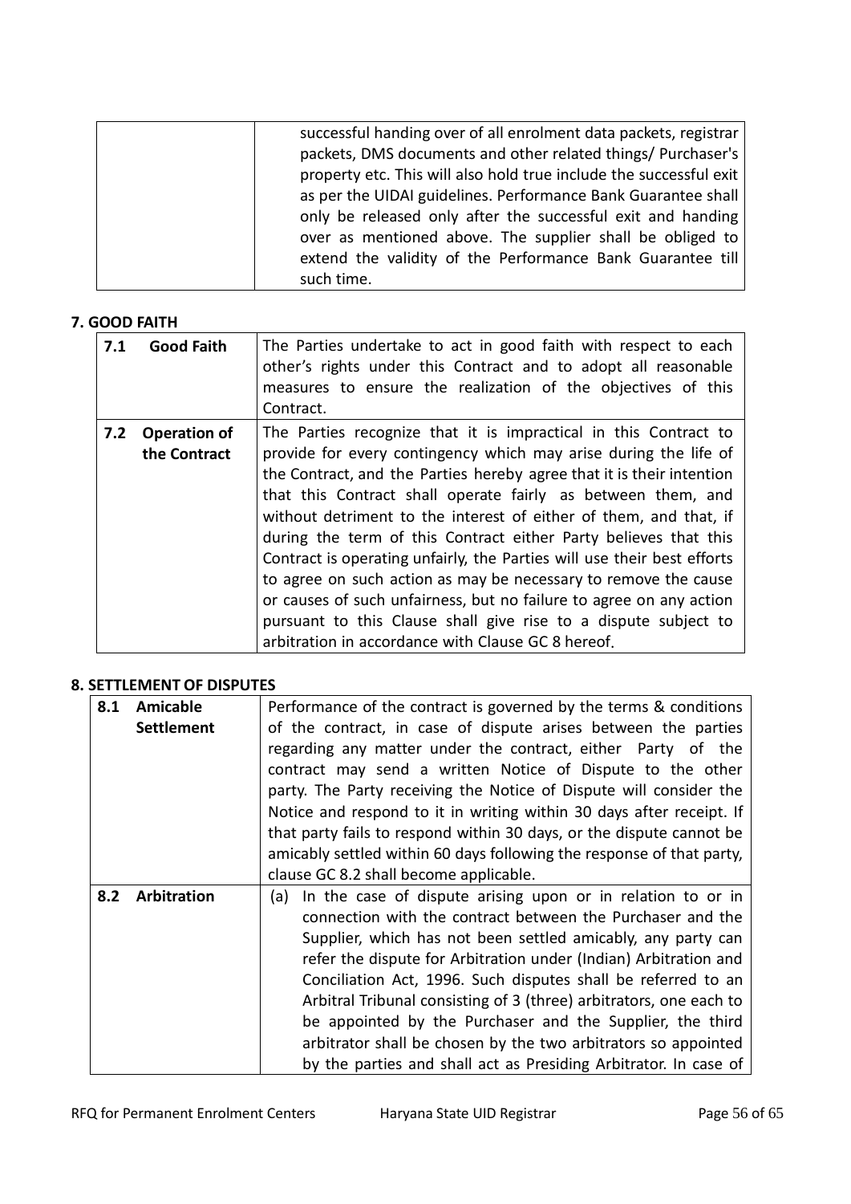| | |
|---|---|
| | successful handing over of all enrolment data packets, registrar packets, DMS documents and other related things/ Purchaser's property etc. This will also hold true include the successful exit as per the UIDAI guidelines. Performance Bank Guarantee shall only be released only after the successful exit and handing over as mentioned above. The supplier shall be obliged to extend the validity of the Performance Bank Guarantee till such time. |

**7. GOOD FAITH**

| | |
|---|---|
| **7.1 Good Faith** | The Parties undertake to act in good faith with respect to each other's rights under this Contract and to adopt all reasonable measures to ensure the realization of the objectives of this Contract. |
| **7.2 Operation of the Contract** | The Parties recognize that it is impractical in this Contract to provide for every contingency which may arise during the life of the Contract, and the Parties hereby agree that it is their intention that this Contract shall operate fairly as between them, and without detriment to the interest of either of them, and that, if during the term of this Contract either Party believes that this Contract is operating unfairly, the Parties will use their best efforts to agree on such action as may be necessary to remove the cause or causes of such unfairness, but no failure to agree on any action pursuant to this Clause shall give rise to a dispute subject to arbitration in accordance with Clause GC 8 hereof. |

**8. SETTLEMENT OF DISPUTES**

| | |
|---|---|
| **8.1 Amicable Settlement** | Performance of the contract is governed by the terms & conditions of the contract, in case of dispute arises between the parties regarding any matter under the contract, either Party of the contract may send a written Notice of Dispute to the other party. The Party receiving the Notice of Dispute will consider the Notice and respond to it in writing within 30 days after receipt. If that party fails to respond within 30 days, or the dispute cannot be amicably settled within 60 days following the response of that party, clause GC 8.2 shall become applicable. |
| **8.2 Arbitration** | (a) In the case of dispute arising upon or in relation to or in connection with the contract between the Purchaser and the Supplier, which has not been settled amicably, any party can refer the dispute for Arbitration under (Indian) Arbitration and Conciliation Act, 1996. Such disputes shall be referred to an Arbitral Tribunal consisting of 3 (three) arbitrators, one each to be appointed by the Purchaser and the Supplier, the third arbitrator shall be chosen by the two arbitrators so appointed by the parties and shall act as Presiding Arbitrator. In case of |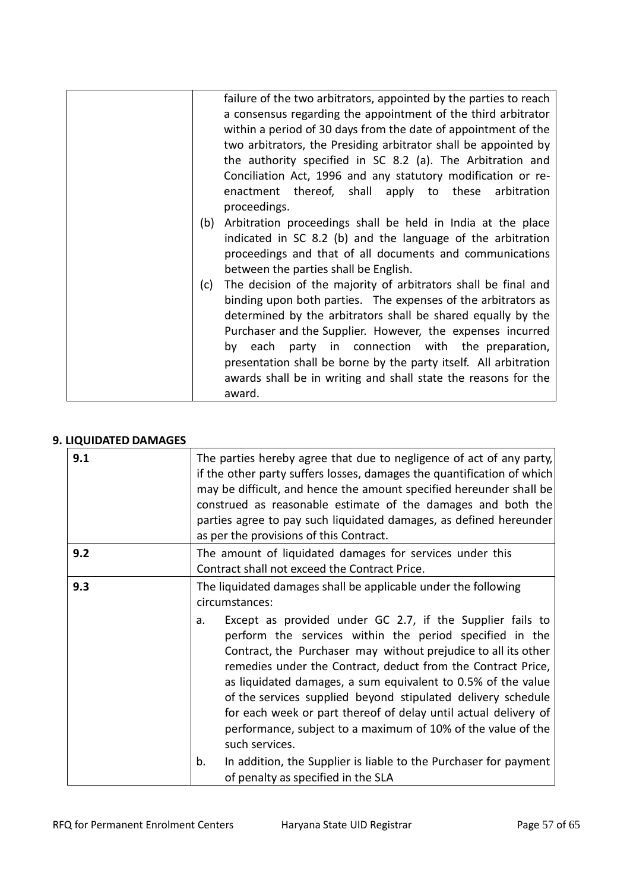| | failure of the two arbitrators, appointed by the parties to reach a consensus regarding the appointment of the third arbitrator within a period of 30 days from the date of appointment of the two arbitrators, the Presiding arbitrator shall be appointed by the authority specified in SC 8.2 (a). The Arbitration and Conciliation Act, 1996 and any statutory modification or re-enactment thereof, shall apply to these arbitration proceedings.<br>(b) Arbitration proceedings shall be held in India at the place indicated in SC 8.2 (b) and the language of the arbitration proceedings and that of all documents and communications between the parties shall be English.<br>(c) The decision of the majority of arbitrators shall be final and binding upon both parties. The expenses of the arbitrators as determined by the arbitrators shall be shared equally by the Purchaser and the Supplier. However, the expenses incurred by each party in connection with the preparation, presentation shall be borne by the party itself. All arbitration awards shall be in writing and shall state the reasons for the award. |
|---|---|

**9. LIQUIDATED DAMAGES**

| 9.1 | The parties hereby agree that due to negligence of act of any party, if the other party suffers losses, damages the quantification of which may be difficult, and hence the amount specified hereunder shall be construed as reasonable estimate of the damages and both the parties agree to pay such liquidated damages, as defined hereunder as per the provisions of this Contract. |
|---|---|
| 9.2 | The amount of liquidated damages for services under this Contract shall not exceed the Contract Price. |
| 9.3 | The liquidated damages shall be applicable under the following circumstances:<br>a. Except as provided under GC 2.7, if the Supplier fails to perform the services within the period specified in the Contract, the Purchaser may without prejudice to all its other remedies under the Contract, deduct from the Contract Price, as liquidated damages, a sum equivalent to 0.5% of the value of the services supplied beyond stipulated delivery schedule for each week or part thereof of delay until actual delivery of performance, subject to a maximum of 10% of the value of the such services.<br>b. In addition, the Supplier is liable to the Purchaser for payment of penalty as specified in the SLA |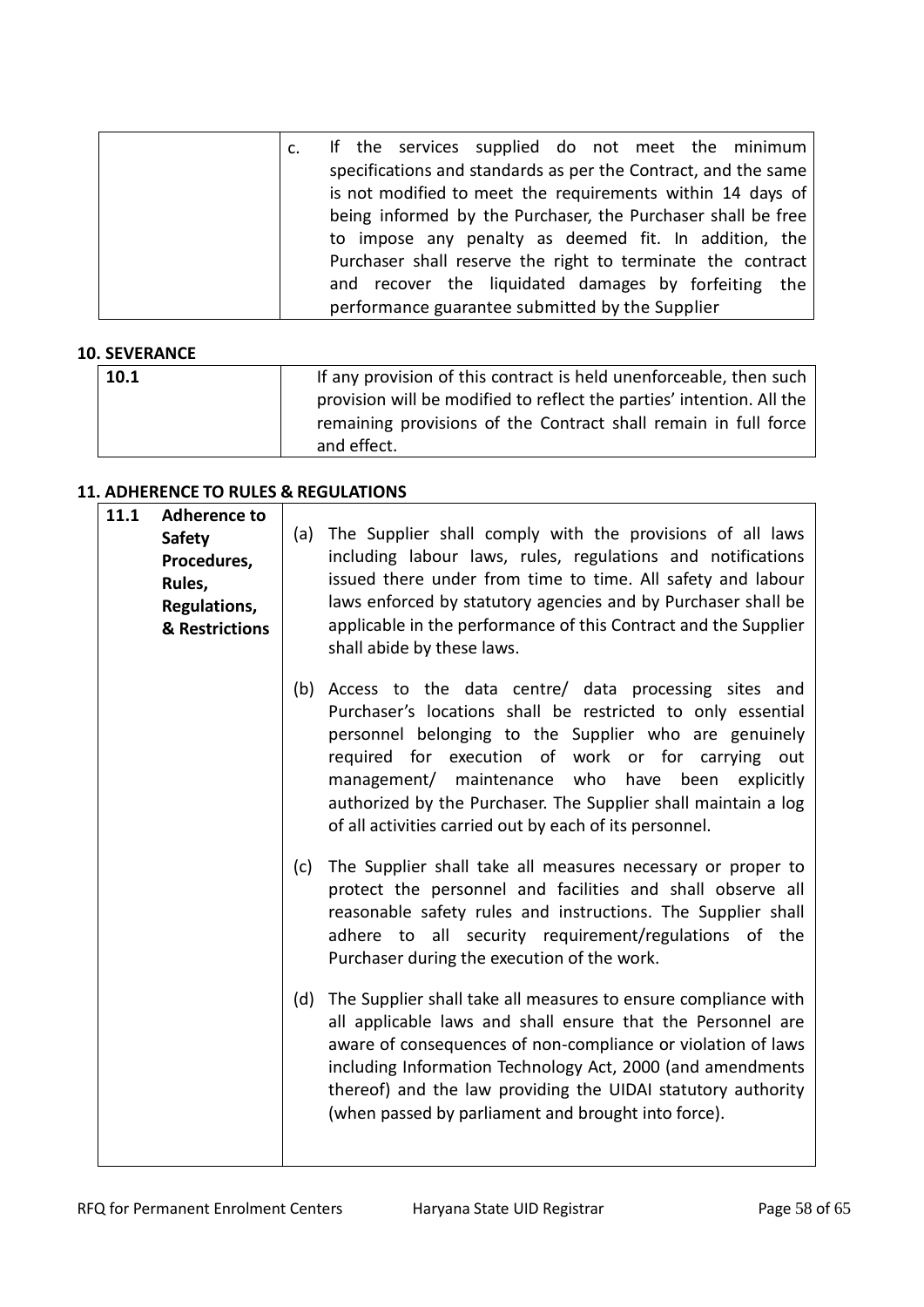| | |
|---|---|
| | c. If the services supplied do not meet the minimum specifications and standards as per the Contract, and the same is not modified to meet the requirements within 14 days of being informed by the Purchaser, the Purchaser shall be free to impose any penalty as deemed fit. In addition, the Purchaser shall reserve the right to terminate the contract and recover the liquidated damages by forfeiting the performance guarantee submitted by the Supplier |

**10. SEVERANCE**

| | |
|---|---|
| **10.1** | If any provision of this contract is held unenforceable, then such provision will be modified to reflect the parties' intention. All the remaining provisions of the Contract shall remain in full force and effect. |

**11. ADHERENCE TO RULES & REGULATIONS**

| | |
|---|---|
| **11.1 Adherence to Safety Procedures, Rules, Regulations, & Restrictions** | (a) The Supplier shall comply with the provisions of all laws including labour laws, rules, regulations and notifications issued there under from time to time. All safety and labour laws enforced by statutory agencies and by Purchaser shall be applicable in the performance of this Contract and the Supplier shall abide by these laws.<br><br>(b) Access to the data centre/ data processing sites and Purchaser's locations shall be restricted to only essential personnel belonging to the Supplier who are genuinely required for execution of work or for carrying out management/ maintenance who have been explicitly authorized by the Purchaser. The Supplier shall maintain a log of all activities carried out by each of its personnel.<br><br>(c) The Supplier shall take all measures necessary or proper to protect the personnel and facilities and shall observe all reasonable safety rules and instructions. The Supplier shall adhere to all security requirement/regulations of the Purchaser during the execution of the work.<br><br>(d) The Supplier shall take all measures to ensure compliance with all applicable laws and shall ensure that the Personnel are aware of consequences of non-compliance or violation of laws including Information Technology Act, 2000 (and amendments thereof) and the law providing the UIDAI statutory authority (when passed by parliament and brought into force). |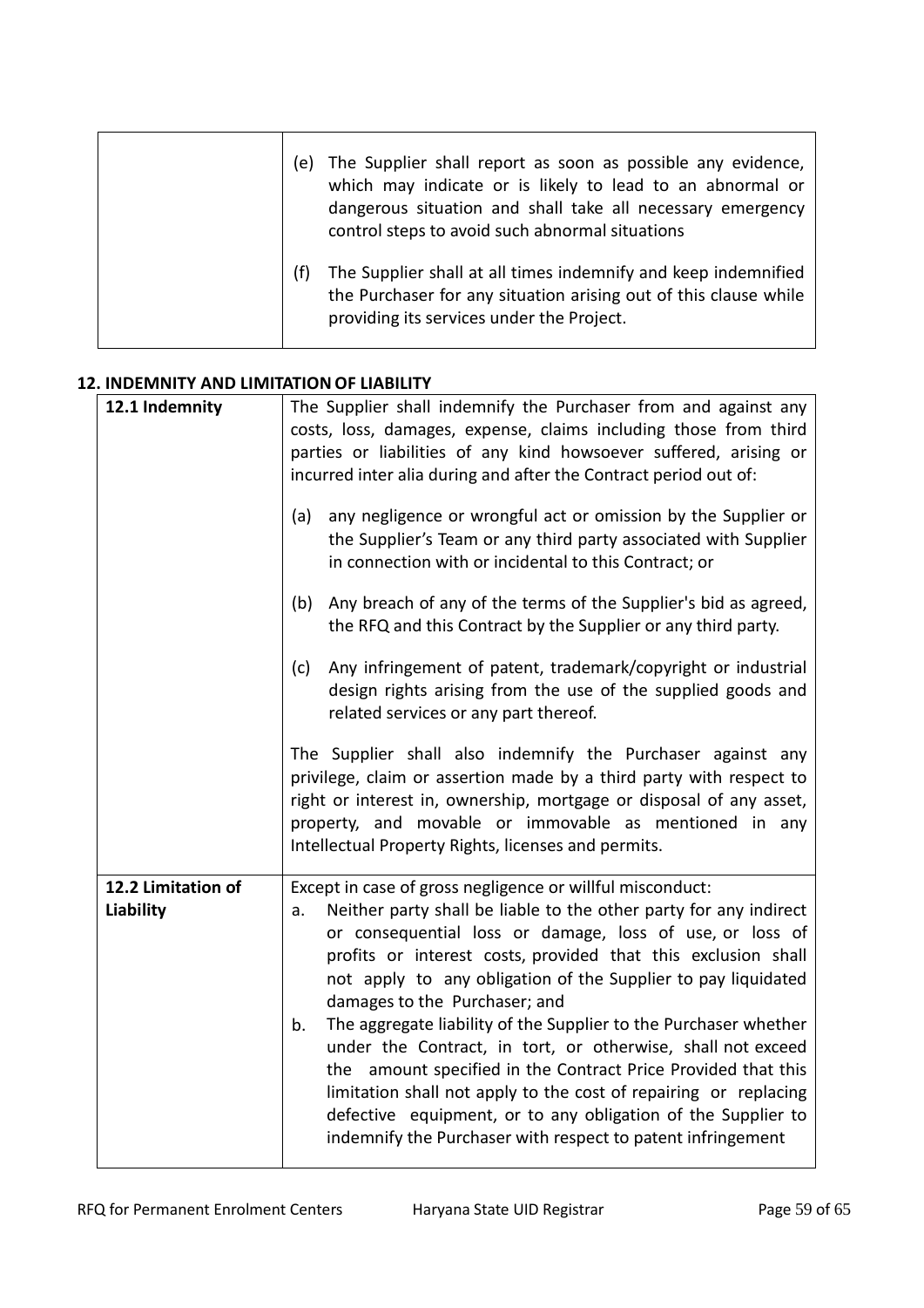| | |
|---|---|
| | (e) The Supplier shall report as soon as possible any evidence, which may indicate or is likely to lead to an abnormal or dangerous situation and shall take all necessary emergency control steps to avoid such abnormal situations<br><br>(f) The Supplier shall at all times indemnify and keep indemnified the Purchaser for any situation arising out of this clause while providing its services under the Project. |

## 12. INDEMNITY AND LIMITATION OF LIABILITY

| | |
|---|---|
| **12.1 Indemnity** | The Supplier shall indemnify the Purchaser from and against any costs, loss, damages, expense, claims including those from third parties or liabilities of any kind howsoever suffered, arising or incurred inter alia during and after the Contract period out of:<br><br>(a) any negligence or wrongful act or omission by the Supplier or the Supplier's Team or any third party associated with Supplier in connection with or incidental to this Contract; or<br><br>(b) Any breach of any of the terms of the Supplier's bid as agreed, the RFQ and this Contract by the Supplier or any third party.<br><br>(c) Any infringement of patent, trademark/copyright or industrial design rights arising from the use of the supplied goods and related services or any part thereof.<br><br>The Supplier shall also indemnify the Purchaser against any privilege, claim or assertion made by a third party with respect to right or interest in, ownership, mortgage or disposal of any asset, property, and movable or immovable as mentioned in any Intellectual Property Rights, licenses and permits. |
| **12.2 Limitation of Liability** | Except in case of gross negligence or willful misconduct:<br>a. Neither party shall be liable to the other party for any indirect or consequential loss or damage, loss of use, or loss of profits or interest costs, provided that this exclusion shall not apply to any obligation of the Supplier to pay liquidated damages to the Purchaser; and<br>b. The aggregate liability of the Supplier to the Purchaser whether under the Contract, in tort, or otherwise, shall not exceed the amount specified in the Contract Price Provided that this limitation shall not apply to the cost of repairing or replacing defective equipment, or to any obligation of the Supplier to indemnify the Purchaser with respect to patent infringement |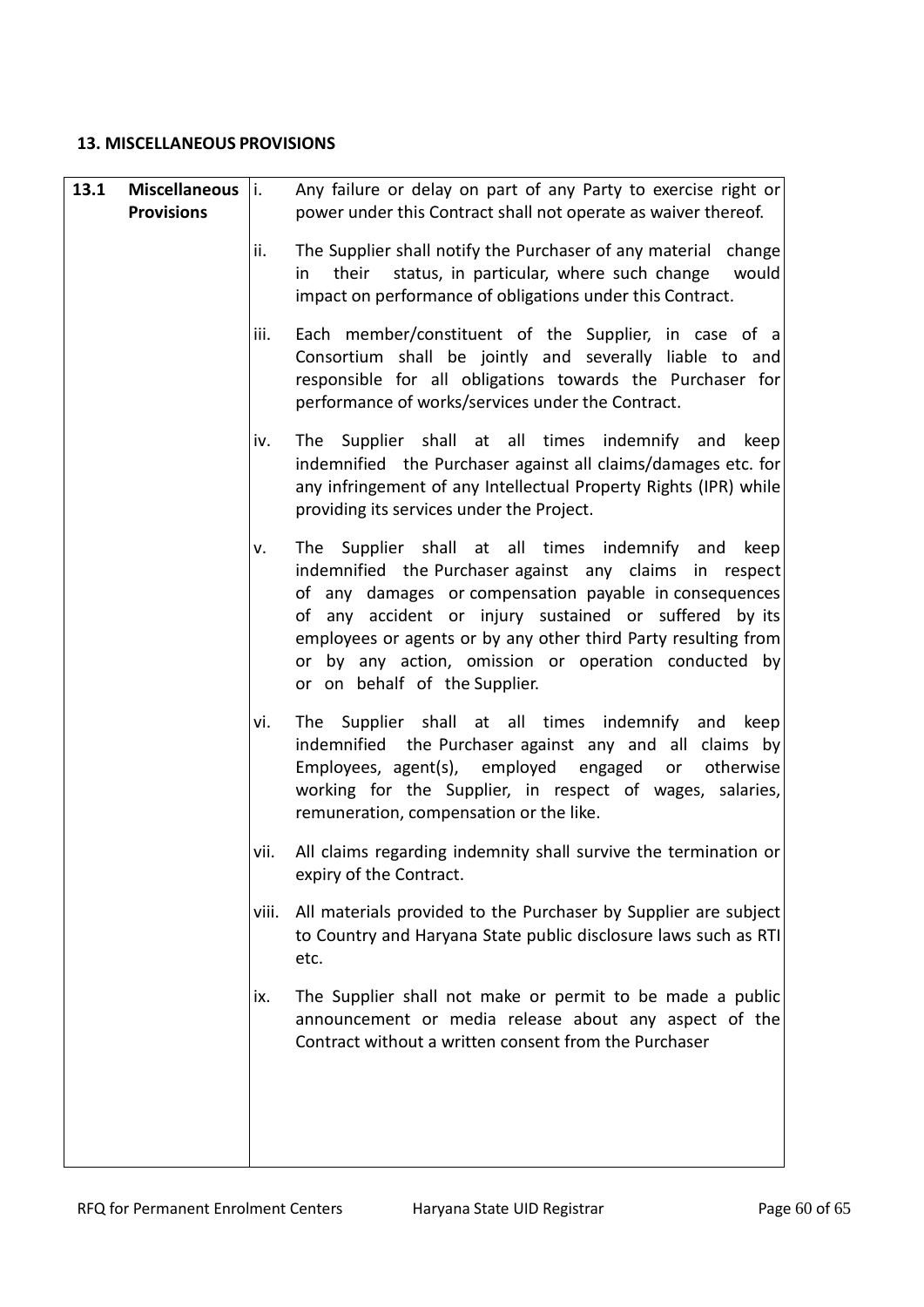## 13. MISCELLANEOUS PROVISIONS

| 13.1 | Miscellaneous Provisions | | |
|---|---|---|---|
| | | i. | Any failure or delay on part of any Party to exercise right or power under this Contract shall not operate as waiver thereof. |
| | | ii. | The Supplier shall notify the Purchaser of any material change in their status, in particular, where such change would impact on performance of obligations under this Contract. |
| | | iii. | Each member/constituent of the Supplier, in case of a Consortium shall be jointly and severally liable to and responsible for all obligations towards the Purchaser for performance of works/services under the Contract. |
| | | iv. | The Supplier shall at all times indemnify and keep indemnified the Purchaser against all claims/damages etc. for any infringement of any Intellectual Property Rights (IPR) while providing its services under the Project. |
| | | v. | The Supplier shall at all times indemnify and keep indemnified the Purchaser against any claims in respect of any damages or compensation payable in consequences of any accident or injury sustained or suffered by its employees or agents or by any other third Party resulting from or by any action, omission or operation conducted by or on behalf of the Supplier. |
| | | vi. | The Supplier shall at all times indemnify and keep indemnified the Purchaser against any and all claims by Employees, agent(s), employed engaged or otherwise working for the Supplier, in respect of wages, salaries, remuneration, compensation or the like. |
| | | vii. | All claims regarding indemnity shall survive the termination or expiry of the Contract. |
| | | viii. | All materials provided to the Purchaser by Supplier are subject to Country and Haryana State public disclosure laws such as RTI etc. |
| | | ix. | The Supplier shall not make or permit to be made a public announcement or media release about any aspect of the Contract without a written consent from the Purchaser |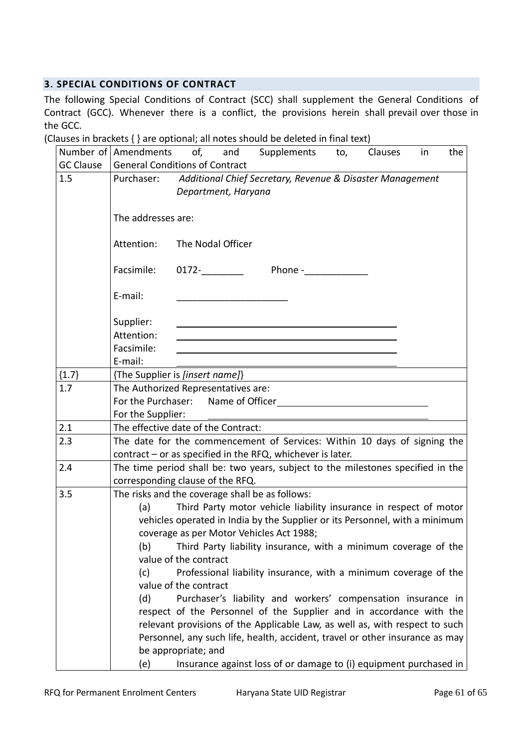## 3. SPECIAL CONDITIONS OF CONTRACT

The following Special Conditions of Contract (SCC) shall supplement the General Conditions of Contract (GCC). Whenever there is a conflict, the provisions herein shall prevail over those in the GCC.

(Clauses in brackets { } are optional; all notes should be deleted in final text)

| Number of GC Clause | Amendments of, and Supplements to, Clauses in the General Conditions of Contract |
|---|---|
| 1.5 | Purchaser: *Additional Chief Secretary, Revenue & Disaster Management Department, Haryana*<br><br>The addresses are:<br><br>Attention: The Nodal Officer<br><br>Facsimile: 0172-________ Phone -____________<br><br>E-mail: _____________________<br><br>Supplier: ____________________<br>Attention: ____________________<br>Facsimile: ____________________<br>E-mail: ____________________ |
| {1.7} | {The Supplier is *[insert name]*} |
| 1.7 | The Authorized Representatives are:<br>For the Purchaser: Name of Officer____________________<br>For the Supplier: ____________________ |
| 2.1 | The effective date of the Contract: |
| 2.3 | The date for the commencement of Services: Within 10 days of signing the contract – or as specified in the RFQ, whichever is later. |
| 2.4 | The time period shall be: two years, subject to the milestones specified in the corresponding clause of the RFQ. |
| 3.5 | The risks and the coverage shall be as follows:<br>(a) Third Party motor vehicle liability insurance in respect of motor vehicles operated in India by the Supplier or its Personnel, with a minimum coverage as per Motor Vehicles Act 1988;<br>(b) Third Party liability insurance, with a minimum coverage of the value of the contract<br>(c) Professional liability insurance, with a minimum coverage of the value of the contract<br>(d) Purchaser's liability and workers' compensation insurance in respect of the Personnel of the Supplier and in accordance with the relevant provisions of the Applicable Law, as well as, with respect to such Personnel, any such life, health, accident, travel or other insurance as may be appropriate; and<br>(e) Insurance against loss of or damage to (i) equipment purchased in |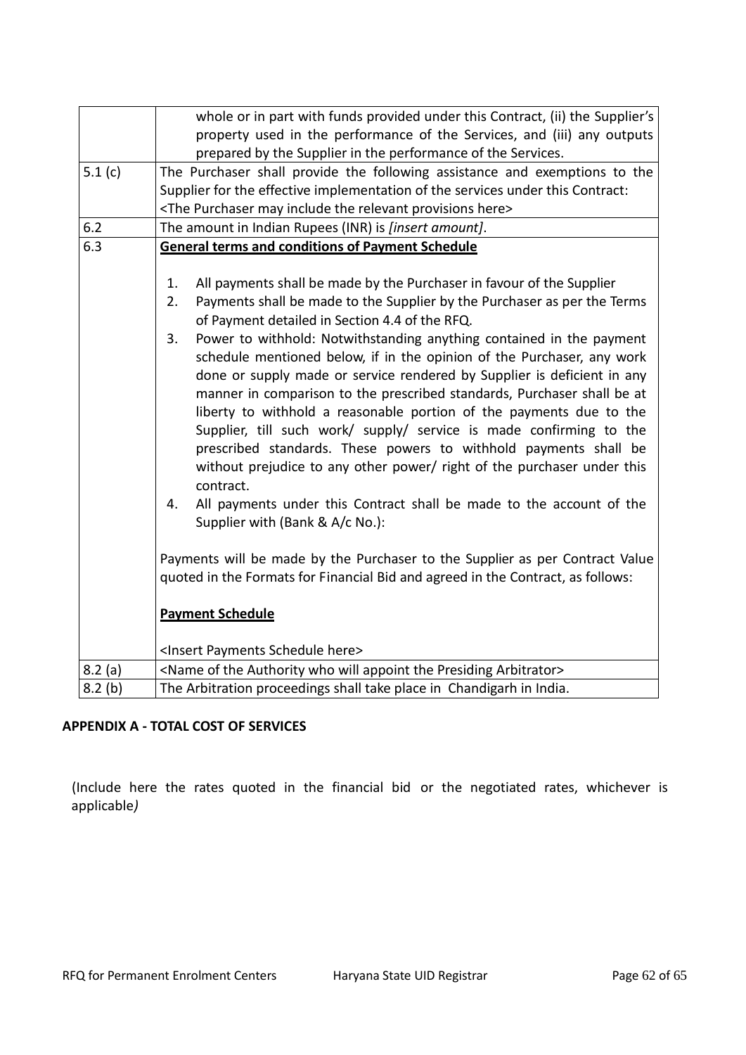| | |
|---|---|
| | whole or in part with funds provided under this Contract, (ii) the Supplier's property used in the performance of the Services, and (iii) any outputs prepared by the Supplier in the performance of the Services. |
| 5.1 (c) | The Purchaser shall provide the following assistance and exemptions to the Supplier for the effective implementation of the services under this Contract: <br> <The Purchaser may include the relevant provisions here> |
| 6.2 | The amount in Indian Rupees (INR) is *[insert amount]*. |
| 6.3 | **General terms and conditions of Payment Schedule** <br><br> 1. All payments shall be made by the Purchaser in favour of the Supplier <br> 2. Payments shall be made to the Supplier by the Purchaser as per the Terms of Payment detailed in Section 4.4 of the RFQ. <br> 3. Power to withhold: Notwithstanding anything contained in the payment schedule mentioned below, if in the opinion of the Purchaser, any work done or supply made or service rendered by Supplier is deficient in any manner in comparison to the prescribed standards, Purchaser shall be at liberty to withhold a reasonable portion of the payments due to the Supplier, till such work/ supply/ service is made confirming to the prescribed standards. These powers to withhold payments shall be without prejudice to any other power/ right of the purchaser under this contract. <br> 4. All payments under this Contract shall be made to the account of the Supplier with (Bank & A/c No.): <br><br> Payments will be made by the Purchaser to the Supplier as per Contract Value quoted in the Formats for Financial Bid and agreed in the Contract, as follows: <br><br> **Payment Schedule** <br><br> <Insert Payments Schedule here> |
| 8.2 (a) | <Name of the Authority who will appoint the Presiding Arbitrator> |
| 8.2 (b) | The Arbitration proceedings shall take place in Chandigarh in India. |

**APPENDIX A - TOTAL COST OF SERVICES**

(Include here the rates quoted in the financial bid or the negotiated rates, whichever is applicable*)*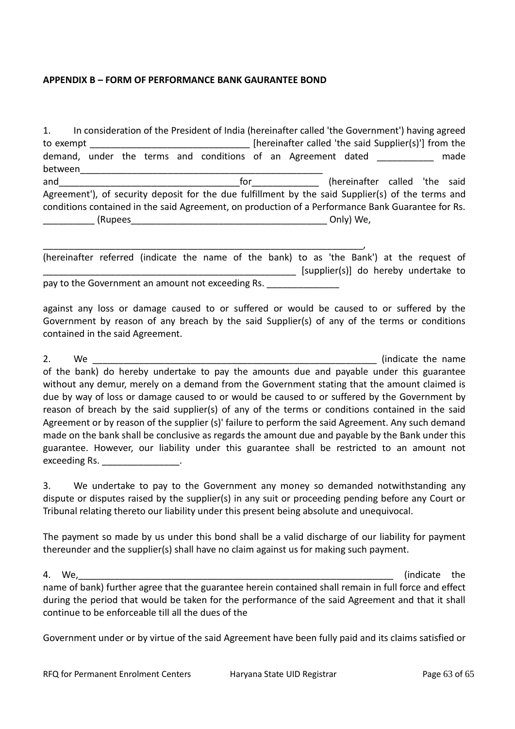**APPENDIX B – FORM OF PERFORMANCE BANK GAURANTEE BOND**

1. In consideration of the President of India (hereinafter called 'the Government') having agreed to exempt _______________________________ [hereinafter called 'the said Supplier(s)'] from the demand, under the terms and conditions of an Agreement dated ___________ made between__________________________________________________ and___________________________________for_____________ (hereinafter called 'the said Agreement'), of security deposit for the due fulfillment by the said Supplier(s) of the terms and conditions contained in the said Agreement, on production of a Performance Bank Guarantee for Rs. __________ (Rupees_______________________________________ Only) We,

_________________________________________________________________, (hereinafter referred (indicate the name of the bank) to as 'the Bank') at the request of ___________________________________________________ [supplier(s)] do hereby undertake to pay to the Government an amount not exceeding Rs. ______________

against any loss or damage caused to or suffered or would be caused to or suffered by the Government by reason of any breach by the said Supplier(s) of any of the terms or conditions contained in the said Agreement.

2. We __________________________________________________________ (indicate the name of the bank) do hereby undertake to pay the amounts due and payable under this guarantee without any demur, merely on a demand from the Government stating that the amount claimed is due by way of loss or damage caused to or would be caused to or suffered by the Government by reason of breach by the said supplier(s) of any of the terms or conditions contained in the said Agreement or by reason of the supplier (s)' failure to perform the said Agreement. Any such demand made on the bank shall be conclusive as regards the amount due and payable by the Bank under this guarantee. However, our liability under this guarantee shall be restricted to an amount not exceeding Rs. _______________.

3. We undertake to pay to the Government any money so demanded notwithstanding any dispute or disputes raised by the supplier(s) in any suit or proceeding pending before any Court or Tribunal relating thereto our liability under this present being absolute and unequivocal.

The payment so made by us under this bond shall be a valid discharge of our liability for payment thereunder and the supplier(s) shall have no claim against us for making such payment.

4. We,_________________________________________________________________ (indicate the name of bank) further agree that the guarantee herein contained shall remain in full force and effect during the period that would be taken for the performance of the said Agreement and that it shall continue to be enforceable till all the dues of the

Government under or by virtue of the said Agreement have been fully paid and its claims satisfied or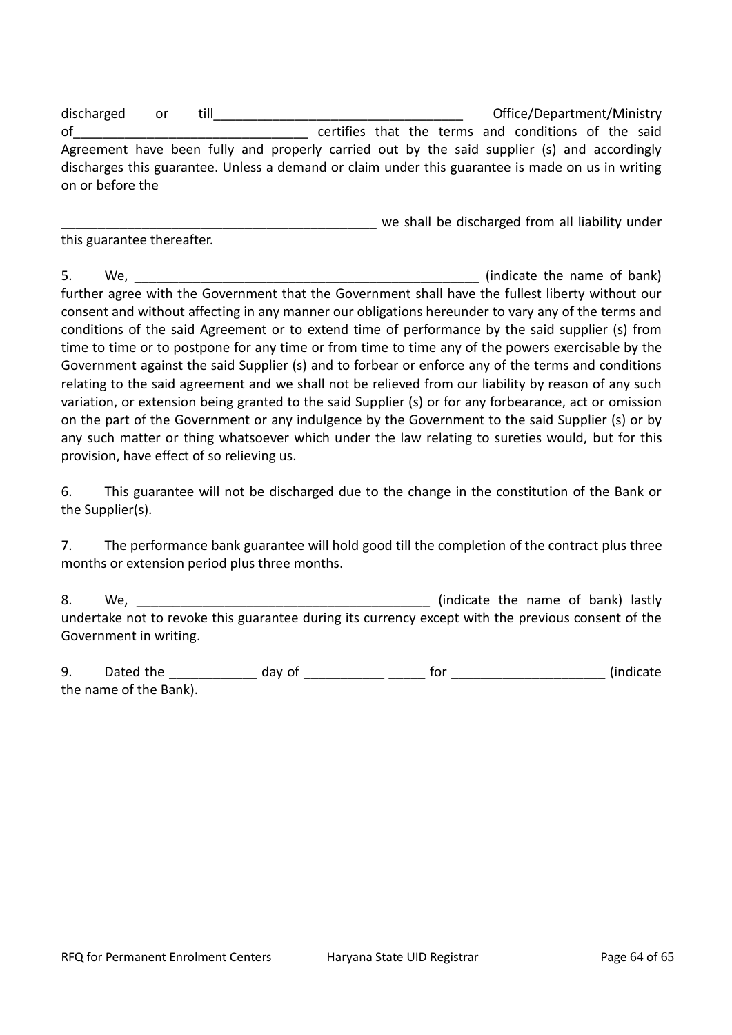discharged or till_________________________________ Office/Department/Ministry of______________________________ certifies that the terms and conditions of the said Agreement have been fully and properly carried out by the said supplier (s) and accordingly discharges this guarantee. Unless a demand or claim under this guarantee is made on us in writing on or before the

__________________________________________ we shall be discharged from all liability under this guarantee thereafter.

5. We, ______________________________________________ (indicate the name of bank) further agree with the Government that the Government shall have the fullest liberty without our consent and without affecting in any manner our obligations hereunder to vary any of the terms and conditions of the said Agreement or to extend time of performance by the said supplier (s) from time to time or to postpone for any time or from time to time any of the powers exercisable by the Government against the said Supplier (s) and to forbear or enforce any of the terms and conditions relating to the said agreement and we shall not be relieved from our liability by reason of any such variation, or extension being granted to the said Supplier (s) or for any forbearance, act or omission on the part of the Government or any indulgence by the Government to the said Supplier (s) or by any such matter or thing whatsoever which under the law relating to sureties would, but for this provision, have effect of so relieving us.

6. This guarantee will not be discharged due to the change in the constitution of the Bank or the Supplier(s).

7. The performance bank guarantee will hold good till the completion of the contract plus three months or extension period plus three months.

8. We, ______________________________________ (indicate the name of bank) lastly undertake not to revoke this guarantee during its currency except with the previous consent of the Government in writing.

9. Dated the ___________ day of __________ _____ for ____________________ (indicate the name of the Bank).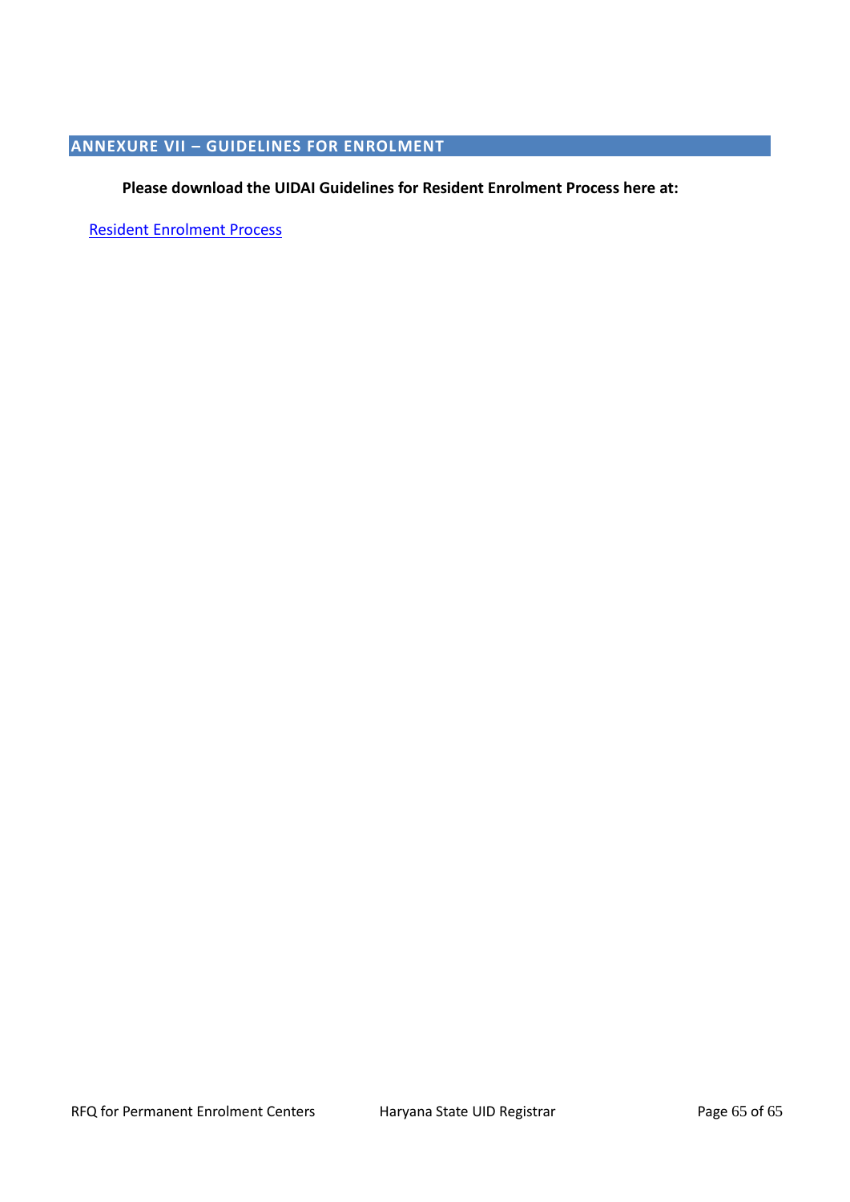## ANNEXURE VII – GUIDELINES FOR ENROLMENT

**Please download the UIDAI Guidelines for Resident Enrolment Process here at:**

Resident Enrolment Process